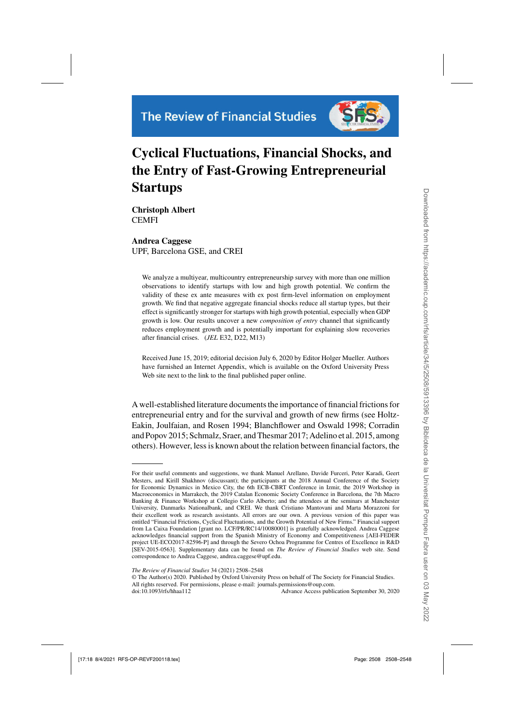# Cyclical Fluctuations, Financial Shocks, and the Entry of Fast-Growing Entrepreneurial Startups

**Christoph Albert**
CEMFI

**Andrea Caggese**
UPF, Barcelona GSE, and CREI

We analyze a multiyear, multicountry entrepreneurship survey with more than one million observations to identify startups with low and high growth potential. We confirm the validity of these ex ante measures with ex post firm-level information on employment growth. We find that negative aggregate financial shocks reduce all startup types, but their effect is significantly stronger for startups with high growth potential, especially when GDP growth is low. Our results uncover a new *composition of entry* channel that significantly reduces employment growth and is potentially important for explaining slow recoveries after financial crises. (*JEL* E32, D22, M13)

Received June 15, 2019; editorial decision July 6, 2020 by Editor Holger Mueller. Authors have furnished an Internet Appendix, which is available on the Oxford University Press Web site next to the link to the final published paper online.

A well-established literature documents the importance of financial frictions for entrepreneurial entry and for the survival and growth of new firms (see Holtz-Eakin, Joulfaian, and Rosen 1994; Blanchflower and Oswald 1998; Corradin and Popov 2015; Schmalz, Sraer, and Thesmar 2017; Adelino et al. 2015, among others). However, less is known about the relation between financial factors, the

---

For their useful comments and suggestions, we thank Manuel Arellano, Davide Furceri, Peter Karadi, Geert Mesters, and Kirill Shakhnov (discussant); the participants at the 2018 Annual Conference of the Society for Economic Dynamics in Mexico City, the 6th ECB-CBRT Conference in Izmir, the 2019 Workshop in Macroeconomics in Marrakech, the 2019 Catalan Economic Society Conference in Barcelona, the 7th Macro Banking & Finance Workshop at Collegio Carlo Alberto; and the attendees at the seminars at Manchester University, Danmarks Nationalbank, and CREI. We thank Cristiano Mantovani and Marta Morazzoni for their excellent work as research assistants. All errors are our own. A previous version of this paper was entitled "Financial Frictions, Cyclical Fluctuations, and the Growth Potential of New Firms." Financial support from La Caixa Foundation [grant no. LCF/PR/RC14/10080001] is gratefully acknowledged. Andrea Caggese acknowledges financial support from the Spanish Ministry of Economy and Competitiveness [AEI-FEDER project UE-ECO2017-82596-P] and through the Severo Ochoa Programme for Centres of Excellence in R&D [SEV-2015-0563]. Supplementary data can be found on *The Review of Financial Studies* web site. Send correspondence to Andrea Caggese, andrea.caggese@upf.edu.

© The Author(s) 2020. Published by Oxford University Press on behalf of The Society for Financial Studies. All rights reserved. For permissions, please e-mail: journals.permissions@oup.com.
doi:10.1093/rfs/hhaa112 Advance Access publication September 30, 2020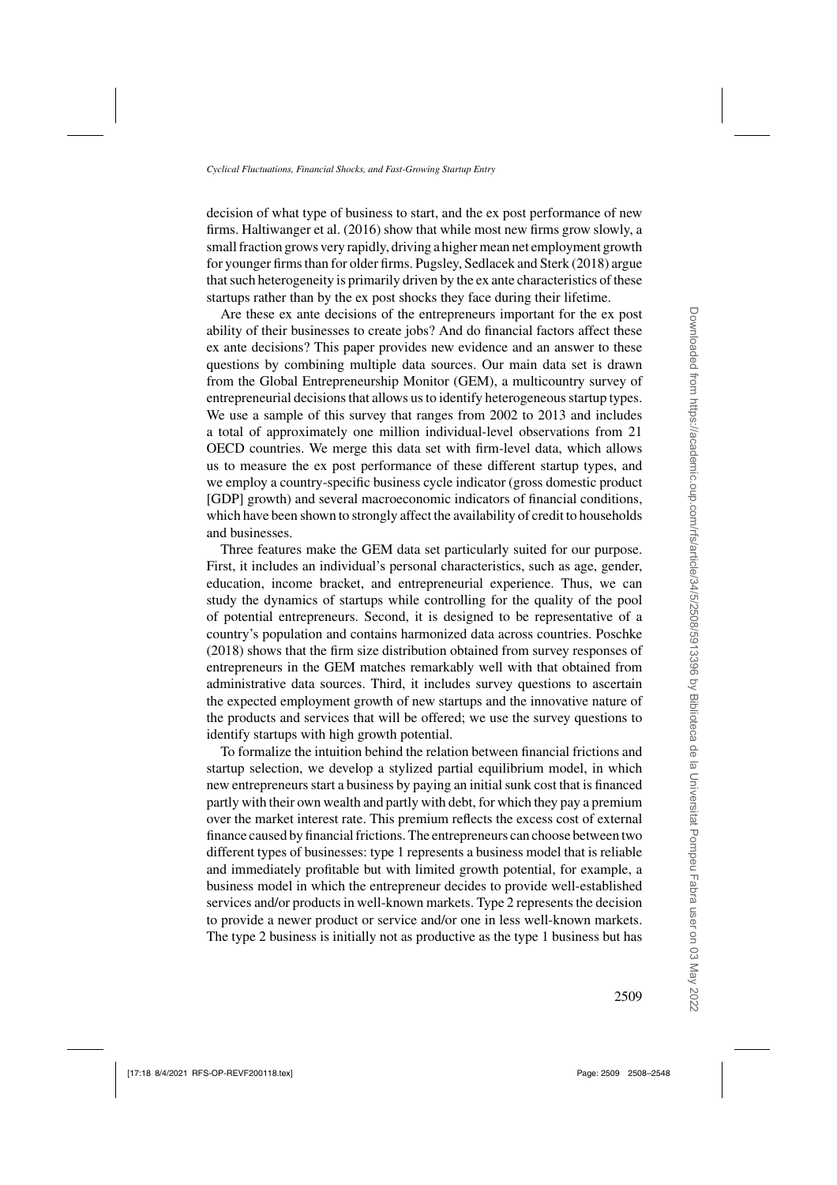decision of what type of business to start, and the ex post performance of new firms. Haltiwanger et al. (2016) show that while most new firms grow slowly, a small fraction grows very rapidly, driving a higher mean net employment growth for younger firms than for older firms. Pugsley, Sedlacek and Sterk (2018) argue that such heterogeneity is primarily driven by the ex ante characteristics of these startups rather than by the ex post shocks they face during their lifetime.

Are these ex ante decisions of the entrepreneurs important for the ex post ability of their businesses to create jobs? And do financial factors affect these ex ante decisions? This paper provides new evidence and an answer to these questions by combining multiple data sources. Our main data set is drawn from the Global Entrepreneurship Monitor (GEM), a multicountry survey of entrepreneurial decisions that allows us to identify heterogeneous startup types. We use a sample of this survey that ranges from 2002 to 2013 and includes a total of approximately one million individual-level observations from 21 OECD countries. We merge this data set with firm-level data, which allows us to measure the ex post performance of these different startup types, and we employ a country-specific business cycle indicator (gross domestic product [GDP] growth) and several macroeconomic indicators of financial conditions, which have been shown to strongly affect the availability of credit to households and businesses.

Three features make the GEM data set particularly suited for our purpose. First, it includes an individual's personal characteristics, such as age, gender, education, income bracket, and entrepreneurial experience. Thus, we can study the dynamics of startups while controlling for the quality of the pool of potential entrepreneurs. Second, it is designed to be representative of a country's population and contains harmonized data across countries. Poschke (2018) shows that the firm size distribution obtained from survey responses of entrepreneurs in the GEM matches remarkably well with that obtained from administrative data sources. Third, it includes survey questions to ascertain the expected employment growth of new startups and the innovative nature of the products and services that will be offered; we use the survey questions to identify startups with high growth potential.

To formalize the intuition behind the relation between financial frictions and startup selection, we develop a stylized partial equilibrium model, in which new entrepreneurs start a business by paying an initial sunk cost that is financed partly with their own wealth and partly with debt, for which they pay a premium over the market interest rate. This premium reflects the excess cost of external finance caused by financial frictions. The entrepreneurs can choose between two different types of businesses: type 1 represents a business model that is reliable and immediately profitable but with limited growth potential, for example, a business model in which the entrepreneur decides to provide well-established services and/or products in well-known markets. Type 2 represents the decision to provide a newer product or service and/or one in less well-known markets. The type 2 business is initially not as productive as the type 1 business but has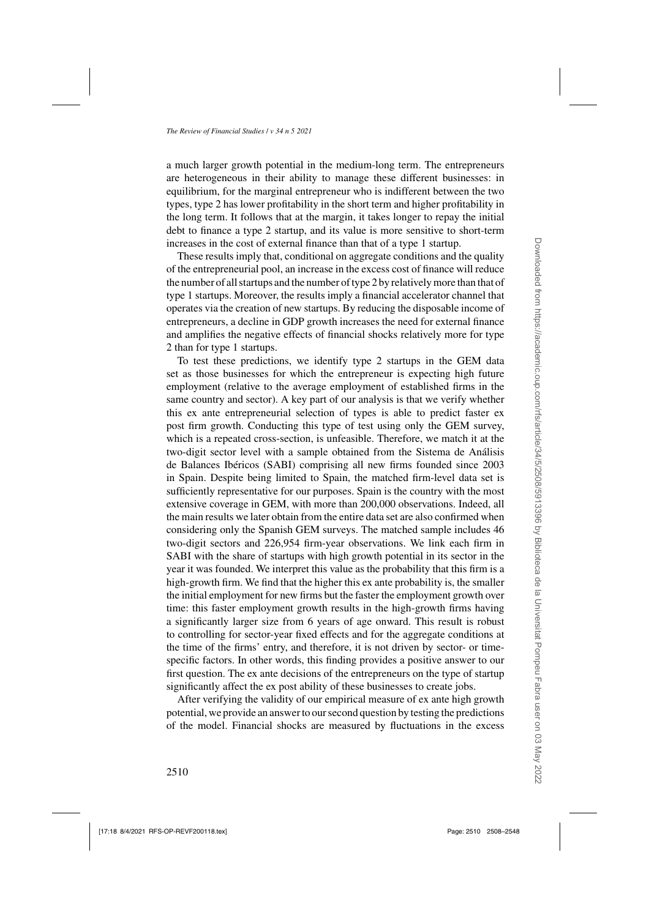a much larger growth potential in the medium-long term. The entrepreneurs are heterogeneous in their ability to manage these different businesses: in equilibrium, for the marginal entrepreneur who is indifferent between the two types, type 2 has lower profitability in the short term and higher profitability in the long term. It follows that at the margin, it takes longer to repay the initial debt to finance a type 2 startup, and its value is more sensitive to short-term increases in the cost of external finance than that of a type 1 startup.

These results imply that, conditional on aggregate conditions and the quality of the entrepreneurial pool, an increase in the excess cost of finance will reduce the number of all startups and the number of type 2 by relatively more than that of type 1 startups. Moreover, the results imply a financial accelerator channel that operates via the creation of new startups. By reducing the disposable income of entrepreneurs, a decline in GDP growth increases the need for external finance and amplifies the negative effects of financial shocks relatively more for type 2 than for type 1 startups.

To test these predictions, we identify type 2 startups in the GEM data set as those businesses for which the entrepreneur is expecting high future employment (relative to the average employment of established firms in the same country and sector). A key part of our analysis is that we verify whether this ex ante entrepreneurial selection of types is able to predict faster ex post firm growth. Conducting this type of test using only the GEM survey, which is a repeated cross-section, is unfeasible. Therefore, we match it at the two-digit sector level with a sample obtained from the Sistema de Análisis de Balances Ibéricos (SABI) comprising all new firms founded since 2003 in Spain. Despite being limited to Spain, the matched firm-level data set is sufficiently representative for our purposes. Spain is the country with the most extensive coverage in GEM, with more than 200,000 observations. Indeed, all the main results we later obtain from the entire data set are also confirmed when considering only the Spanish GEM surveys. The matched sample includes 46 two-digit sectors and 226,954 firm-year observations. We link each firm in SABI with the share of startups with high growth potential in its sector in the year it was founded. We interpret this value as the probability that this firm is a high-growth firm. We find that the higher this ex ante probability is, the smaller the initial employment for new firms but the faster the employment growth over time: this faster employment growth results in the high-growth firms having a significantly larger size from 6 years of age onward. This result is robust to controlling for sector-year fixed effects and for the aggregate conditions at the time of the firms' entry, and therefore, it is not driven by sector- or time-specific factors. In other words, this finding provides a positive answer to our first question. The ex ante decisions of the entrepreneurs on the type of startup significantly affect the ex post ability of these businesses to create jobs.

After verifying the validity of our empirical measure of ex ante high growth potential, we provide an answer to our second question by testing the predictions of the model. Financial shocks are measured by fluctuations in the excess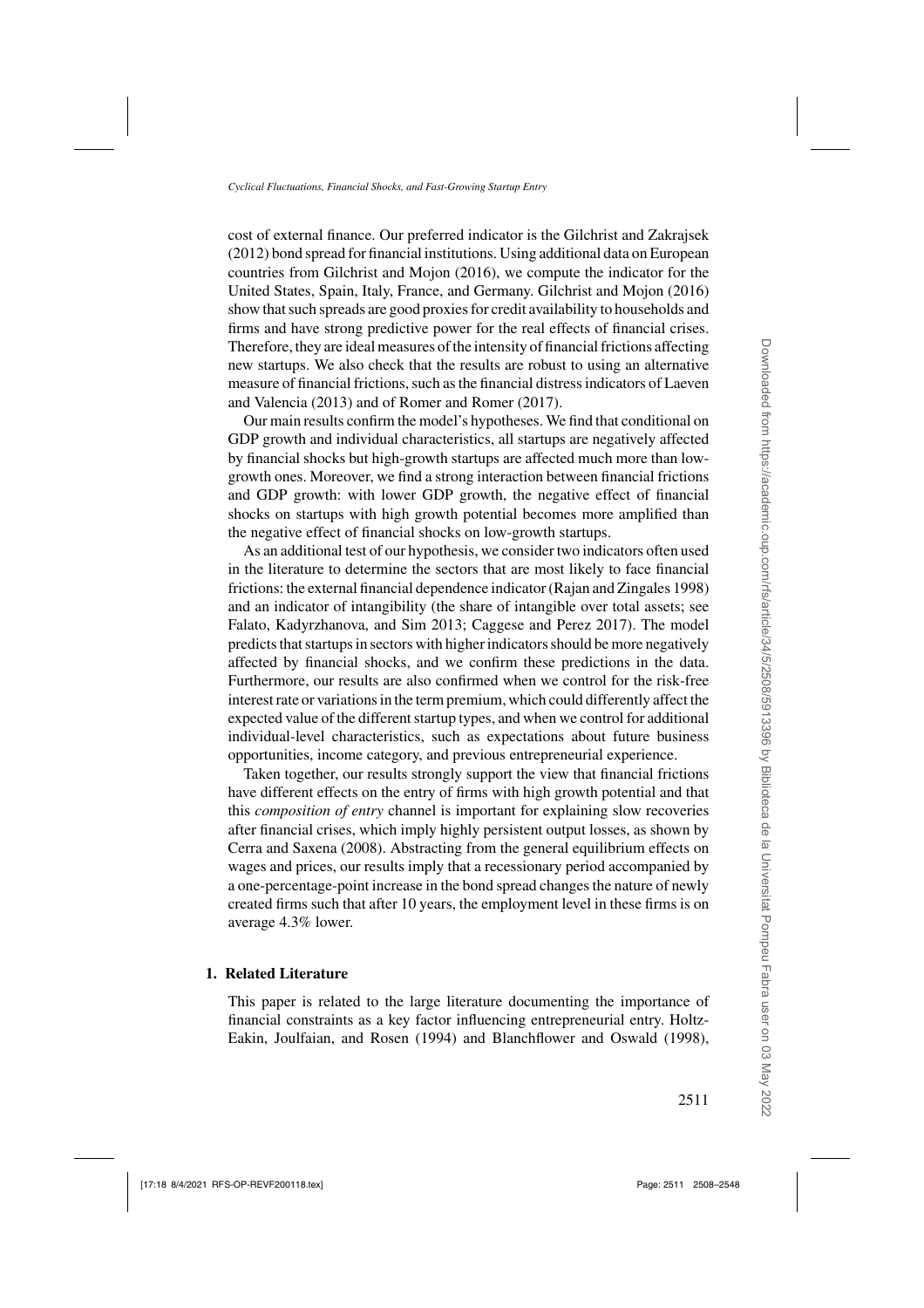cost of external finance. Our preferred indicator is the Gilchrist and Zakrajsek (2012) bond spread for financial institutions. Using additional data on European countries from Gilchrist and Mojon (2016), we compute the indicator for the United States, Spain, Italy, France, and Germany. Gilchrist and Mojon (2016) show that such spreads are good proxies for credit availability to households and firms and have strong predictive power for the real effects of financial crises. Therefore, they are ideal measures of the intensity of financial frictions affecting new startups. We also check that the results are robust to using an alternative measure of financial frictions, such as the financial distress indicators of Laeven and Valencia (2013) and of Romer and Romer (2017).

Our main results confirm the model's hypotheses. We find that conditional on GDP growth and individual characteristics, all startups are negatively affected by financial shocks but high-growth startups are affected much more than low-growth ones. Moreover, we find a strong interaction between financial frictions and GDP growth: with lower GDP growth, the negative effect of financial shocks on startups with high growth potential becomes more amplified than the negative effect of financial shocks on low-growth startups.

As an additional test of our hypothesis, we consider two indicators often used in the literature to determine the sectors that are most likely to face financial frictions: the external financial dependence indicator (Rajan and Zingales 1998) and an indicator of intangibility (the share of intangible over total assets; see Falato, Kadyrzhanova, and Sim 2013; Caggese and Perez 2017). The model predicts that startups in sectors with higher indicators should be more negatively affected by financial shocks, and we confirm these predictions in the data. Furthermore, our results are also confirmed when we control for the risk-free interest rate or variations in the term premium, which could differently affect the expected value of the different startup types, and when we control for additional individual-level characteristics, such as expectations about future business opportunities, income category, and previous entrepreneurial experience.

Taken together, our results strongly support the view that financial frictions have different effects on the entry of firms with high growth potential and that this *composition of entry* channel is important for explaining slow recoveries after financial crises, which imply highly persistent output losses, as shown by Cerra and Saxena (2008). Abstracting from the general equilibrium effects on wages and prices, our results imply that a recessionary period accompanied by a one-percentage-point increase in the bond spread changes the nature of newly created firms such that after 10 years, the employment level in these firms is on average 4.3% lower.

## 1. Related Literature

This paper is related to the large literature documenting the importance of financial constraints as a key factor influencing entrepreneurial entry. Holtz-Eakin, Joulfaian, and Rosen (1994) and Blanchflower and Oswald (1998),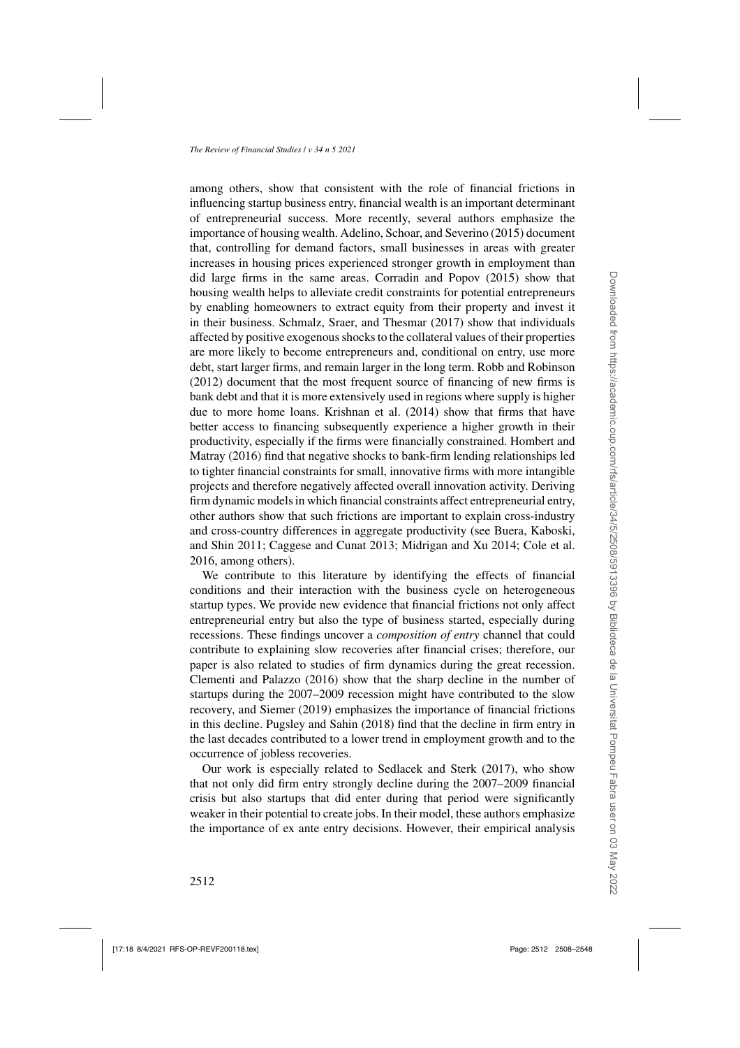among others, show that consistent with the role of financial frictions in influencing startup business entry, financial wealth is an important determinant of entrepreneurial success. More recently, several authors emphasize the importance of housing wealth. Adelino, Schoar, and Severino (2015) document that, controlling for demand factors, small businesses in areas with greater increases in housing prices experienced stronger growth in employment than did large firms in the same areas. Corradin and Popov (2015) show that housing wealth helps to alleviate credit constraints for potential entrepreneurs by enabling homeowners to extract equity from their property and invest it in their business. Schmalz, Sraer, and Thesmar (2017) show that individuals affected by positive exogenous shocks to the collateral values of their properties are more likely to become entrepreneurs and, conditional on entry, use more debt, start larger firms, and remain larger in the long term. Robb and Robinson (2012) document that the most frequent source of financing of new firms is bank debt and that it is more extensively used in regions where supply is higher due to more home loans. Krishnan et al. (2014) show that firms that have better access to financing subsequently experience a higher growth in their productivity, especially if the firms were financially constrained. Hombert and Matray (2016) find that negative shocks to bank-firm lending relationships led to tighter financial constraints for small, innovative firms with more intangible projects and therefore negatively affected overall innovation activity. Deriving firm dynamic models in which financial constraints affect entrepreneurial entry, other authors show that such frictions are important to explain cross-industry and cross-country differences in aggregate productivity (see Buera, Kaboski, and Shin 2011; Caggese and Cunat 2013; Midrigan and Xu 2014; Cole et al. 2016, among others).

We contribute to this literature by identifying the effects of financial conditions and their interaction with the business cycle on heterogeneous startup types. We provide new evidence that financial frictions not only affect entrepreneurial entry but also the type of business started, especially during recessions. These findings uncover a *composition of entry* channel that could contribute to explaining slow recoveries after financial crises; therefore, our paper is also related to studies of firm dynamics during the great recession. Clementi and Palazzo (2016) show that the sharp decline in the number of startups during the 2007–2009 recession might have contributed to the slow recovery, and Siemer (2019) emphasizes the importance of financial frictions in this decline. Pugsley and Sahin (2018) find that the decline in firm entry in the last decades contributed to a lower trend in employment growth and to the occurrence of jobless recoveries.

Our work is especially related to Sedlacek and Sterk (2017), who show that not only did firm entry strongly decline during the 2007–2009 financial crisis but also startups that did enter during that period were significantly weaker in their potential to create jobs. In their model, these authors emphasize the importance of ex ante entry decisions. However, their empirical analysis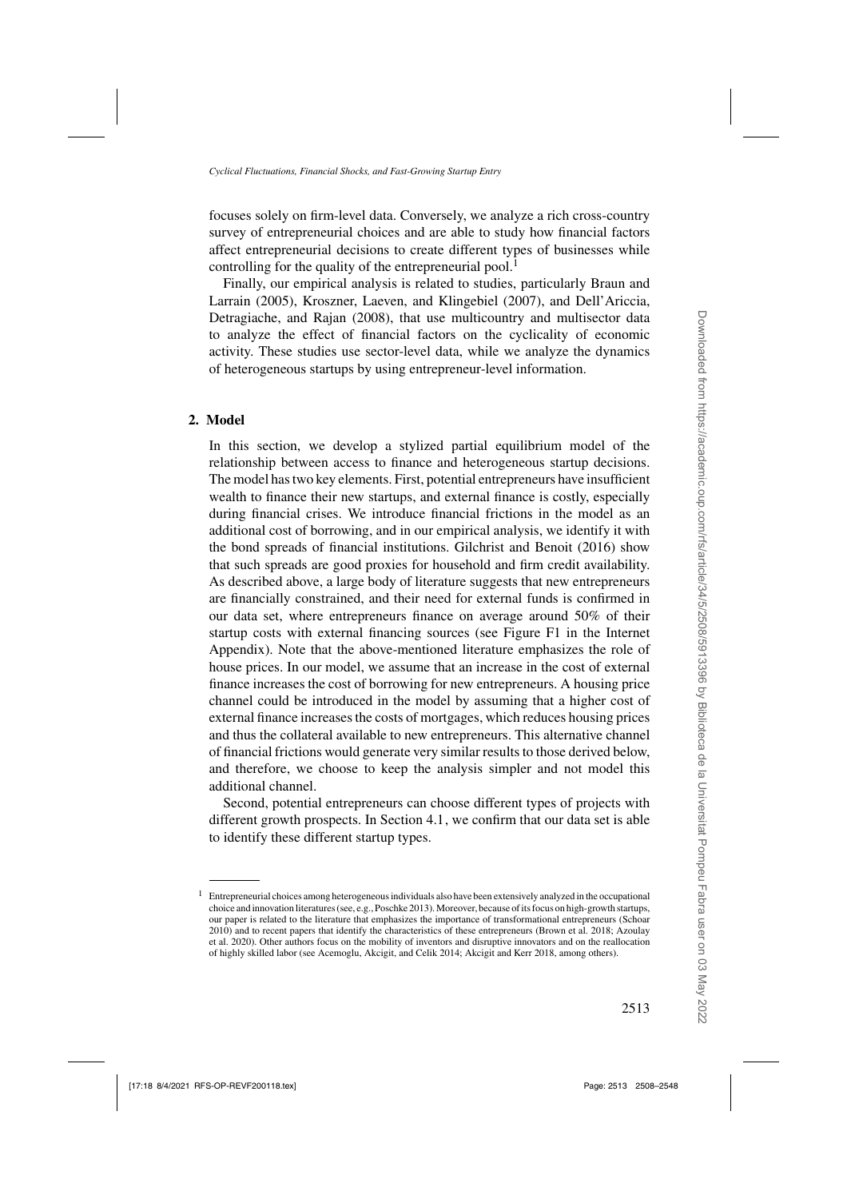focuses solely on firm-level data. Conversely, we analyze a rich cross-country survey of entrepreneurial choices and are able to study how financial factors affect entrepreneurial decisions to create different types of businesses while controlling for the quality of the entrepreneurial pool.[1]

Finally, our empirical analysis is related to studies, particularly Braun and Larrain (2005), Kroszner, Laeven, and Klingebiel (2007), and Dell'Ariccia, Detragiache, and Rajan (2008), that use multicountry and multisector data to analyze the effect of financial factors on the cyclicality of economic activity. These studies use sector-level data, while we analyze the dynamics of heterogeneous startups by using entrepreneur-level information.

## 2. Model

In this section, we develop a stylized partial equilibrium model of the relationship between access to finance and heterogeneous startup decisions. The model has two key elements. First, potential entrepreneurs have insufficient wealth to finance their new startups, and external finance is costly, especially during financial crises. We introduce financial frictions in the model as an additional cost of borrowing, and in our empirical analysis, we identify it with the bond spreads of financial institutions. Gilchrist and Benoit (2016) show that such spreads are good proxies for household and firm credit availability. As described above, a large body of literature suggests that new entrepreneurs are financially constrained, and their need for external funds is confirmed in our data set, where entrepreneurs finance on average around 50% of their startup costs with external financing sources (see Figure F1 in the Internet Appendix). Note that the above-mentioned literature emphasizes the role of house prices. In our model, we assume that an increase in the cost of external finance increases the cost of borrowing for new entrepreneurs. A housing price channel could be introduced in the model by assuming that a higher cost of external finance increases the costs of mortgages, which reduces housing prices and thus the collateral available to new entrepreneurs. This alternative channel of financial frictions would generate very similar results to those derived below, and therefore, we choose to keep the analysis simpler and not model this additional channel.

Second, potential entrepreneurs can choose different types of projects with different growth prospects. In Section 4.1, we confirm that our data set is able to identify these different startup types.

[1] Entrepreneurial choices among heterogeneous individuals also have been extensively analyzed in the occupational choice and innovation literatures (see, e.g., Poschke 2013). Moreover, because of its focus on high-growth startups, our paper is related to the literature that emphasizes the importance of transformational entrepreneurs (Schoar 2010) and to recent papers that identify the characteristics of these entrepreneurs (Brown et al. 2018; Azoulay et al. 2020). Other authors focus on the mobility of inventors and disruptive innovators and on the reallocation of highly skilled labor (see Acemoglu, Akcigit, and Celik 2014; Akcigit and Kerr 2018, among others).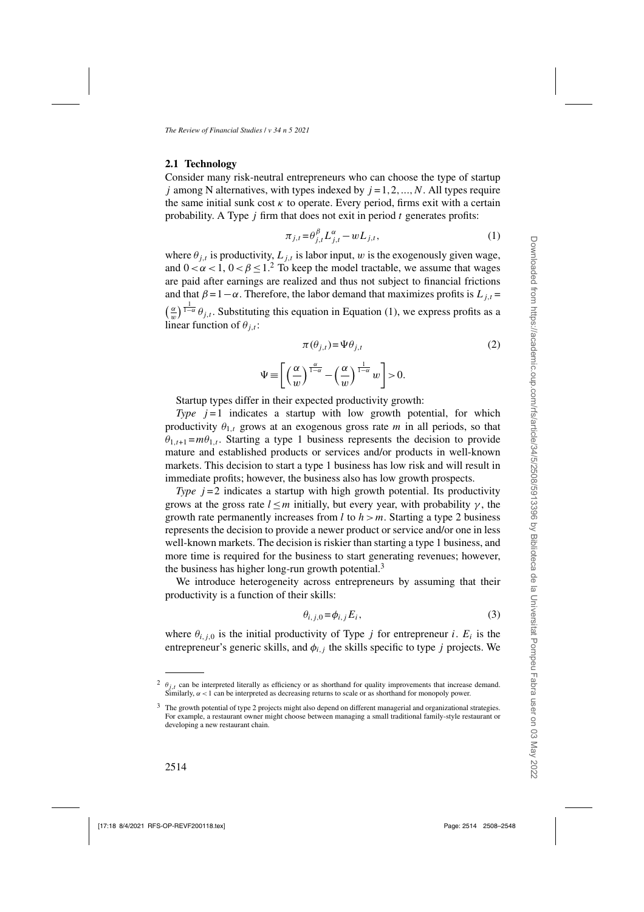### 2.1 Technology

Consider many risk-neutral entrepreneurs who can choose the type of startup $j$ among N alternatives, with types indexed by $j = 1, 2, ..., N$. All types require the same initial sunk cost $\kappa$ to operate. Every period, firms exit with a certain probability. A Type $j$ firm that does not exit in period $t$ generates profits:

$$\pi_{j,t} = \theta_{j,t}^{\beta} L_{j,t}^{\alpha} - w L_{j,t}, \tag{1}$$

where $\theta_{j,t}$ is productivity, $L_{j,t}$ is labor input, $w$ is the exogenously given wage, and $0 < \alpha < 1$, $0 < \beta \leq 1$.[2] To keep the model tractable, we assume that wages are paid after earnings are realized and thus not subject to financial frictions and that $\beta = 1 - \alpha$. Therefore, the labor demand that maximizes profits is $L_{j,t} = \left(\frac{\alpha}{w}\right)^{\frac{1}{1-\alpha}} \theta_{j,t}$. Substituting this equation in Equation (1), we express profits as a linear function of $\theta_{j,t}$:

$$\pi(\theta_{j,t}) = \Psi \theta_{j,t} \tag{2}$$

$$\Psi \equiv \left[ \left(\frac{\alpha}{w}\right)^{\frac{\alpha}{1-\alpha}} - \left(\frac{\alpha}{w}\right)^{\frac{1}{1-\alpha}} w \right] > 0.$$

Startup types differ in their expected productivity growth:

*Type* $j = 1$ indicates a startup with low growth potential, for which productivity $\theta_{1,t}$ grows at an exogenous gross rate $m$ in all periods, so that $\theta_{1,t+1} = m\theta_{1,t}$. Starting a type 1 business represents the decision to provide mature and established products or services and/or products in well-known markets. This decision to start a type 1 business has low risk and will result in immediate profits; however, the business also has low growth prospects.

*Type* $j = 2$ indicates a startup with high growth potential. Its productivity grows at the gross rate $l \leq m$ initially, but every year, with probability $\gamma$, the growth rate permanently increases from $l$ to $h > m$. Starting a type 2 business represents the decision to provide a newer product or service and/or one in less well-known markets. The decision is riskier than starting a type 1 business, and more time is required for the business to start generating revenues; however, the business has higher long-run growth potential.[3]

We introduce heterogeneity across entrepreneurs by assuming that their productivity is a function of their skills:

$$\theta_{i,j,0} = \phi_{i,j} E_i, \tag{3}$$

where $\theta_{i,j,0}$ is the initial productivity of Type $j$ for entrepreneur $i$. $E_i$ is the entrepreneur's generic skills, and $\phi_{i,j}$ the skills specific to type $j$ projects. We

---

[2] $\theta_{j,t}$ can be interpreted literally as efficiency or as shorthand for quality improvements that increase demand. Similarly, $\alpha < 1$ can be interpreted as decreasing returns to scale or as shorthand for monopoly power.

[3] The growth potential of type 2 projects might also depend on different managerial and organizational strategies. For example, a restaurant owner might choose between managing a small traditional family-style restaurant or developing a new restaurant chain.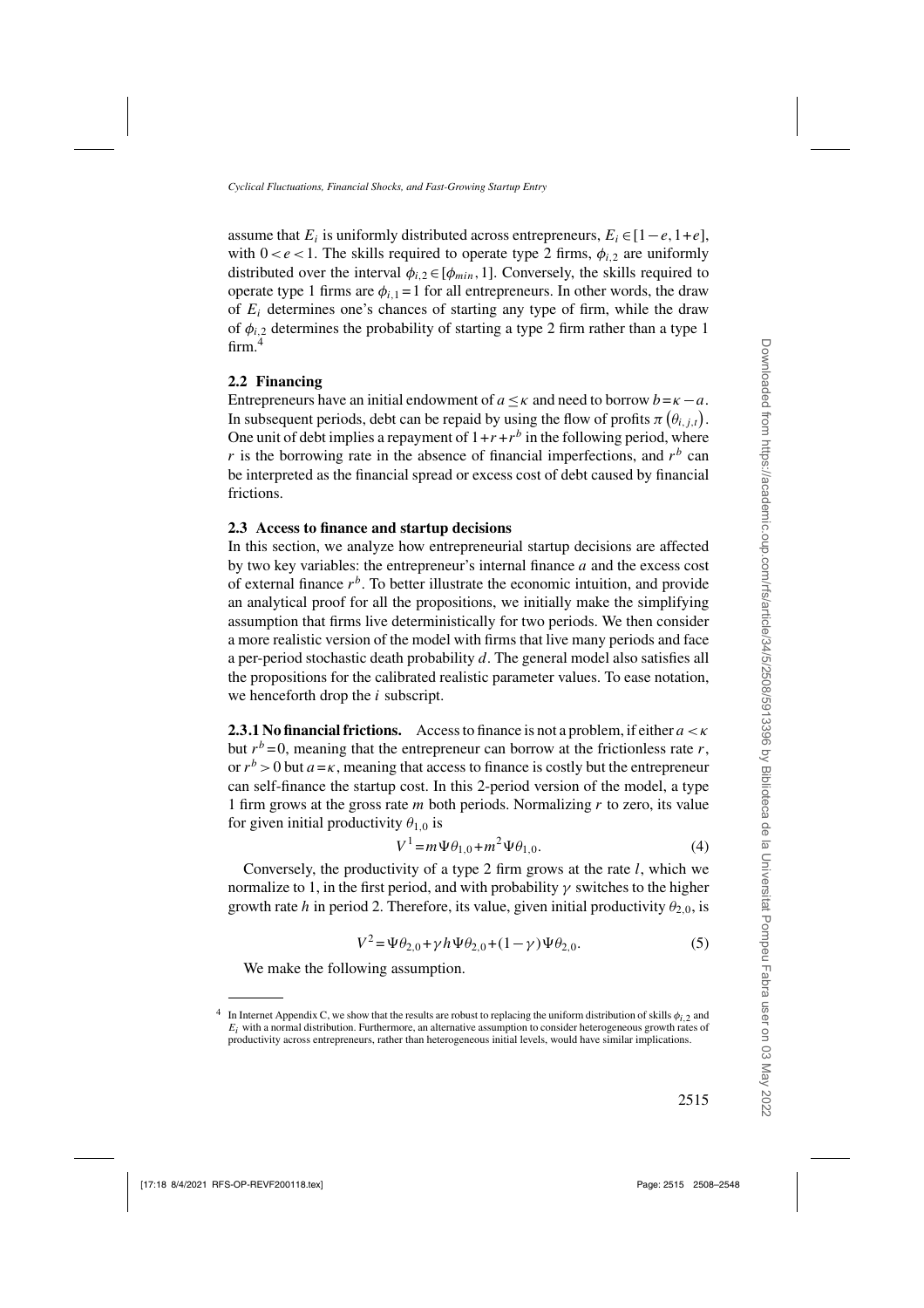assume that $E_i$ is uniformly distributed across entrepreneurs, $E_i \in [1-e, 1+e]$, with $0 < e < 1$. The skills required to operate type 2 firms, $\phi_{i,2}$ are uniformly distributed over the interval $\phi_{i,2} \in [\phi_{min}, 1]$. Conversely, the skills required to operate type 1 firms are $\phi_{i,1} = 1$ for all entrepreneurs. In other words, the draw of $E_i$ determines one's chances of starting any type of firm, while the draw of $\phi_{i,2}$ determines the probability of starting a type 2 firm rather than a type 1 firm.[4]

### 2.2 Financing

Entrepreneurs have an initial endowment of $a \leq \kappa$ and need to borrow $b = \kappa - a$. In subsequent periods, debt can be repaid by using the flow of profits $\pi\left(\theta_{i,j,t}\right)$. One unit of debt implies a repayment of $1 + r + r^b$ in the following period, where $r$ is the borrowing rate in the absence of financial imperfections, and $r^b$ can be interpreted as the financial spread or excess cost of debt caused by financial frictions.

### 2.3 Access to finance and startup decisions

In this section, we analyze how entrepreneurial startup decisions are affected by two key variables: the entrepreneur's internal finance $a$ and the excess cost of external finance $r^b$. To better illustrate the economic intuition, and provide an analytical proof for all the propositions, we initially make the simplifying assumption that firms live deterministically for two periods. We then consider a more realistic version of the model with firms that live many periods and face a per-period stochastic death probability $d$. The general model also satisfies all the propositions for the calibrated realistic parameter values. To ease notation, we henceforth drop the $i$ subscript.

**2.3.1 No financial frictions.** Access to finance is not a problem, if either $a < \kappa$ but $r^b = 0$, meaning that the entrepreneur can borrow at the frictionless rate $r$, or $r^b > 0$ but $a = \kappa$, meaning that access to finance is costly but the entrepreneur can self-finance the startup cost. In this 2-period version of the model, a type 1 firm grows at the gross rate $m$ both periods. Normalizing $r$ to zero, its value for given initial productivity $\theta_{1,0}$ is

$$V^1 = m\Psi\theta_{1,0} + m^2\Psi\theta_{1,0}. \tag{4}$$

Conversely, the productivity of a type 2 firm grows at the rate $l$, which we normalize to 1, in the first period, and with probability $\gamma$ switches to the higher growth rate $h$ in period 2. Therefore, its value, given initial productivity $\theta_{2,0}$, is

$$V^2 = \Psi\theta_{2,0} + \gamma h\Psi\theta_{2,0} + (1-\gamma)\Psi\theta_{2,0}. \tag{5}$$

We make the following assumption.

---

[4] In Internet Appendix C, we show that the results are robust to replacing the uniform distribution of skills $\phi_{i,2}$ and $E_i$ with a normal distribution. Furthermore, an alternative assumption to consider heterogeneous growth rates of productivity across entrepreneurs, rather than heterogeneous initial levels, would have similar implications.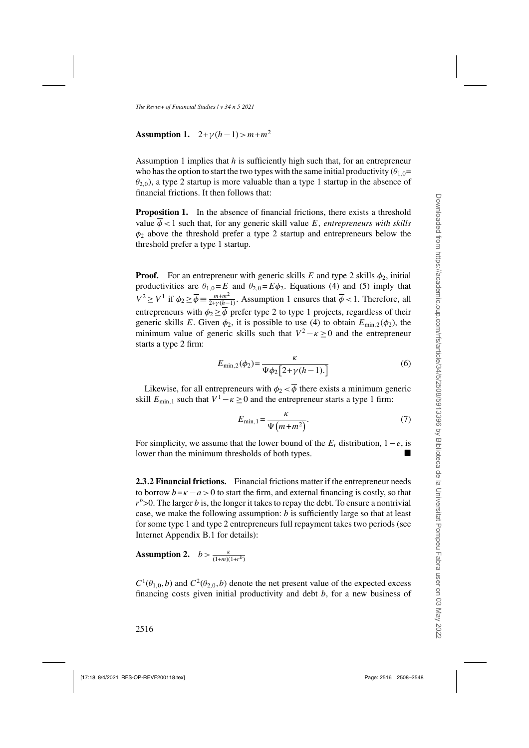**Assumption 1.** $2+\gamma(h-1) > m+m^2$

Assumption 1 implies that $h$ is sufficiently high such that, for an entrepreneur who has the option to start the two types with the same initial productivity ($\theta_{1,0}=\theta_{2,0}$), a type 2 startup is more valuable than a type 1 startup in the absence of financial frictions. It then follows that:

**Proposition 1.** In the absence of financial frictions, there exists a threshold value $\overline{\phi} < 1$ such that, for any generic skill value $E$, *entrepreneurs with skills* $\phi_2$ above the threshold prefer a type 2 startup and entrepreneurs below the threshold prefer a type 1 startup.

**Proof.** For an entrepreneur with generic skills $E$ and type 2 skills $\phi_2$, initial productivities are $\theta_{1,0}=E$ and $\theta_{2,0}=E\phi_2$. Equations (4) and (5) imply that $V^2 \geq V^1$ if $\phi_2 \geq \overline{\phi} \equiv \frac{m+m^2}{2+\gamma(h-1)}$. Assumption 1 ensures that $\overline{\phi} < 1$. Therefore, all entrepreneurs with $\phi_2 \geq \overline{\phi}$ prefer type 2 to type 1 projects, regardless of their generic skills $E$. Given $\phi_2$, it is possible to use (4) to obtain $E_{\min,2}(\phi_2)$, the minimum value of generic skills such that $V^2 - \kappa \geq 0$ and the entrepreneur starts a type 2 firm:

$$E_{\min,2}(\phi_2) = \frac{\kappa}{\Psi \phi_2 \left[2+\gamma(h-1).\right]} \tag{6}$$

Likewise, for all entrepreneurs with $\phi_2 < \overline{\phi}$ there exists a minimum generic skill $E_{\min,1}$ such that $V^1 - \kappa \geq 0$ and the entrepreneur starts a type 1 firm:

$$E_{\min,1} = \frac{\kappa}{\Psi\left(m+m^2\right)}. \tag{7}$$

For simplicity, we assume that the lower bound of the $E_i$ distribution, $1-e$, is lower than the minimum thresholds of both types. ∎

**2.3.2 Financial frictions.** Financial frictions matter if the entrepreneur needs to borrow $b = \kappa - a > 0$ to start the firm, and external financing is costly, so that $r^b > 0$. The larger $b$ is, the longer it takes to repay the debt. To ensure a nontrivial case, we make the following assumption: $b$ is sufficiently large so that at least for some type 1 and type 2 entrepreneurs full repayment takes two periods (see Internet Appendix B.1 for details):

**Assumption 2.** $b > \frac{\kappa}{(1+m)(1+r^b)}$

$C^1(\theta_{1,0}, b)$ and $C^2(\theta_{2,0}, b)$ denote the net present value of the expected excess financing costs given initial productivity and debt $b$, for a new business of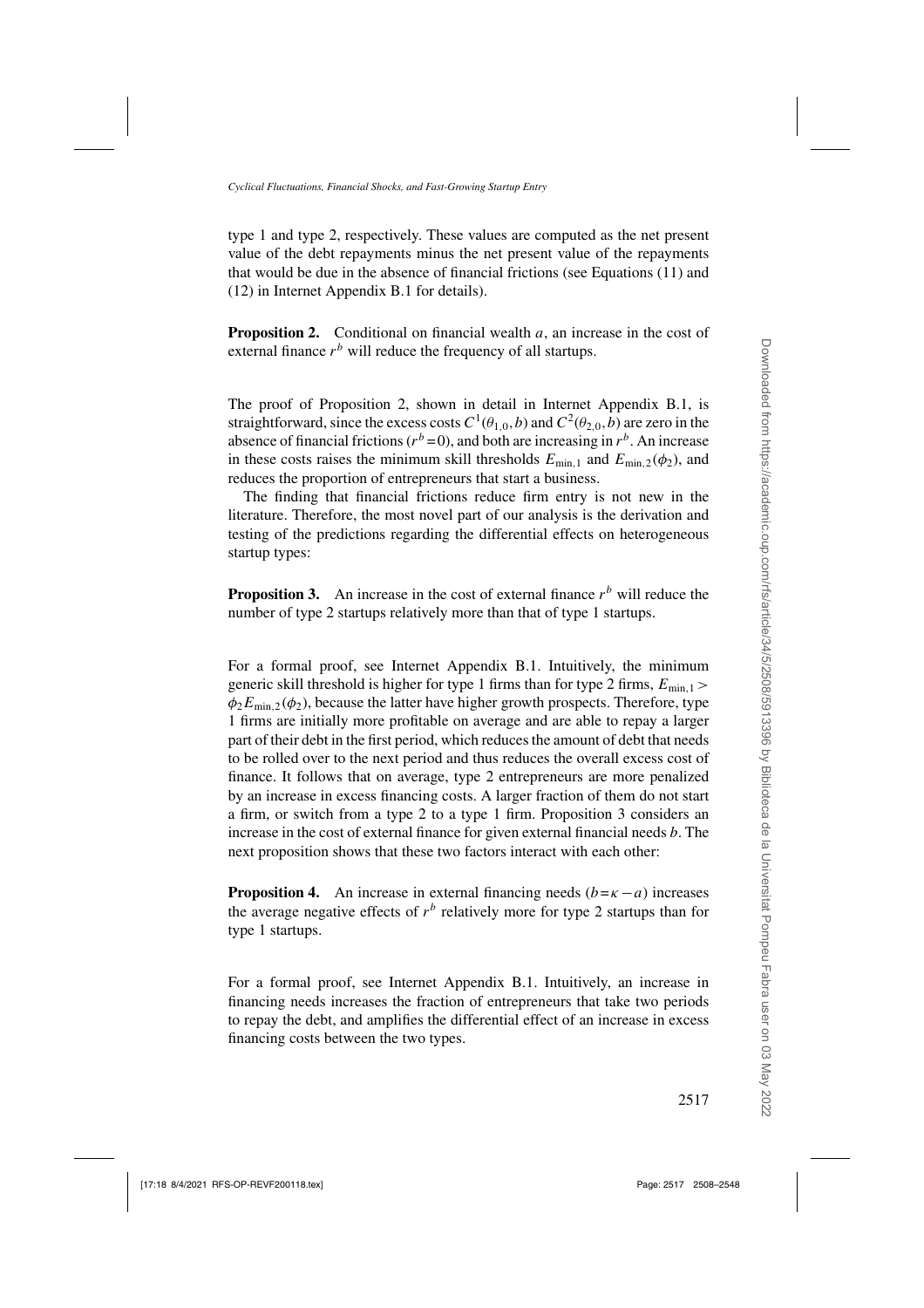type 1 and type 2, respectively. These values are computed as the net present value of the debt repayments minus the net present value of the repayments that would be due in the absence of financial frictions (see Equations (11) and (12) in Internet Appendix B.1 for details).

**Proposition 2.** Conditional on financial wealth $a$, an increase in the cost of external finance $r^b$ will reduce the frequency of all startups.

The proof of Proposition 2, shown in detail in Internet Appendix B.1, is straightforward, since the excess costs $C^1(\theta_{1,0},b)$ and $C^2(\theta_{2,0},b)$ are zero in the absence of financial frictions ($r^b=0$), and both are increasing in $r^b$. An increase in these costs raises the minimum skill thresholds $E_{\min,1}$ and $E_{\min,2}(\phi_2)$, and reduces the proportion of entrepreneurs that start a business.

The finding that financial frictions reduce firm entry is not new in the literature. Therefore, the most novel part of our analysis is the derivation and testing of the predictions regarding the differential effects on heterogeneous startup types:

**Proposition 3.** An increase in the cost of external finance $r^b$ will reduce the number of type 2 startups relatively more than that of type 1 startups.

For a formal proof, see Internet Appendix B.1. Intuitively, the minimum generic skill threshold is higher for type 1 firms than for type 2 firms, $E_{\min,1} > \phi_2 E_{\min,2}(\phi_2)$, because the latter have higher growth prospects. Therefore, type 1 firms are initially more profitable on average and are able to repay a larger part of their debt in the first period, which reduces the amount of debt that needs to be rolled over to the next period and thus reduces the overall excess cost of finance. It follows that on average, type 2 entrepreneurs are more penalized by an increase in excess financing costs. A larger fraction of them do not start a firm, or switch from a type 2 to a type 1 firm. Proposition 3 considers an increase in the cost of external finance for given external financial needs $b$. The next proposition shows that these two factors interact with each other:

**Proposition 4.** An increase in external financing needs ($b=\kappa-a$) increases the average negative effects of $r^b$ relatively more for type 2 startups than for type 1 startups.

For a formal proof, see Internet Appendix B.1. Intuitively, an increase in financing needs increases the fraction of entrepreneurs that take two periods to repay the debt, and amplifies the differential effect of an increase in excess financing costs between the two types.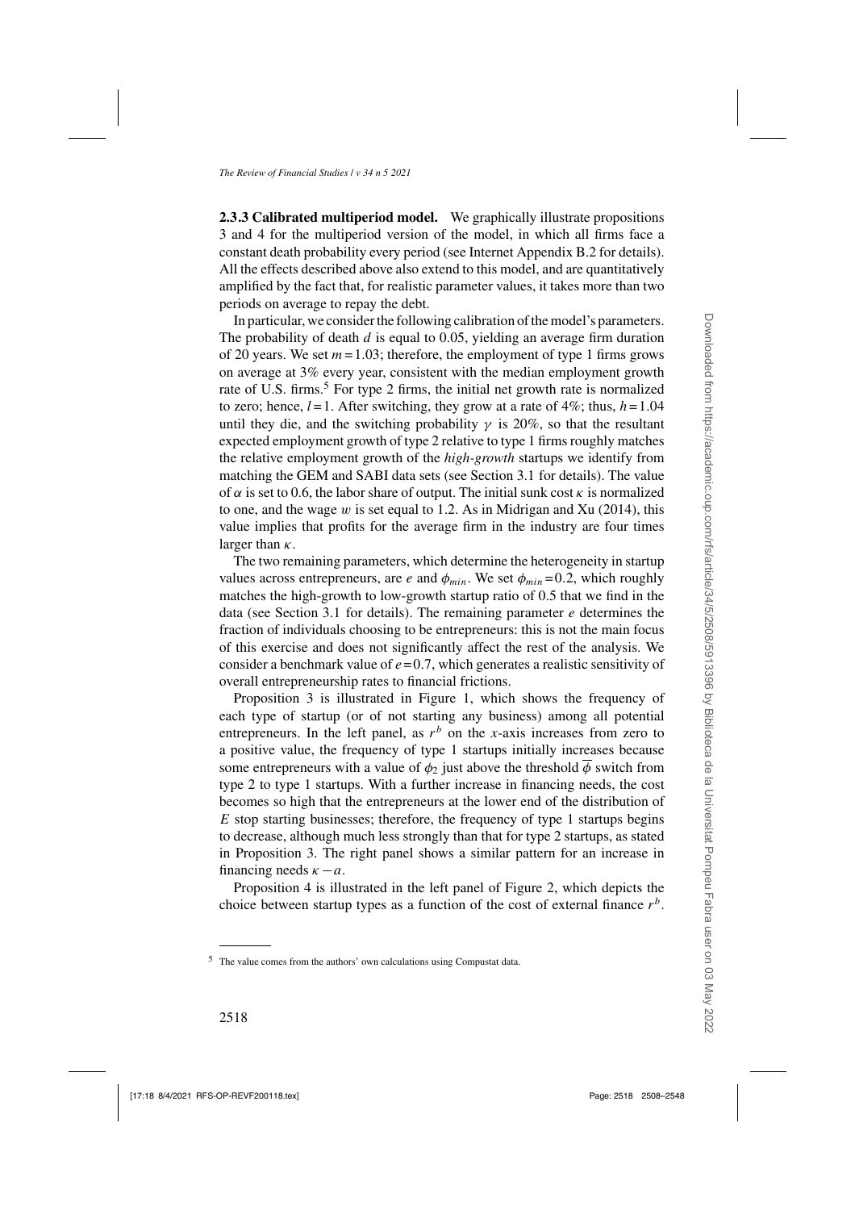**2.3.3 Calibrated multiperiod model.** We graphically illustrate propositions 3 and 4 for the multiperiod version of the model, in which all firms face a constant death probability every period (see Internet Appendix B.2 for details). All the effects described above also extend to this model, and are quantitatively amplified by the fact that, for realistic parameter values, it takes more than two periods on average to repay the debt.

In particular, we consider the following calibration of the model's parameters. The probability of death $d$ is equal to 0.05, yielding an average firm duration of 20 years. We set $m = 1.03$; therefore, the employment of type 1 firms grows on average at 3% every year, consistent with the median employment growth rate of U.S. firms.[5] For type 2 firms, the initial net growth rate is normalized to zero; hence, $l = 1$. After switching, they grow at a rate of 4%; thus, $h = 1.04$ until they die, and the switching probability $\gamma$ is 20%, so that the resultant expected employment growth of type 2 relative to type 1 firms roughly matches the relative employment growth of the *high-growth* startups we identify from matching the GEM and SABI data sets (see Section 3.1 for details). The value of $\alpha$ is set to 0.6, the labor share of output. The initial sunk cost $\kappa$ is normalized to one, and the wage $w$ is set equal to 1.2. As in Midrigan and Xu (2014), this value implies that profits for the average firm in the industry are four times larger than $\kappa$.

The two remaining parameters, which determine the heterogeneity in startup values across entrepreneurs, are $e$ and $\phi_{min}$. We set $\phi_{min} = 0.2$, which roughly matches the high-growth to low-growth startup ratio of 0.5 that we find in the data (see Section 3.1 for details). The remaining parameter $e$ determines the fraction of individuals choosing to be entrepreneurs: this is not the main focus of this exercise and does not significantly affect the rest of the analysis. We consider a benchmark value of $e = 0.7$, which generates a realistic sensitivity of overall entrepreneurship rates to financial frictions.

Proposition 3 is illustrated in Figure 1, which shows the frequency of each type of startup (or of not starting any business) among all potential entrepreneurs. In the left panel, as $r^b$ on the $x$-axis increases from zero to a positive value, the frequency of type 1 startups initially increases because some entrepreneurs with a value of $\phi_2$ just above the threshold $\overline{\phi}$ switch from type 2 to type 1 startups. With a further increase in financing needs, the cost becomes so high that the entrepreneurs at the lower end of the distribution of $E$ stop starting businesses; therefore, the frequency of type 1 startups begins to decrease, although much less strongly than that for type 2 startups, as stated in Proposition 3. The right panel shows a similar pattern for an increase in financing needs $\kappa - a$.

Proposition 4 is illustrated in the left panel of Figure 2, which depicts the choice between startup types as a function of the cost of external finance $r^b$.

[5] The value comes from the authors' own calculations using Compustat data.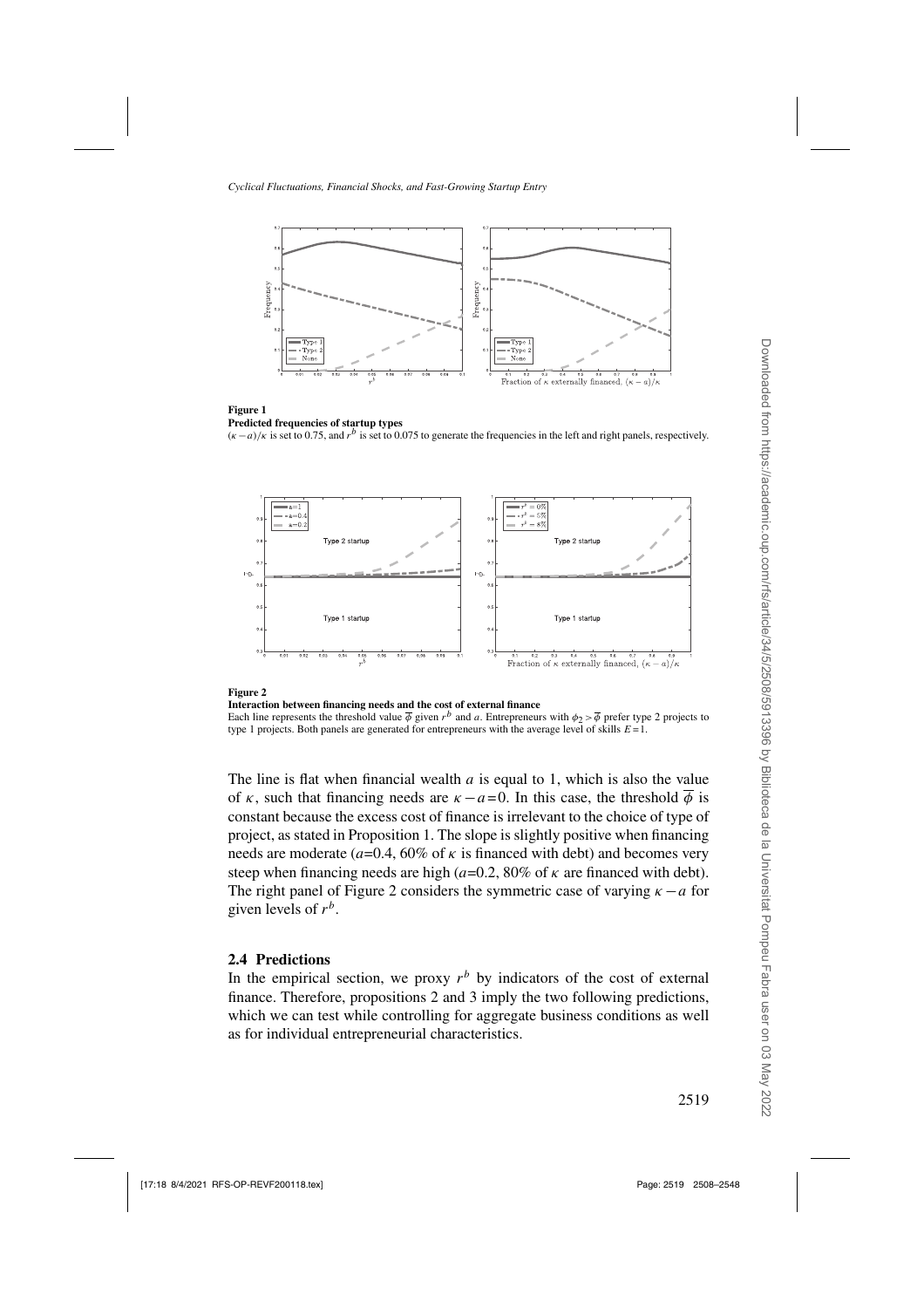**Figure 1**
**Predicted frequencies of startup types**
$(\kappa - a)/\kappa$ is set to 0.75, and $r^b$ is set to 0.075 to generate the frequencies in the left and right panels, respectively.

**Figure 2**
**Interaction between financing needs and the cost of external finance**
Each line represents the threshold value $\overline{\phi}$ given $r^b$ and $a$. Entrepreneurs with $\phi_2 > \overline{\phi}$ prefer type 2 projects to type 1 projects. Both panels are generated for entrepreneurs with the average level of skills $E = 1$.

The line is flat when financial wealth $a$ is equal to 1, which is also the value of $\kappa$, such that financing needs are $\kappa - a = 0$. In this case, the threshold $\overline{\phi}$ is constant because the excess cost of finance is irrelevant to the choice of type of project, as stated in Proposition 1. The slope is slightly positive when financing needs are moderate ($a$=0.4, 60% of $\kappa$ is financed with debt) and becomes very steep when financing needs are high ($a$=0.2, 80% of $\kappa$ are financed with debt). The right panel of Figure 2 considers the symmetric case of varying $\kappa - a$ for given levels of $r^b$.

### 2.4 Predictions

In the empirical section, we proxy $r^b$ by indicators of the cost of external finance. Therefore, propositions 2 and 3 imply the two following predictions, which we can test while controlling for aggregate business conditions as well as for individual entrepreneurial characteristics.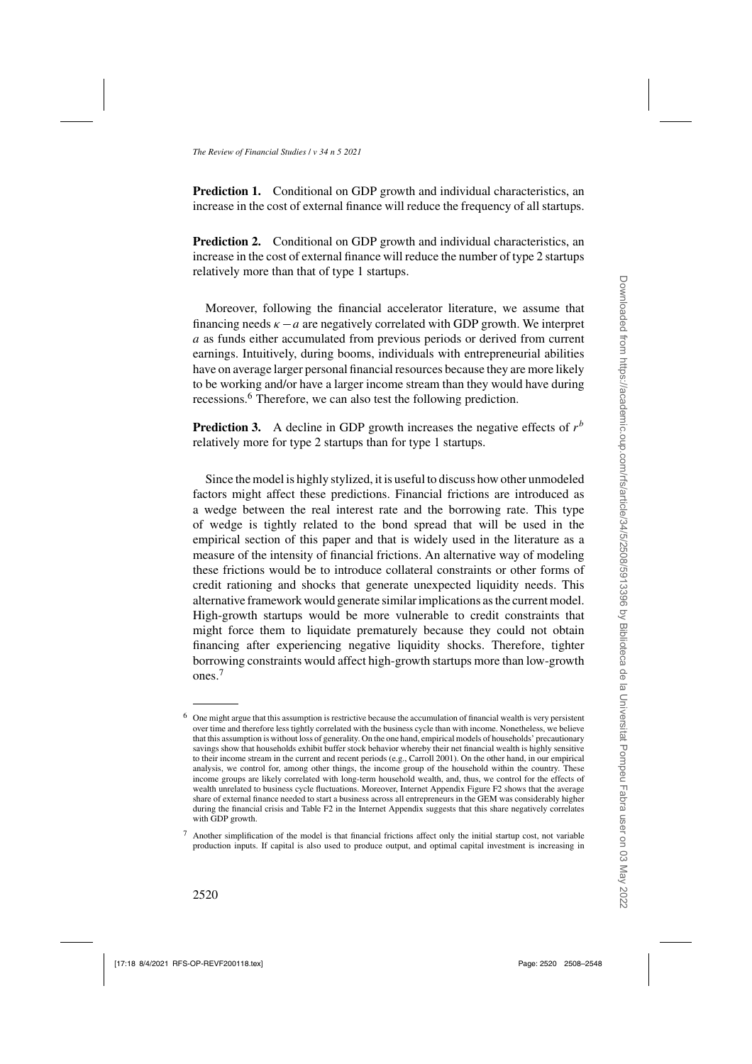**Prediction 1.** Conditional on GDP growth and individual characteristics, an increase in the cost of external finance will reduce the frequency of all startups.

**Prediction 2.** Conditional on GDP growth and individual characteristics, an increase in the cost of external finance will reduce the number of type 2 startups relatively more than that of type 1 startups.

Moreover, following the financial accelerator literature, we assume that financing needs $\kappa - a$ are negatively correlated with GDP growth. We interpret $a$ as funds either accumulated from previous periods or derived from current earnings. Intuitively, during booms, individuals with entrepreneurial abilities have on average larger personal financial resources because they are more likely to be working and/or have a larger income stream than they would have during recessions.[6] Therefore, we can also test the following prediction.

**Prediction 3.** A decline in GDP growth increases the negative effects of $r^b$ relatively more for type 2 startups than for type 1 startups.

Since the model is highly stylized, it is useful to discuss how other unmodeled factors might affect these predictions. Financial frictions are introduced as a wedge between the real interest rate and the borrowing rate. This type of wedge is tightly related to the bond spread that will be used in the empirical section of this paper and that is widely used in the literature as a measure of the intensity of financial frictions. An alternative way of modeling these frictions would be to introduce collateral constraints or other forms of credit rationing and shocks that generate unexpected liquidity needs. This alternative framework would generate similar implications as the current model. High-growth startups would be more vulnerable to credit constraints that might force them to liquidate prematurely because they could not obtain financing after experiencing negative liquidity shocks. Therefore, tighter borrowing constraints would affect high-growth startups more than low-growth ones.[7]

---

[6] One might argue that this assumption is restrictive because the accumulation of financial wealth is very persistent over time and therefore less tightly correlated with the business cycle than with income. Nonetheless, we believe that this assumption is without loss of generality. On the one hand, empirical models of households' precautionary savings show that households exhibit buffer stock behavior whereby their net financial wealth is highly sensitive to their income stream in the current and recent periods (e.g., Carroll 2001). On the other hand, in our empirical analysis, we control for, among other things, the income group of the household within the country. These income groups are likely correlated with long-term household wealth, and, thus, we control for the effects of wealth unrelated to business cycle fluctuations. Moreover, Internet Appendix Figure F2 shows that the average share of external finance needed to start a business across all entrepreneurs in the GEM was considerably higher during the financial crisis and Table F2 in the Internet Appendix suggests that this share negatively correlates with GDP growth.

[7] Another simplification of the model is that financial frictions affect only the initial startup cost, not variable production inputs. If capital is also used to produce output, and optimal capital investment is increasing in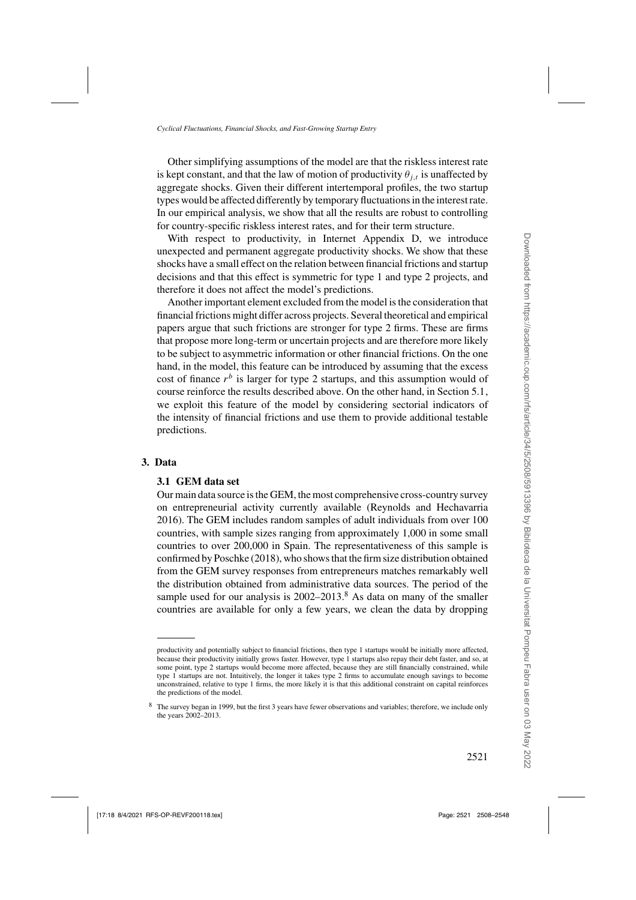Other simplifying assumptions of the model are that the riskless interest rate is kept constant, and that the law of motion of productivity $\theta_{j,t}$ is unaffected by aggregate shocks. Given their different intertemporal profiles, the two startup types would be affected differently by temporary fluctuations in the interest rate. In our empirical analysis, we show that all the results are robust to controlling for country-specific riskless interest rates, and for their term structure.

With respect to productivity, in Internet Appendix D, we introduce unexpected and permanent aggregate productivity shocks. We show that these shocks have a small effect on the relation between financial frictions and startup decisions and that this effect is symmetric for type 1 and type 2 projects, and therefore it does not affect the model's predictions.

Another important element excluded from the model is the consideration that financial frictions might differ across projects. Several theoretical and empirical papers argue that such frictions are stronger for type 2 firms. These are firms that propose more long-term or uncertain projects and are therefore more likely to be subject to asymmetric information or other financial frictions. On the one hand, in the model, this feature can be introduced by assuming that the excess cost of finance $r^b$ is larger for type 2 startups, and this assumption would of course reinforce the results described above. On the other hand, in Section 5.1, we exploit this feature of the model by considering sectorial indicators of the intensity of financial frictions and use them to provide additional testable predictions.

## 3. Data

### 3.1 GEM data set

Our main data source is the GEM, the most comprehensive cross-country survey on entrepreneurial activity currently available (Reynolds and Hechavarria 2016). The GEM includes random samples of adult individuals from over 100 countries, with sample sizes ranging from approximately 1,000 in some small countries to over 200,000 in Spain. The representativeness of this sample is confirmed by Poschke (2018), who shows that the firm size distribution obtained from the GEM survey responses from entrepreneurs matches remarkably well the distribution obtained from administrative data sources. The period of the sample used for our analysis is 2002–2013.[8] As data on many of the smaller countries are available for only a few years, we clean the data by dropping

---

productivity and potentially subject to financial frictions, then type 1 startups would be initially more affected, because their productivity initially grows faster. However, type 1 startups also repay their debt faster, and so, at some point, type 2 startups would become more affected, because they are still financially constrained, while type 1 startups are not. Intuitively, the longer it takes type 2 firms to accumulate enough savings to become unconstrained, relative to type 1 firms, the more likely it is that this additional constraint on capital reinforces the predictions of the model.

[8] The survey began in 1999, but the first 3 years have fewer observations and variables; therefore, we include only the years 2002–2013.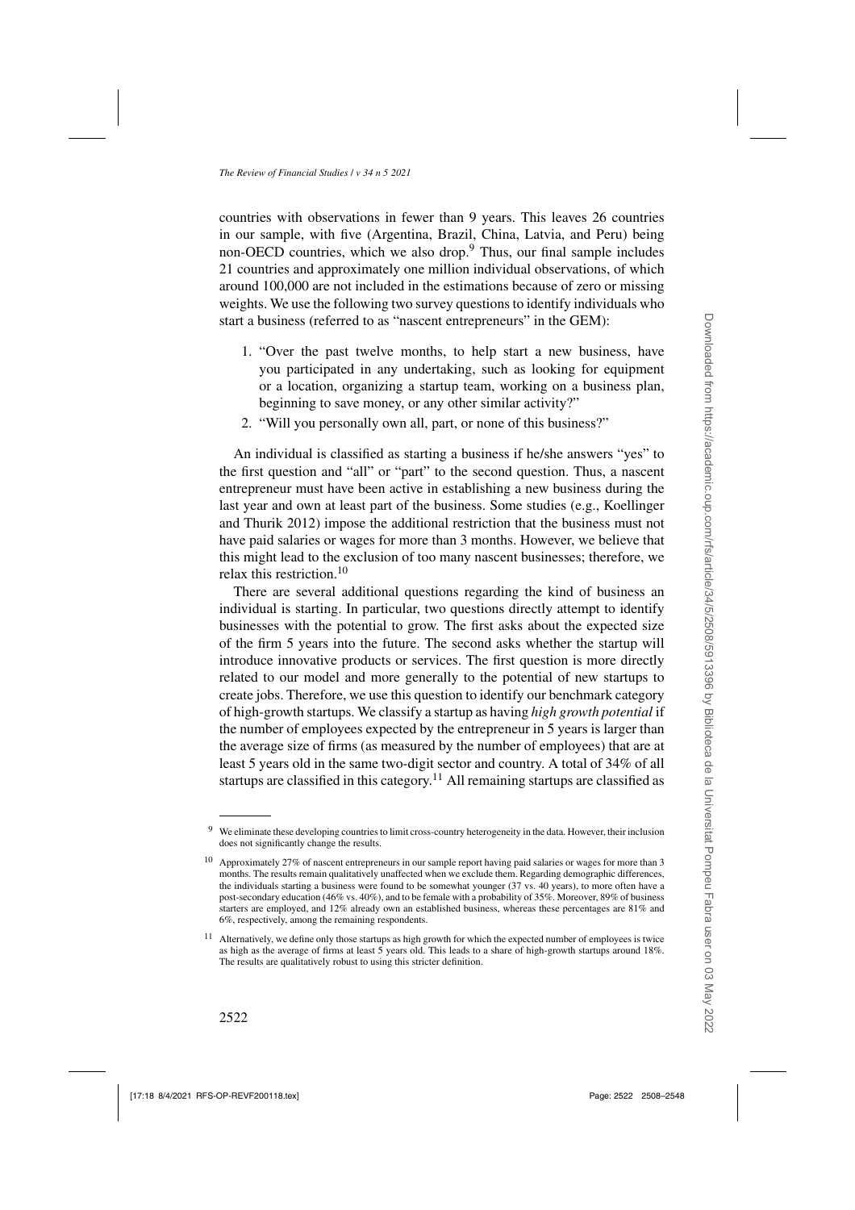countries with observations in fewer than 9 years. This leaves 26 countries in our sample, with five (Argentina, Brazil, China, Latvia, and Peru) being non-OECD countries, which we also drop.[9] Thus, our final sample includes 21 countries and approximately one million individual observations, of which around 100,000 are not included in the estimations because of zero or missing weights. We use the following two survey questions to identify individuals who start a business (referred to as "nascent entrepreneurs" in the GEM):

1. "Over the past twelve months, to help start a new business, have you participated in any undertaking, such as looking for equipment or a location, organizing a startup team, working on a business plan, beginning to save money, or any other similar activity?"
2. "Will you personally own all, part, or none of this business?"

An individual is classified as starting a business if he/she answers "yes" to the first question and "all" or "part" to the second question. Thus, a nascent entrepreneur must have been active in establishing a new business during the last year and own at least part of the business. Some studies (e.g., Koellinger and Thurik 2012) impose the additional restriction that the business must not have paid salaries or wages for more than 3 months. However, we believe that this might lead to the exclusion of too many nascent businesses; therefore, we relax this restriction.[10]

There are several additional questions regarding the kind of business an individual is starting. In particular, two questions directly attempt to identify businesses with the potential to grow. The first asks about the expected size of the firm 5 years into the future. The second asks whether the startup will introduce innovative products or services. The first question is more directly related to our model and more generally to the potential of new startups to create jobs. Therefore, we use this question to identify our benchmark category of high-growth startups. We classify a startup as having *high growth potential* if the number of employees expected by the entrepreneur in 5 years is larger than the average size of firms (as measured by the number of employees) that are at least 5 years old in the same two-digit sector and country. A total of 34% of all startups are classified in this category.[11] All remaining startups are classified as

[9] We eliminate these developing countries to limit cross-country heterogeneity in the data. However, their inclusion does not significantly change the results.

[10] Approximately 27% of nascent entrepreneurs in our sample report having paid salaries or wages for more than 3 months. The results remain qualitatively unaffected when we exclude them. Regarding demographic differences, the individuals starting a business were found to be somewhat younger (37 vs. 40 years), to more often have a post-secondary education (46% vs. 40%), and to be female with a probability of 35%. Moreover, 89% of business starters are employed, and 12% already own an established business, whereas these percentages are 81% and 6%, respectively, among the remaining respondents.

[11] Alternatively, we define only those startups as high growth for which the expected number of employees is twice as high as the average of firms at least 5 years old. This leads to a share of high-growth startups around 18%. The results are qualitatively robust to using this stricter definition.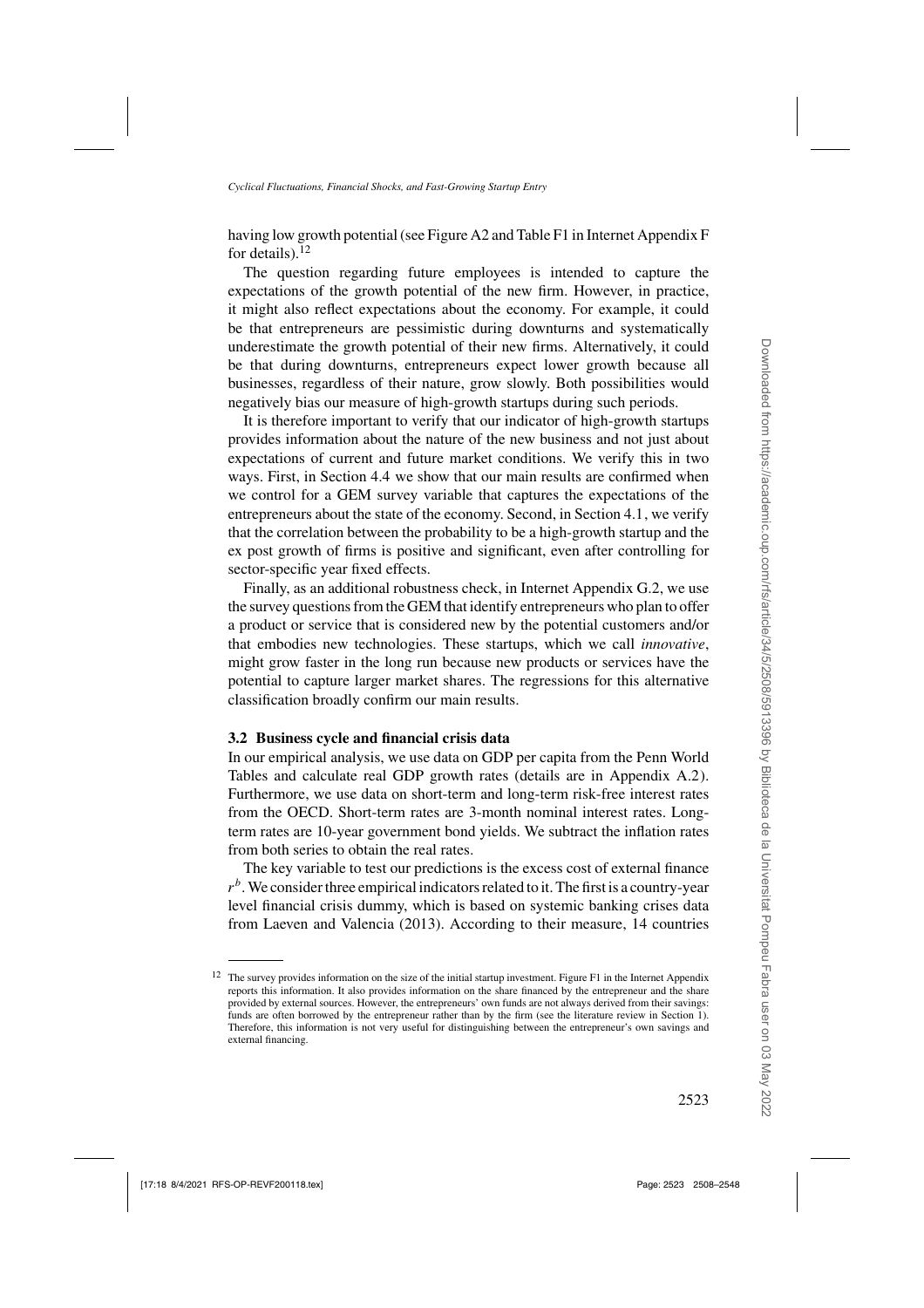having low growth potential (see Figure A2 and Table F1 in Internet Appendix F for details).[12]

The question regarding future employees is intended to capture the expectations of the growth potential of the new firm. However, in practice, it might also reflect expectations about the economy. For example, it could be that entrepreneurs are pessimistic during downturns and systematically underestimate the growth potential of their new firms. Alternatively, it could be that during downturns, entrepreneurs expect lower growth because all businesses, regardless of their nature, grow slowly. Both possibilities would negatively bias our measure of high-growth startups during such periods.

It is therefore important to verify that our indicator of high-growth startups provides information about the nature of the new business and not just about expectations of current and future market conditions. We verify this in two ways. First, in Section 4.4 we show that our main results are confirmed when we control for a GEM survey variable that captures the expectations of the entrepreneurs about the state of the economy. Second, in Section 4.1, we verify that the correlation between the probability to be a high-growth startup and the ex post growth of firms is positive and significant, even after controlling for sector-specific year fixed effects.

Finally, as an additional robustness check, in Internet Appendix G.2, we use the survey questions from the GEM that identify entrepreneurs who plan to offer a product or service that is considered new by the potential customers and/or that embodies new technologies. These startups, which we call *innovative*, might grow faster in the long run because new products or services have the potential to capture larger market shares. The regressions for this alternative classification broadly confirm our main results.

### 3.2 Business cycle and financial crisis data

In our empirical analysis, we use data on GDP per capita from the Penn World Tables and calculate real GDP growth rates (details are in Appendix A.2). Furthermore, we use data on short-term and long-term risk-free interest rates from the OECD. Short-term rates are 3-month nominal interest rates. Long-term rates are 10-year government bond yields. We subtract the inflation rates from both series to obtain the real rates.

The key variable to test our predictions is the excess cost of external finance $r^b$. We consider three empirical indicators related to it. The first is a country-year level financial crisis dummy, which is based on systemic banking crises data from Laeven and Valencia (2013). According to their measure, 14 countries

[12] The survey provides information on the size of the initial startup investment. Figure F1 in the Internet Appendix reports this information. It also provides information on the share financed by the entrepreneur and the share provided by external sources. However, the entrepreneurs' own funds are not always derived from their savings: funds are often borrowed by the entrepreneur rather than by the firm (see the literature review in Section 1). Therefore, this information is not very useful for distinguishing between the entrepreneur's own savings and external financing.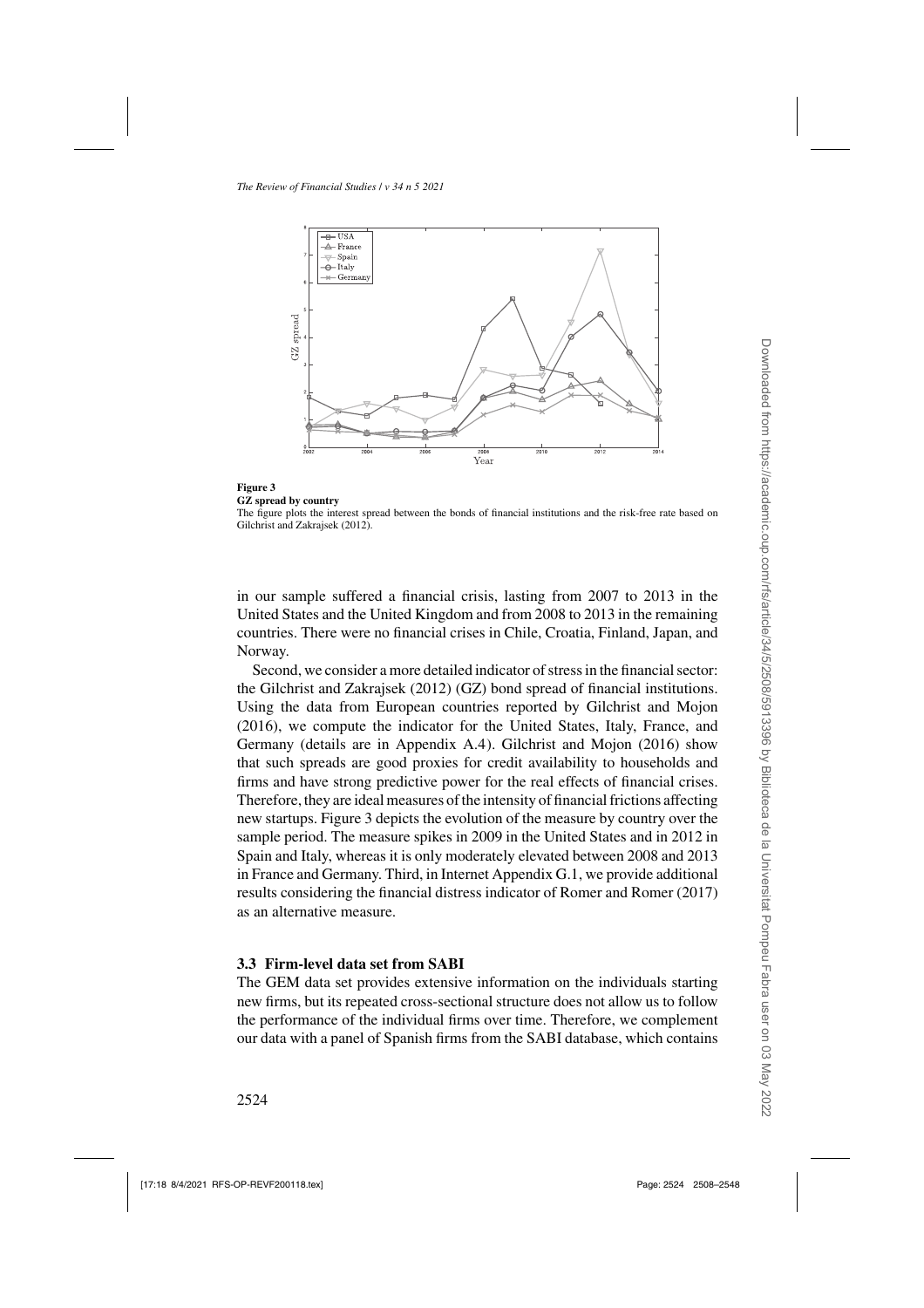**Figure 3**
**GZ spread by country**
The figure plots the interest spread between the bonds of financial institutions and the risk-free rate based on Gilchrist and Zakrajsek (2012).

in our sample suffered a financial crisis, lasting from 2007 to 2013 in the United States and the United Kingdom and from 2008 to 2013 in the remaining countries. There were no financial crises in Chile, Croatia, Finland, Japan, and Norway.

Second, we consider a more detailed indicator of stress in the financial sector: the Gilchrist and Zakrajsek (2012) (GZ) bond spread of financial institutions. Using the data from European countries reported by Gilchrist and Mojon (2016), we compute the indicator for the United States, Italy, France, and Germany (details are in Appendix A.4). Gilchrist and Mojon (2016) show that such spreads are good proxies for credit availability to households and firms and have strong predictive power for the real effects of financial crises. Therefore, they are ideal measures of the intensity of financial frictions affecting new startups. Figure 3 depicts the evolution of the measure by country over the sample period. The measure spikes in 2009 in the United States and in 2012 in Spain and Italy, whereas it is only moderately elevated between 2008 and 2013 in France and Germany. Third, in Internet Appendix G.1, we provide additional results considering the financial distress indicator of Romer and Romer (2017) as an alternative measure.

### 3.3 Firm-level data set from SABI

The GEM data set provides extensive information on the individuals starting new firms, but its repeated cross-sectional structure does not allow us to follow the performance of the individual firms over time. Therefore, we complement our data with a panel of Spanish firms from the SABI database, which contains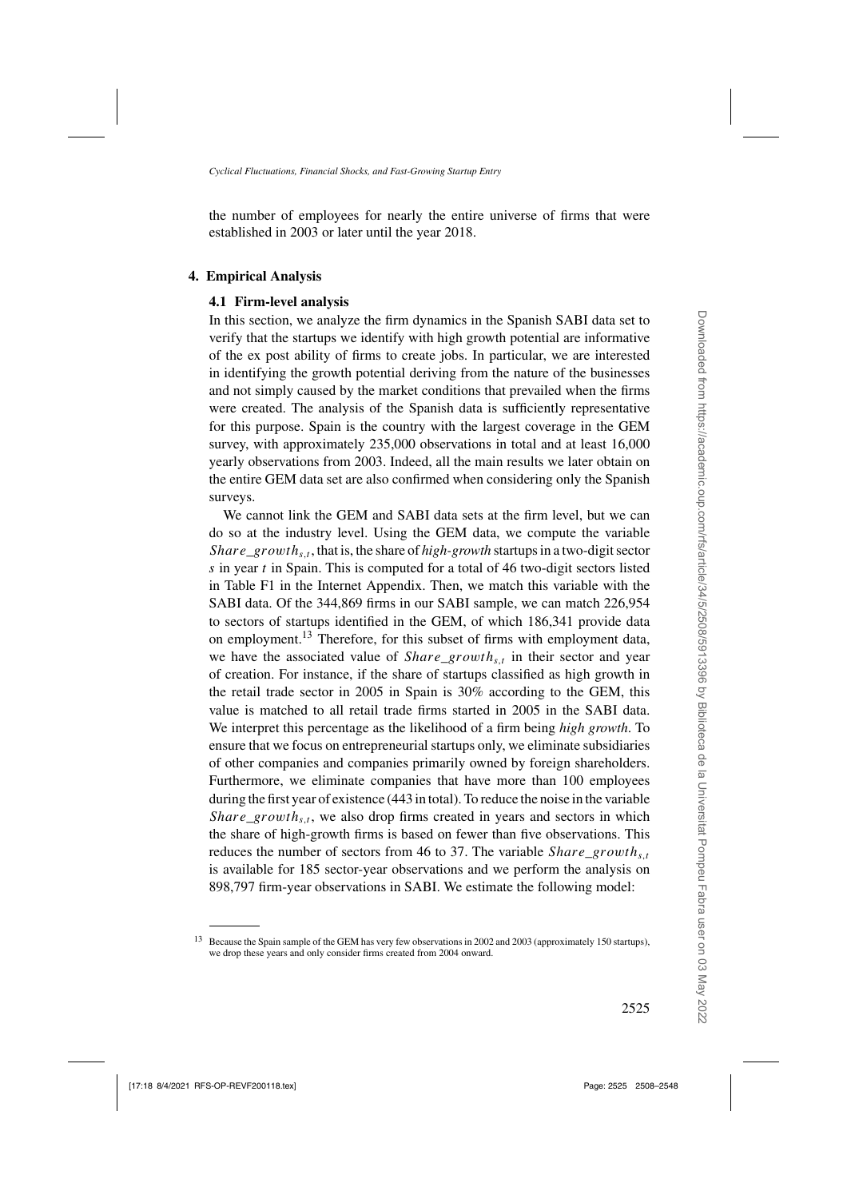the number of employees for nearly the entire universe of firms that were established in 2003 or later until the year 2018.

## 4. Empirical Analysis

### 4.1 Firm-level analysis

In this section, we analyze the firm dynamics in the Spanish SABI data set to verify that the startups we identify with high growth potential are informative of the ex post ability of firms to create jobs. In particular, we are interested in identifying the growth potential deriving from the nature of the businesses and not simply caused by the market conditions that prevailed when the firms were created. The analysis of the Spanish data is sufficiently representative for this purpose. Spain is the country with the largest coverage in the GEM survey, with approximately 235,000 observations in total and at least 16,000 yearly observations from 2003. Indeed, all the main results we later obtain on the entire GEM data set are also confirmed when considering only the Spanish surveys.

We cannot link the GEM and SABI data sets at the firm level, but we can do so at the industry level. Using the GEM data, we compute the variable $Share\_growth_{s,t}$, that is, the share of *high-growth* startups in a two-digit sector $s$ in year $t$ in Spain. This is computed for a total of 46 two-digit sectors listed in Table F1 in the Internet Appendix. Then, we match this variable with the SABI data. Of the 344,869 firms in our SABI sample, we can match 226,954 to sectors of startups identified in the GEM, of which 186,341 provide data on employment.[13] Therefore, for this subset of firms with employment data, we have the associated value of $Share\_growth_{s,t}$ in their sector and year of creation. For instance, if the share of startups classified as high growth in the retail trade sector in 2005 in Spain is 30% according to the GEM, this value is matched to all retail trade firms started in 2005 in the SABI data. We interpret this percentage as the likelihood of a firm being *high growth*. To ensure that we focus on entrepreneurial startups only, we eliminate subsidiaries of other companies and companies primarily owned by foreign shareholders. Furthermore, we eliminate companies that have more than 100 employees during the first year of existence (443 in total). To reduce the noise in the variable $Share\_growth_{s,t}$, we also drop firms created in years and sectors in which the share of high-growth firms is based on fewer than five observations. This reduces the number of sectors from 46 to 37. The variable $Share\_growth_{s,t}$ is available for 185 sector-year observations and we perform the analysis on 898,797 firm-year observations in SABI. We estimate the following model:

[13] Because the Spain sample of the GEM has very few observations in 2002 and 2003 (approximately 150 startups), we drop these years and only consider firms created from 2004 onward.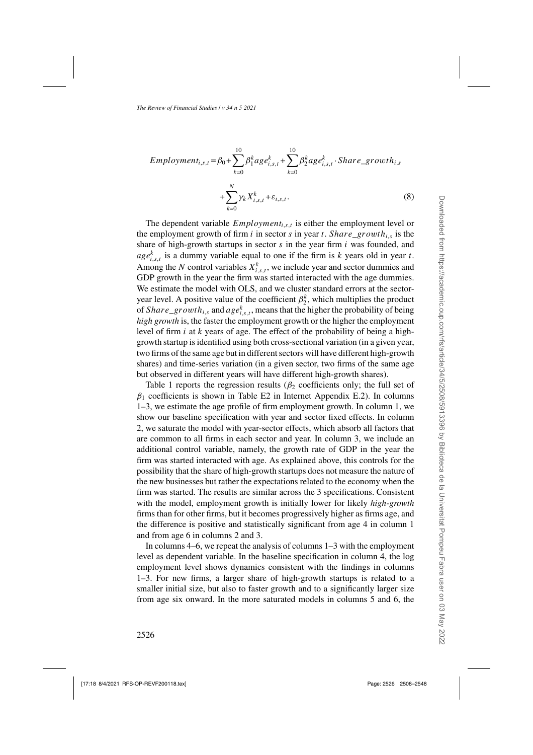$$Employment_{i,s,t} = \beta_0 + \sum_{k=0}^{10} \beta_1^k age_{i,s,t}^k + \sum_{k=0}^{10} \beta_2^k age_{i,s,t}^k \cdot Share\_growth_{i,s} + \sum_{k=0}^{N} \gamma_k X_{i,s,t}^k + \varepsilon_{i,s,t}. \tag{8}$$

The dependent variable $Employment_{i,s,t}$ is either the employment level or the employment growth of firm $i$ in sector $s$ in year $t$. $Share\_growth_{i,s}$ is the share of high-growth startups in sector $s$ in the year firm $i$ was founded, and $age_{i,s,t}^k$ is a dummy variable equal to one if the firm is $k$ years old in year $t$. Among the $N$ control variables $X_{i,s,t}^k$, we include year and sector dummies and GDP growth in the year the firm was started interacted with the age dummies. We estimate the model with OLS, and we cluster standard errors at the sector-year level. A positive value of the coefficient $\beta_2^k$, which multiplies the product of $Share\_growth_{i,s}$ and $age_{i,s,t}^k$, means that the higher the probability of being *high growth* is, the faster the employment growth or the higher the employment level of firm $i$ at $k$ years of age. The effect of the probability of being a high-growth startup is identified using both cross-sectional variation (in a given year, two firms of the same age but in different sectors will have different high-growth shares) and time-series variation (in a given sector, two firms of the same age but observed in different years will have different high-growth shares).

Table 1 reports the regression results ($\beta_2$ coefficients only; the full set of $\beta_1$ coefficients is shown in Table E2 in Internet Appendix E.2). In columns 1–3, we estimate the age profile of firm employment growth. In column 1, we show our baseline specification with year and sector fixed effects. In column 2, we saturate the model with year-sector effects, which absorb all factors that are common to all firms in each sector and year. In column 3, we include an additional control variable, namely, the growth rate of GDP in the year the firm was started interacted with age. As explained above, this controls for the possibility that the share of high-growth startups does not measure the nature of the new businesses but rather the expectations related to the economy when the firm was started. The results are similar across the 3 specifications. Consistent with the model, employment growth is initially lower for likely *high-growth* firms than for other firms, but it becomes progressively higher as firms age, and the difference is positive and statistically significant from age 4 in column 1 and from age 6 in columns 2 and 3.

In columns 4–6, we repeat the analysis of columns 1–3 with the employment level as dependent variable. In the baseline specification in column 4, the log employment level shows dynamics consistent with the findings in columns 1–3. For new firms, a larger share of high-growth startups is related to a smaller initial size, but also to faster growth and to a significantly larger size from age six onward. In the more saturated models in columns 5 and 6, the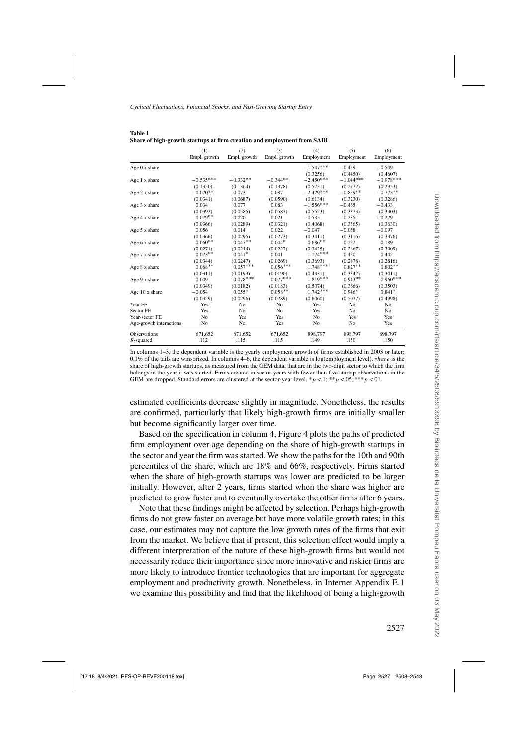**Table 1**
**Share of high-growth startups at firm creation and employment from SABI**

| | (1) | (2) | (3) | (4) | (5) | (6) |
|---|---|---|---|---|---|---|
| | Empl. growth | Empl. growth | Empl. growth | Employment | Employment | Employment |
| Age 0 x share | | | | −1.547*** | −0.459 | −0.509 |
| | | | | (0.3256) | (0.4450) | (0.4607) |
| Age 1 x share | −0.535*** | −0.332** | −0.344** | −2.450*** | −1.044*** | −0.978*** |
| | (0.1350) | (0.1364) | (0.1378) | (0.5731) | (0.2772) | (0.2953) |
| Age 2 x share | −0.070** | 0.073 | 0.087 | −2.429*** | −0.829** | −0.773** |
| | (0.0341) | (0.0687) | (0.0590) | (0.6134) | (0.3230) | (0.3286) |
| Age 3 x share | 0.034 | 0.077 | 0.083 | −1.556*** | −0.465 | −0.433 |
| | (0.0393) | (0.0585) | (0.0587) | (0.5523) | (0.3373) | (0.3303) |
| Age 4 x share | 0.079** | 0.020 | 0.021 | −0.585 | −0.285 | −0.279 |
| | (0.0366) | (0.0289) | (0.0321) | (0.4068) | (0.3365) | (0.3630) |
| Age 5 x share | 0.056 | 0.014 | 0.022 | −0.047 | −0.058 | −0.097 |
| | (0.0366) | (0.0295) | (0.0273) | (0.3411) | (0.3116) | (0.3376) |
| Age 6 x share | 0.060** | 0.047** | 0.044* | 0.686** | 0.222 | 0.189 |
| | (0.0271) | (0.0214) | (0.0227) | (0.3425) | (0.2867) | (0.3009) |
| Age 7 x share | 0.073** | 0.041* | 0.041 | 1.174*** | 0.420 | 0.442 |
| | (0.0344) | (0.0247) | (0.0269) | (0.3693) | (0.2878) | (0.2816) |
| Age 8 x share | 0.068** | 0.057*** | 0.056*** | 1.748*** | 0.827** | 0.802** |
| | (0.0311) | (0.0193) | (0.0190) | (0.4331) | (0.3342) | (0.3411) |
| Age 9 x share | 0.009 | 0.078*** | 0.077*** | 1.819*** | 0.943** | 0.960*** |
| | (0.0349) | (0.0182) | (0.0183) | (0.5074) | (0.3666) | (0.3503) |
| Age 10 x share | −0.054 | 0.055* | 0.058** | 1.742*** | 0.946* | 0.841* |
| | (0.0329) | (0.0296) | (0.0289) | (0.6060) | (0.5077) | (0.4998) |
| Year FE | Yes | No | No | Yes | No | No |
| Sector FE | Yes | No | No | Yes | No | No |
| Year-sector FE | No | Yes | Yes | No | Yes | Yes |
| Age-growth interactions | No | No | Yes | No | No | Yes |
| Observations | 671,652 | 671,652 | 671,652 | 898,797 | 898,797 | 898,797 |
| $R$-squared | .112 | .115 | .115 | .149 | .150 | .150 |

In columns 1–3, the dependent variable is the yearly employment growth of firms established in 2003 or later; 0.1% of the tails are winsorized. In columns 4–6, the dependent variable is log(employment level). *share* is the share of high-growth startups, as measured from the GEM data, that are in the two-digit sector to which the firm belongs in the year it was started. Firms created in sector-years with fewer than five startup observations in the GEM are dropped. Standard errors are clustered at the sector-year level. *$p<.1$; **$p<.05$; ***$p<.01$.

estimated coefficients decrease slightly in magnitude. Nonetheless, the results are confirmed, particularly that likely high-growth firms are initially smaller but become significantly larger over time.

Based on the specification in column 4, Figure 4 plots the paths of predicted firm employment over age depending on the share of high-growth startups in the sector and year the firm was started. We show the paths for the 10th and 90th percentiles of the share, which are 18% and 66%, respectively. Firms started when the share of high-growth startups was lower are predicted to be larger initially. However, after 2 years, firms started when the share was higher are predicted to grow faster and to eventually overtake the other firms after 6 years.

Note that these findings might be affected by selection. Perhaps high-growth firms do not grow faster on average but have more volatile growth rates; in this case, our estimates may not capture the low growth rates of the firms that exit from the market. We believe that if present, this selection effect would imply a different interpretation of the nature of these high-growth firms but would not necessarily reduce their importance since more innovative and riskier firms are more likely to introduce frontier technologies that are important for aggregate employment and productivity growth. Nonetheless, in Internet Appendix E.1 we examine this possibility and find that the likelihood of being a high-growth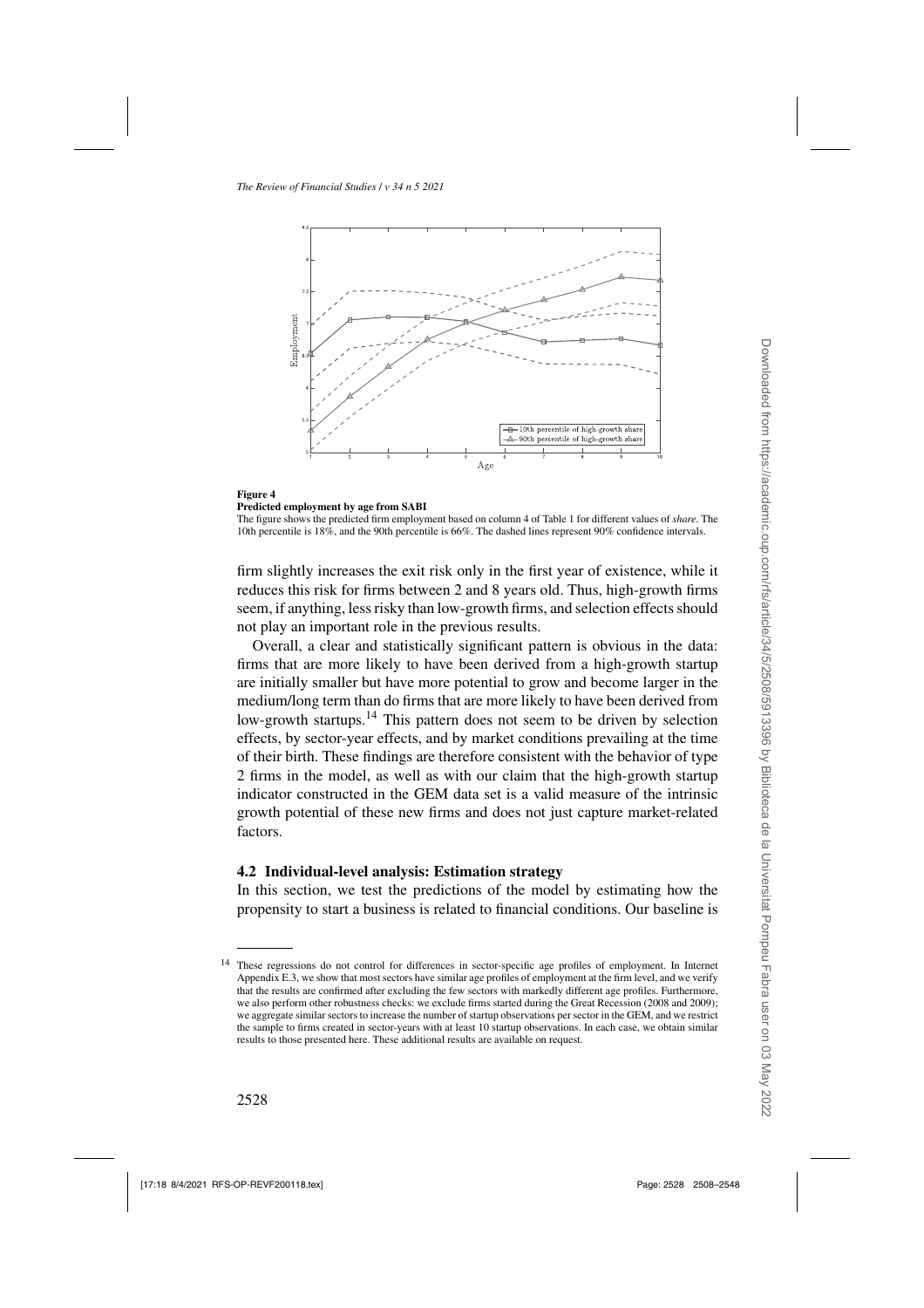**Figure 4**
**Predicted employment by age from SABI**
The figure shows the predicted firm employment based on column 4 of Table 1 for different values of *share*. The 10th percentile is 18%, and the 90th percentile is 66%. The dashed lines represent 90% confidence intervals.

firm slightly increases the exit risk only in the first year of existence, while it reduces this risk for firms between 2 and 8 years old. Thus, high-growth firms seem, if anything, less risky than low-growth firms, and selection effects should not play an important role in the previous results.

Overall, a clear and statistically significant pattern is obvious in the data: firms that are more likely to have been derived from a high-growth startup are initially smaller but have more potential to grow and become larger in the medium/long term than do firms that are more likely to have been derived from low-growth startups.[14] This pattern does not seem to be driven by selection effects, by sector-year effects, and by market conditions prevailing at the time of their birth. These findings are therefore consistent with the behavior of type 2 firms in the model, as well as with our claim that the high-growth startup indicator constructed in the GEM data set is a valid measure of the intrinsic growth potential of these new firms and does not just capture market-related factors.

### 4.2 Individual-level analysis: Estimation strategy

In this section, we test the predictions of the model by estimating how the propensity to start a business is related to financial conditions. Our baseline is

[14] These regressions do not control for differences in sector-specific age profiles of employment. In Internet Appendix E.3, we show that most sectors have similar age profiles of employment at the firm level, and we verify that the results are confirmed after excluding the few sectors with markedly different age profiles. Furthermore, we also perform other robustness checks: we exclude firms started during the Great Recession (2008 and 2009); we aggregate similar sectors to increase the number of startup observations per sector in the GEM, and we restrict the sample to firms created in sector-years with at least 10 startup observations. In each case, we obtain similar results to those presented here. These additional results are available on request.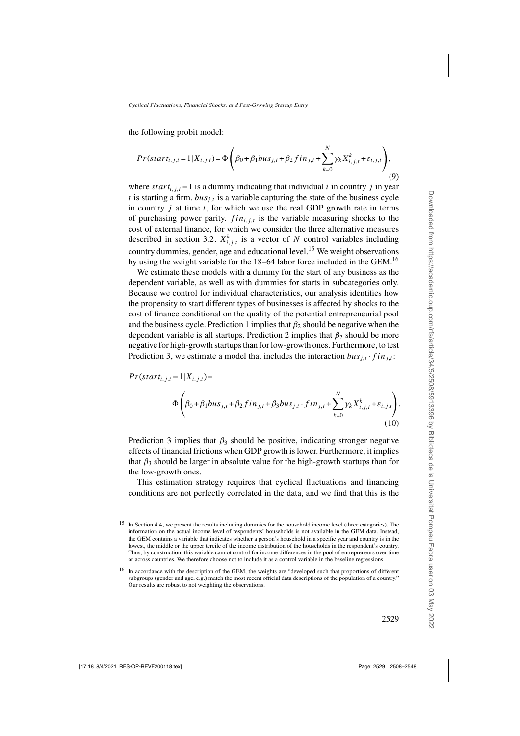the following probit model:

$$Pr(start_{i,j,t}=1|X_{i,j,t})=\Phi\left(\beta_0+\beta_1 bus_{j,t}+\beta_2 fin_{j,t}+\sum_{k=0}^{N}\gamma_k X_{i,j,t}^k+\varepsilon_{i,j,t}\right), \tag{9}$$

where $start_{i,j,t}=1$ is a dummy indicating that individual $i$ in country $j$ in year $t$ is starting a firm. $bus_{j,t}$ is a variable capturing the state of the business cycle in country $j$ at time $t$, for which we use the real GDP growth rate in terms of purchasing power parity. $fin_{i,j,t}$ is the variable measuring shocks to the cost of external finance, for which we consider the three alternative measures described in section 3.2. $X_{i,j,t}^k$ is a vector of $N$ control variables including country dummies, gender, age and educational level.[15] We weight observations by using the weight variable for the 18–64 labor force included in the GEM.[16]

We estimate these models with a dummy for the start of any business as the dependent variable, as well as with dummies for starts in subcategories only. Because we control for individual characteristics, our analysis identifies how the propensity to start different types of businesses is affected by shocks to the cost of finance conditional on the quality of the potential entrepreneurial pool and the business cycle. Prediction 1 implies that $\beta_2$ should be negative when the dependent variable is all startups. Prediction 2 implies that $\beta_2$ should be more negative for high-growth startups than for low-growth ones. Furthermore, to test Prediction 3, we estimate a model that includes the interaction $bus_{j,t}\cdot fin_{j,t}$:

$$Pr(start_{i,j,t}=1|X_{i,j,t})=\Phi\left(\beta_0+\beta_1 bus_{j,t}+\beta_2 fin_{j,t}+\beta_3 bus_{j,t}\cdot fin_{j,t}+\sum_{k=0}^{N}\gamma_k X_{i,j,t}^k+\varepsilon_{i,j,t}\right). \tag{10}$$

Prediction 3 implies that $\beta_3$ should be positive, indicating stronger negative effects of financial frictions when GDP growth is lower. Furthermore, it implies that $\beta_3$ should be larger in absolute value for the high-growth startups than for the low-growth ones.

This estimation strategy requires that cyclical fluctuations and financing conditions are not perfectly correlated in the data, and we find that this is the

---

[15] In Section 4.4, we present the results including dummies for the household income level (three categories). The information on the actual income level of respondents' households is not available in the GEM data. Instead, the GEM contains a variable that indicates whether a person's household in a specific year and country is in the lowest, the middle or the upper tercile of the income distribution of the households in the respondent's country. Thus, by construction, this variable cannot control for income differences in the pool of entrepreneurs over time or across countries. We therefore choose not to include it as a control variable in the baseline regressions.

[16] In accordance with the description of the GEM, the weights are "developed such that proportions of different subgroups (gender and age, e.g.) match the most recent official data descriptions of the population of a country." Our results are robust to not weighting the observations.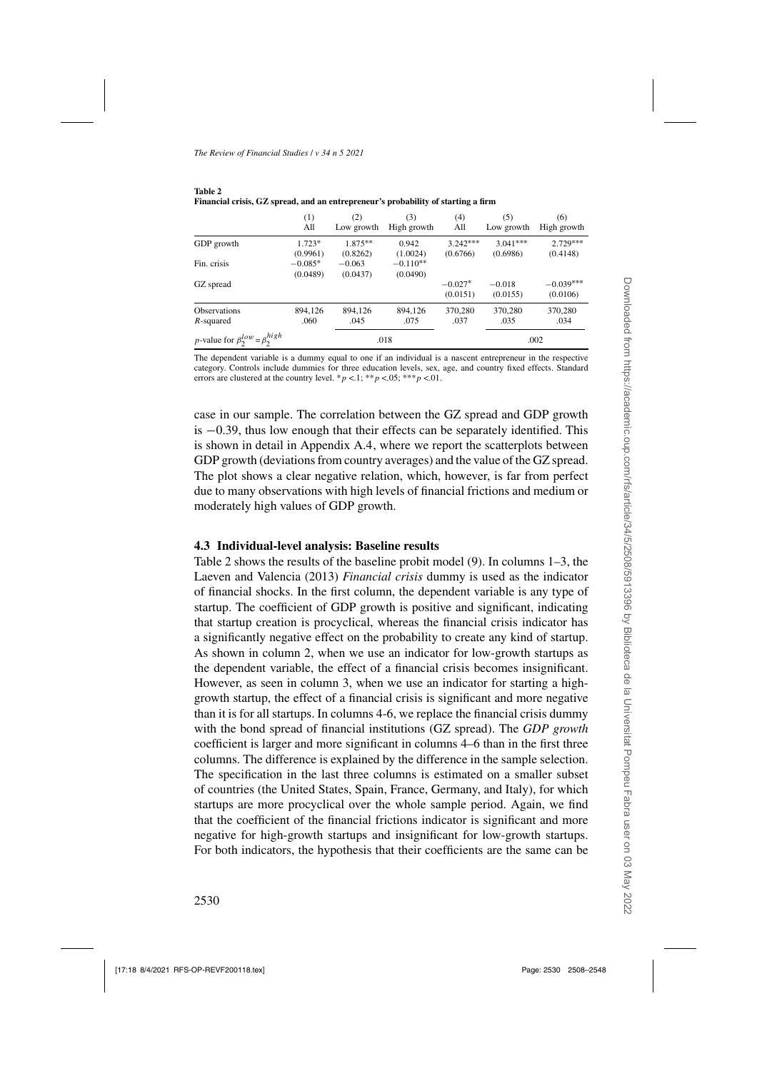**Table 2**
**Financial crisis, GZ spread, and an entrepreneur's probability of starting a firm**

| | (1) All | (2) Low growth | (3) High growth | (4) All | (5) Low growth | (6) High growth |
|---|---|---|---|---|---|---|
| GDP growth | 1.723* | 1.875** | 0.942 | 3.242*** | 3.041*** | 2.729*** |
| | (0.9961) | (0.8262) | (1.0024) | (0.6766) | (0.6986) | (0.4148) |
| Fin. crisis | −0.085* | −0.063 | −0.110** | | | |
| | (0.0489) | (0.0437) | (0.0490) | | | |
| GZ spread | | | | −0.027* | −0.018 | −0.039*** |
| | | | | (0.0151) | (0.0155) | (0.0106) |
| Observations | 894,126 | 894,126 | 894,126 | 370,280 | 370,280 | 370,280 |
| $R$-squared | .060 | .045 | .075 | .037 | .035 | .034 |
| $p$-value for $\beta_2^{low}=\beta_2^{high}$ | | .018 | | | .002 | |

The dependent variable is a dummy equal to one if an individual is a nascent entrepreneur in the respective category. Controls include dummies for three education levels, sex, age, and country fixed effects. Standard errors are clustered at the country level. $^{*}p<.1$; $^{**}p<.05$; $^{***}p<.01$.

case in our sample. The correlation between the GZ spread and GDP growth is −0.39, thus low enough that their effects can be separately identified. This is shown in detail in Appendix A.4, where we report the scatterplots between GDP growth (deviations from country averages) and the value of the GZ spread. The plot shows a clear negative relation, which, however, is far from perfect due to many observations with high levels of financial frictions and medium or moderately high values of GDP growth.

### 4.3 Individual-level analysis: Baseline results

Table 2 shows the results of the baseline probit model (9). In columns 1–3, the Laeven and Valencia (2013) *Financial crisis* dummy is used as the indicator of financial shocks. In the first column, the dependent variable is any type of startup. The coefficient of GDP growth is positive and significant, indicating that startup creation is procyclical, whereas the financial crisis indicator has a significantly negative effect on the probability to create any kind of startup. As shown in column 2, when we use an indicator for low-growth startups as the dependent variable, the effect of a financial crisis becomes insignificant. However, as seen in column 3, when we use an indicator for starting a high-growth startup, the effect of a financial crisis is significant and more negative than it is for all startups. In columns 4-6, we replace the financial crisis dummy with the bond spread of financial institutions (GZ spread). The *GDP growth* coefficient is larger and more significant in columns 4–6 than in the first three columns. The difference is explained by the difference in the sample selection. The specification in the last three columns is estimated on a smaller subset of countries (the United States, Spain, France, Germany, and Italy), for which startups are more procyclical over the whole sample period. Again, we find that the coefficient of the financial frictions indicator is significant and more negative for high-growth startups and insignificant for low-growth startups. For both indicators, the hypothesis that their coefficients are the same can be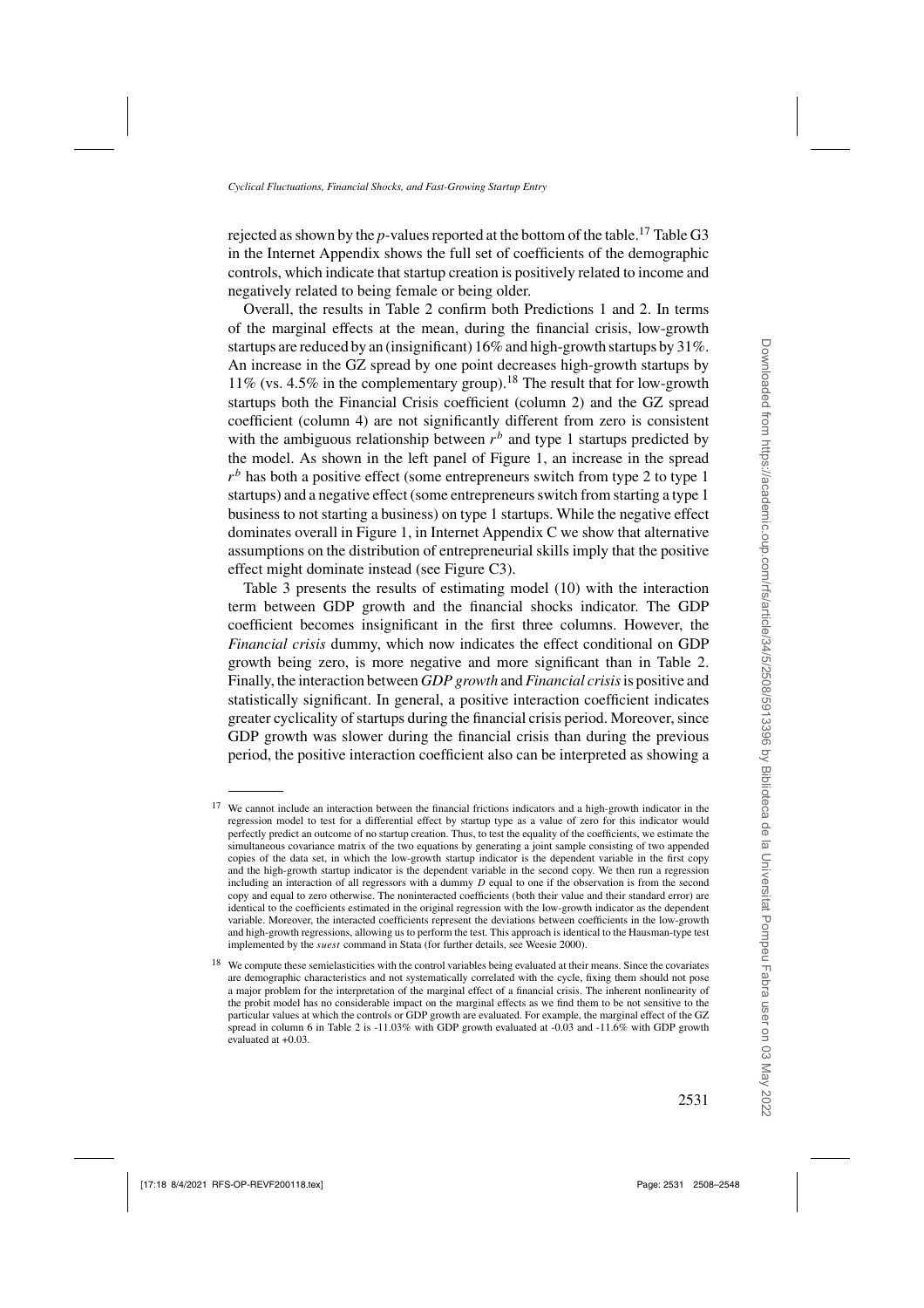rejected as shown by the $p$-values reported at the bottom of the table.[17] Table G3 in the Internet Appendix shows the full set of coefficients of the demographic controls, which indicate that startup creation is positively related to income and negatively related to being female or being older.

Overall, the results in Table 2 confirm both Predictions 1 and 2. In terms of the marginal effects at the mean, during the financial crisis, low-growth startups are reduced by an (insignificant) 16% and high-growth startups by 31%. An increase in the GZ spread by one point decreases high-growth startups by 11% (vs. 4.5% in the complementary group).[18] The result that for low-growth startups both the Financial Crisis coefficient (column 2) and the GZ spread coefficient (column 4) are not significantly different from zero is consistent with the ambiguous relationship between $r^b$ and type 1 startups predicted by the model. As shown in the left panel of Figure 1, an increase in the spread $r^b$ has both a positive effect (some entrepreneurs switch from type 2 to type 1 startups) and a negative effect (some entrepreneurs switch from starting a type 1 business to not starting a business) on type 1 startups. While the negative effect dominates overall in Figure 1, in Internet Appendix C we show that alternative assumptions on the distribution of entrepreneurial skills imply that the positive effect might dominate instead (see Figure C3).

Table 3 presents the results of estimating model (10) with the interaction term between GDP growth and the financial shocks indicator. The GDP coefficient becomes insignificant in the first three columns. However, the *Financial crisis* dummy, which now indicates the effect conditional on GDP growth being zero, is more negative and more significant than in Table 2. Finally, the interaction between *GDP growth* and *Financial crisis* is positive and statistically significant. In general, a positive interaction coefficient indicates greater cyclicality of startups during the financial crisis period. Moreover, since GDP growth was slower during the financial crisis than during the previous period, the positive interaction coefficient also can be interpreted as showing a

---

[17] We cannot include an interaction between the financial frictions indicators and a high-growth indicator in the regression model to test for a differential effect by startup type as a value of zero for this indicator would perfectly predict an outcome of no startup creation. Thus, to test the equality of the coefficients, we estimate the simultaneous covariance matrix of the two equations by generating a joint sample consisting of two appended copies of the data set, in which the low-growth startup indicator is the dependent variable in the first copy and the high-growth startup indicator is the dependent variable in the second copy. We then run a regression including an interaction of all regressors with a dummy $D$ equal to one if the observation is from the second copy and equal to zero otherwise. The noninteracted coefficients (both their value and their standard error) are identical to the coefficients estimated in the original regression with the low-growth indicator as the dependent variable. Moreover, the interacted coefficients represent the deviations between coefficients in the low-growth and high-growth regressions, allowing us to perform the test. This approach is identical to the Hausman-type test implemented by the *suest* command in Stata (for further details, see Weesie 2000).

[18] We compute these semielasticities with the control variables being evaluated at their means. Since the covariates are demographic characteristics and not systematically correlated with the cycle, fixing them should not pose a major problem for the interpretation of the marginal effect of a financial crisis. The inherent nonlinearity of the probit model has no considerable impact on the marginal effects as we find them to be not sensitive to the particular values at which the controls or GDP growth are evaluated. For example, the marginal effect of the GZ spread in column 6 in Table 2 is -11.03% with GDP growth evaluated at -0.03 and -11.6% with GDP growth evaluated at +0.03.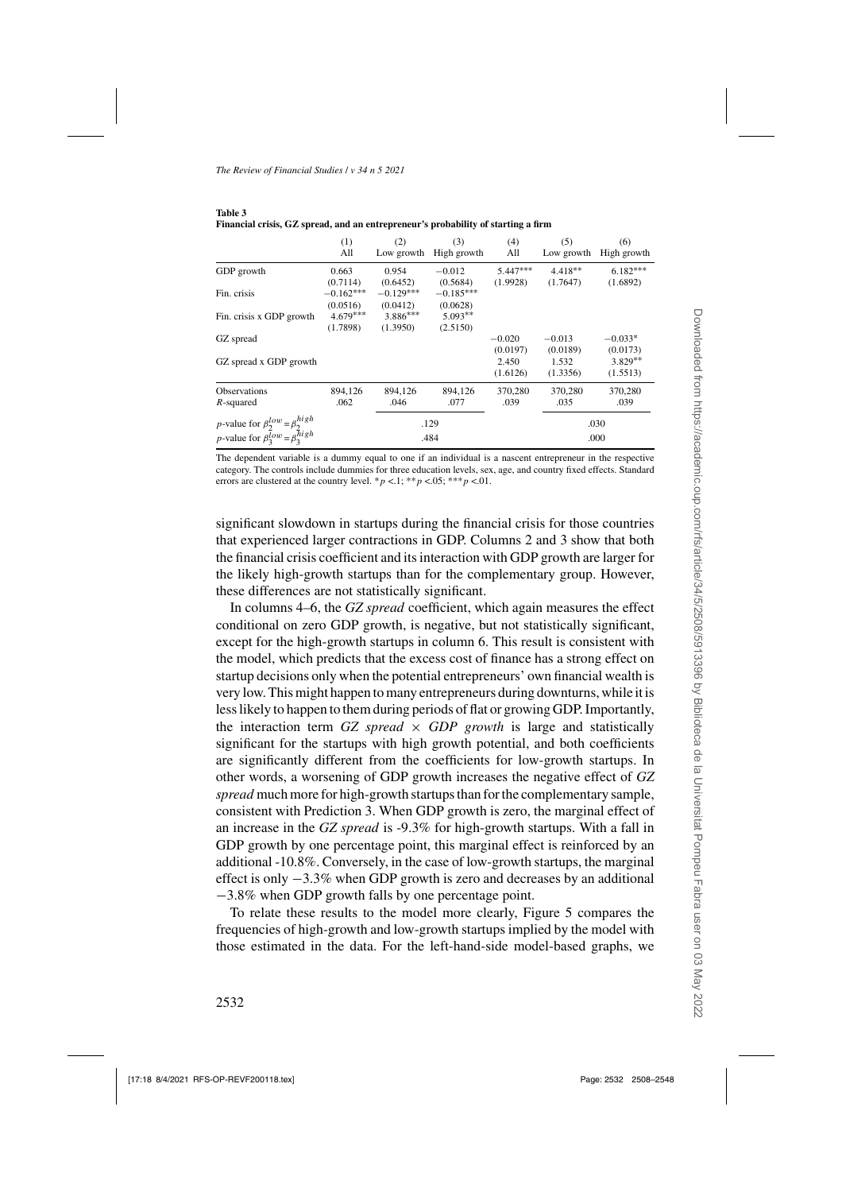**Table 3**
**Financial crisis, GZ spread, and an entrepreneur's probability of starting a firm**

| | (1) All | (2) Low growth | (3) High growth | (4) All | (5) Low growth | (6) High growth |
|---|---|---|---|---|---|---|
| GDP growth | 0.663 | 0.954 | −0.012 | 5.447*** | 4.418** | 6.182*** |
| | (0.7114) | (0.6452) | (0.5684) | (1.9928) | (1.7647) | (1.6892) |
| Fin. crisis | −0.162*** | −0.129*** | −0.185*** | | | |
| | (0.0516) | (0.0412) | (0.0628) | | | |
| Fin. crisis x GDP growth | 4.679*** | 3.886*** | 5.093** | | | |
| | (1.7898) | (1.3950) | (2.5150) | | | |
| GZ spread | | | | −0.020 | −0.013 | −0.033* |
| | | | | (0.0197) | (0.0189) | (0.0173) |
| GZ spread x GDP growth | | | | 2.450 | 1.532 | 3.829** |
| | | | | (1.6126) | (1.3356) | (1.5513) |
| Observations | 894,126 | 894,126 | 894,126 | 370,280 | 370,280 | 370,280 |
| $R$-squared | .062 | .046 | .077 | .039 | .035 | .039 |
| $p$-value for $\beta_2^{low}=\beta_2^{high}$ | | .129 | | | .030 | |
| $p$-value for $\beta_3^{low}=\beta_3^{high}$ | | .484 | | | .000 | |

The dependent variable is a dummy equal to one if an individual is a nascent entrepreneur in the respective category. The controls include dummies for three education levels, sex, age, and country fixed effects. Standard errors are clustered at the country level. $*p<.1$; $**p<.05$; $***p<.01$.

significant slowdown in startups during the financial crisis for those countries that experienced larger contractions in GDP. Columns 2 and 3 show that both the financial crisis coefficient and its interaction with GDP growth are larger for the likely high-growth startups than for the complementary group. However, these differences are not statistically significant.

In columns 4–6, the *GZ spread* coefficient, which again measures the effect conditional on zero GDP growth, is negative, but not statistically significant, except for the high-growth startups in column 6. This result is consistent with the model, which predicts that the excess cost of finance has a strong effect on startup decisions only when the potential entrepreneurs' own financial wealth is very low. This might happen to many entrepreneurs during downturns, while it is less likely to happen to them during periods of flat or growing GDP. Importantly, the interaction term *GZ spread* × *GDP growth* is large and statistically significant for the startups with high growth potential, and both coefficients are significantly different from the coefficients for low-growth startups. In other words, a worsening of GDP growth increases the negative effect of *GZ spread* much more for high-growth startups than for the complementary sample, consistent with Prediction 3. When GDP growth is zero, the marginal effect of an increase in the *GZ spread* is -9.3% for high-growth startups. With a fall in GDP growth by one percentage point, this marginal effect is reinforced by an additional -10.8%. Conversely, in the case of low-growth startups, the marginal effect is only −3.3% when GDP growth is zero and decreases by an additional −3.8% when GDP growth falls by one percentage point.

To relate these results to the model more clearly, Figure 5 compares the frequencies of high-growth and low-growth startups implied by the model with those estimated in the data. For the left-hand-side model-based graphs, we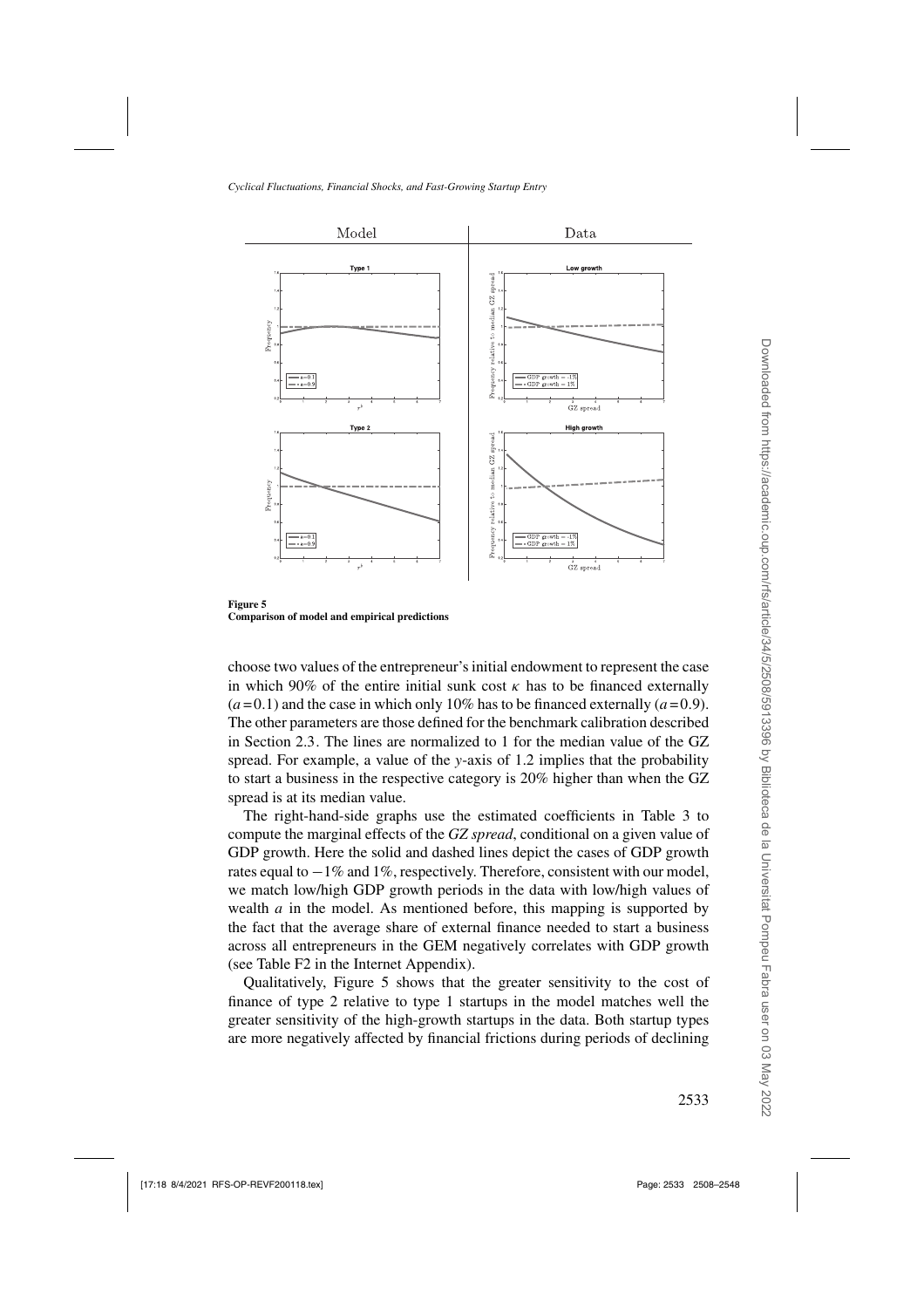**Figure 5**
**Comparison of model and empirical predictions**

choose two values of the entrepreneur's initial endowment to represent the case in which 90% of the entire initial sunk cost $\kappa$ has to be financed externally ($a = 0.1$) and the case in which only 10% has to be financed externally ($a = 0.9$). The other parameters are those defined for the benchmark calibration described in Section 2.3. The lines are normalized to 1 for the median value of the GZ spread. For example, a value of the $y$-axis of 1.2 implies that the probability to start a business in the respective category is 20% higher than when the GZ spread is at its median value.

The right-hand-side graphs use the estimated coefficients in Table 3 to compute the marginal effects of the *GZ spread*, conditional on a given value of GDP growth. Here the solid and dashed lines depict the cases of GDP growth rates equal to $-1$% and 1%, respectively. Therefore, consistent with our model, we match low/high GDP growth periods in the data with low/high values of wealth $a$ in the model. As mentioned before, this mapping is supported by the fact that the average share of external finance needed to start a business across all entrepreneurs in the GEM negatively correlates with GDP growth (see Table F2 in the Internet Appendix).

Qualitatively, Figure 5 shows that the greater sensitivity to the cost of finance of type 2 relative to type 1 startups in the model matches well the greater sensitivity of the high-growth startups in the data. Both startup types are more negatively affected by financial frictions during periods of declining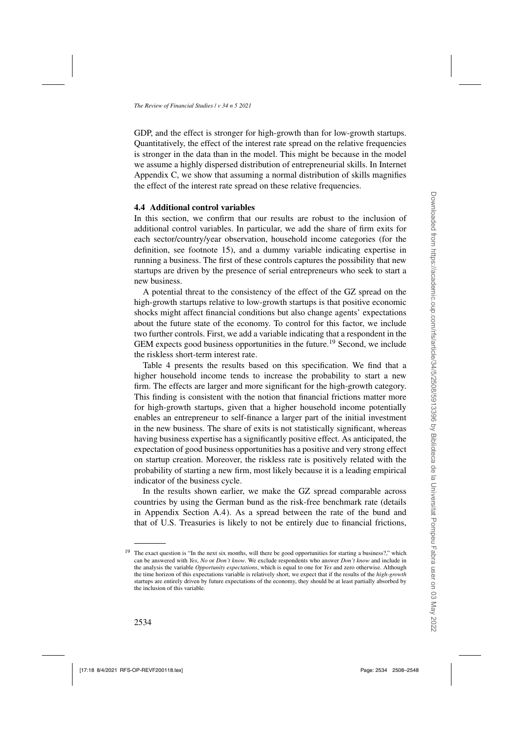GDP, and the effect is stronger for high-growth than for low-growth startups. Quantitatively, the effect of the interest rate spread on the relative frequencies is stronger in the data than in the model. This might be because in the model we assume a highly dispersed distribution of entrepreneurial skills. In Internet Appendix C, we show that assuming a normal distribution of skills magnifies the effect of the interest rate spread on these relative frequencies.

### 4.4 Additional control variables

In this section, we confirm that our results are robust to the inclusion of additional control variables. In particular, we add the share of firm exits for each sector/country/year observation, household income categories (for the definition, see footnote 15), and a dummy variable indicating expertise in running a business. The first of these controls captures the possibility that new startups are driven by the presence of serial entrepreneurs who seek to start a new business.

A potential threat to the consistency of the effect of the GZ spread on the high-growth startups relative to low-growth startups is that positive economic shocks might affect financial conditions but also change agents' expectations about the future state of the economy. To control for this factor, we include two further controls. First, we add a variable indicating that a respondent in the GEM expects good business opportunities in the future.[19] Second, we include the riskless short-term interest rate.

Table 4 presents the results based on this specification. We find that a higher household income tends to increase the probability to start a new firm. The effects are larger and more significant for the high-growth category. This finding is consistent with the notion that financial frictions matter more for high-growth startups, given that a higher household income potentially enables an entrepreneur to self-finance a larger part of the initial investment in the new business. The share of exits is not statistically significant, whereas having business expertise has a significantly positive effect. As anticipated, the expectation of good business opportunities has a positive and very strong effect on startup creation. Moreover, the riskless rate is positively related with the probability of starting a new firm, most likely because it is a leading empirical indicator of the business cycle.

In the results shown earlier, we make the GZ spread comparable across countries by using the German bund as the risk-free benchmark rate (details in Appendix Section A.4). As a spread between the rate of the bund and that of U.S. Treasuries is likely to not be entirely due to financial frictions,

[19] The exact question is "In the next six months, will there be good opportunities for starting a business?," which can be answered with *Yes*, *No* or *Don't know*. We exclude respondents who answer *Don't know* and include in the analysis the variable *Opportunity expectations*, which is equal to one for *Yes* and zero otherwise. Although the time horizon of this expectations variable is relatively short, we expect that if the results of the *high-growth* startups are entirely driven by future expectations of the economy, they should be at least partially absorbed by the inclusion of this variable.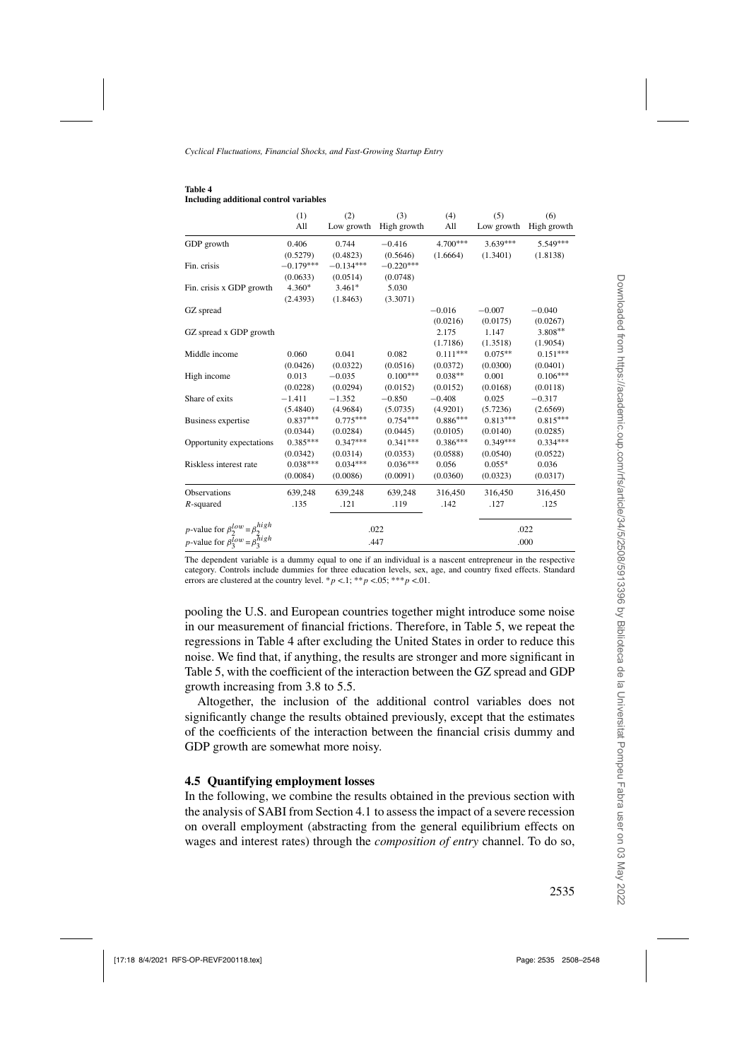**Table 4**
**Including additional control variables**

| | (1) All | (2) Low growth | (3) High growth | (4) All | (5) Low growth | (6) High growth |
|---|---|---|---|---|---|---|
| GDP growth | 0.406 | 0.744 | −0.416 | 4.700*** | 3.639*** | 5.549*** |
| | (0.5279) | (0.4823) | (0.5646) | (1.6664) | (1.3401) | (1.8138) |
| Fin. crisis | −0.179*** | −0.134*** | −0.220*** | | | |
| | (0.0633) | (0.0514) | (0.0748) | | | |
| Fin. crisis x GDP growth | 4.360* | 3.461* | 5.030 | | | |
| | (2.4393) | (1.8463) | (3.3071) | | | |
| GZ spread | | | | −0.016 | −0.007 | −0.040 |
| | | | | (0.0216) | (0.0175) | (0.0267) |
| GZ spread x GDP growth | | | | 2.175 | 1.147 | 3.808** |
| | | | | (1.7186) | (1.3518) | (1.9054) |
| Middle income | 0.060 | 0.041 | 0.082 | 0.111*** | 0.075** | 0.151*** |
| | (0.0426) | (0.0322) | (0.0516) | (0.0372) | (0.0300) | (0.0401) |
| High income | 0.013 | −0.035 | 0.100*** | 0.038** | 0.001 | 0.106*** |
| | (0.0228) | (0.0294) | (0.0152) | (0.0152) | (0.0168) | (0.0118) |
| Share of exits | −1.411 | −1.352 | −0.850 | −0.408 | 0.025 | −0.317 |
| | (5.4840) | (4.9684) | (5.0735) | (4.9201) | (5.7236) | (2.6569) |
| Business expertise | 0.837*** | 0.775*** | 0.754*** | 0.886*** | 0.813*** | 0.815*** |
| | (0.0344) | (0.0284) | (0.0445) | (0.0105) | (0.0140) | (0.0285) |
| Opportunity expectations | 0.385*** | 0.347*** | 0.341*** | 0.386*** | 0.349*** | 0.334*** |
| | (0.0342) | (0.0314) | (0.0353) | (0.0588) | (0.0540) | (0.0522) |
| Riskless interest rate | 0.038*** | 0.034*** | 0.036*** | 0.056 | 0.055* | 0.036 |
| | (0.0084) | (0.0086) | (0.0091) | (0.0360) | (0.0323) | (0.0317) |
| Observations | 639,248 | 639,248 | 639,248 | 316,450 | 316,450 | 316,450 |
| $R$-squared | .135 | .121 | .119 | .142 | .127 | .125 |
| $p$-value for $\beta_2^{low}=\beta_2^{high}$ | | .022 | | | .022 | |
| $p$-value for $\beta_3^{low}=\beta_3^{high}$ | | .447 | | | .000 | |

The dependent variable is a dummy equal to one if an individual is a nascent entrepreneur in the respective category. Controls include dummies for three education levels, sex, age, and country fixed effects. Standard errors are clustered at the country level. $^{*}p<.1$; $^{**}p<.05$; $^{***}p<.01$.

pooling the U.S. and European countries together might introduce some noise in our measurement of financial frictions. Therefore, in Table 5, we repeat the regressions in Table 4 after excluding the United States in order to reduce this noise. We find that, if anything, the results are stronger and more significant in Table 5, with the coefficient of the interaction between the GZ spread and GDP growth increasing from 3.8 to 5.5.

Altogether, the inclusion of the additional control variables does not significantly change the results obtained previously, except that the estimates of the coefficients of the interaction between the financial crisis dummy and GDP growth are somewhat more noisy.

### 4.5 Quantifying employment losses

In the following, we combine the results obtained in the previous section with the analysis of SABI from Section 4.1 to assess the impact of a severe recession on overall employment (abstracting from the general equilibrium effects on wages and interest rates) through the *composition of entry* channel. To do so,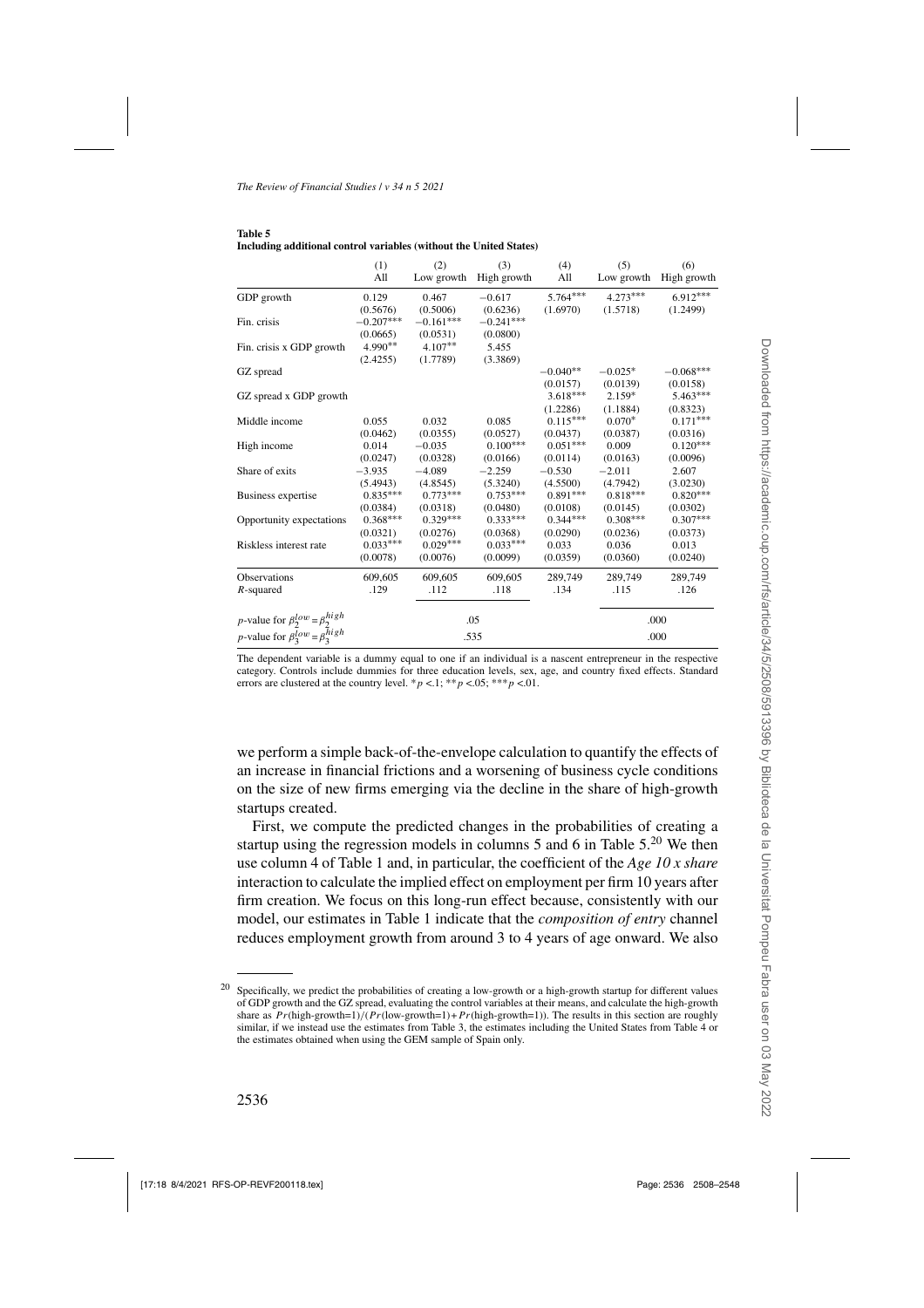**Table 5**
**Including additional control variables (without the United States)**

| | (1) All | (2) Low growth | (3) High growth | (4) All | (5) Low growth | (6) High growth |
|---|---|---|---|---|---|---|
| GDP growth | 0.129 | 0.467 | −0.617 | 5.764*** | 4.273*** | 6.912*** |
| | (0.5676) | (0.5006) | (0.6236) | (1.6970) | (1.5718) | (1.2499) |
| Fin. crisis | −0.207*** | −0.161*** | −0.241*** | | | |
| | (0.0665) | (0.0531) | (0.0800) | | | |
| Fin. crisis x GDP growth | 4.990** | 4.107** | 5.455 | | | |
| | (2.4255) | (1.7789) | (3.3869) | | | |
| GZ spread | | | | −0.040** | −0.025* | −0.068*** |
| | | | | (0.0157) | (0.0139) | (0.0158) |
| GZ spread x GDP growth | | | | 3.618*** | 2.159* | 5.463*** |
| | | | | (1.2286) | (1.1884) | (0.8323) |
| Middle income | 0.055 | 0.032 | 0.085 | 0.115*** | 0.070* | 0.171*** |
| | (0.0462) | (0.0355) | (0.0527) | (0.0437) | (0.0387) | (0.0316) |
| High income | 0.014 | −0.035 | 0.100*** | 0.051*** | 0.009 | 0.120*** |
| | (0.0247) | (0.0328) | (0.0166) | (0.0114) | (0.0163) | (0.0096) |
| Share of exits | −3.935 | −4.089 | −2.259 | −0.530 | −2.011 | 2.607 |
| | (5.4943) | (4.8545) | (5.3240) | (4.5500) | (4.7942) | (3.0230) |
| Business expertise | 0.835*** | 0.773*** | 0.753*** | 0.891*** | 0.818*** | 0.820*** |
| | (0.0384) | (0.0318) | (0.0480) | (0.0108) | (0.0145) | (0.0302) |
| Opportunity expectations | 0.368*** | 0.329*** | 0.333*** | 0.344*** | 0.308*** | 0.307*** |
| | (0.0321) | (0.0276) | (0.0368) | (0.0290) | (0.0236) | (0.0373) |
| Riskless interest rate | 0.033*** | 0.029*** | 0.033*** | 0.033 | 0.036 | 0.013 |
| | (0.0078) | (0.0076) | (0.0099) | (0.0359) | (0.0360) | (0.0240) |
| Observations | 609,605 | 609,605 | 609,605 | 289,749 | 289,749 | 289,749 |
| $R$-squared | .129 | .112 | .118 | .134 | .115 | .126 |
| $p$-value for $\beta_2^{low}=\beta_2^{high}$ | | .05 | | | .000 | |
| $p$-value for $\beta_3^{low}=\beta_3^{high}$ | | .535 | | | .000 | |

The dependent variable is a dummy equal to one if an individual is a nascent entrepreneur in the respective category. Controls include dummies for three education levels, sex, age, and country fixed effects. Standard errors are clustered at the country level. $^*p<.1$; $^{**}p<.05$; $^{***}p<.01$.

we perform a simple back-of-the-envelope calculation to quantify the effects of an increase in financial frictions and a worsening of business cycle conditions on the size of new firms emerging via the decline in the share of high-growth startups created.

First, we compute the predicted changes in the probabilities of creating a startup using the regression models in columns 5 and 6 in Table 5.[20] We then use column 4 of Table 1 and, in particular, the coefficient of the *Age 10 x share* interaction to calculate the implied effect on employment per firm 10 years after firm creation. We focus on this long-run effect because, consistently with our model, our estimates in Table 1 indicate that the *composition of entry* channel reduces employment growth from around 3 to 4 years of age onward. We also

[20] Specifically, we predict the probabilities of creating a low-growth or a high-growth startup for different values of GDP growth and the GZ spread, evaluating the control variables at their means, and calculate the high-growth share as $Pr(\text{high-growth=1})/(Pr(\text{low-growth=1})+Pr(\text{high-growth=1}))$. The results in this section are roughly similar, if we instead use the estimates from Table 3, the estimates including the United States from Table 4 or the estimates obtained when using the GEM sample of Spain only.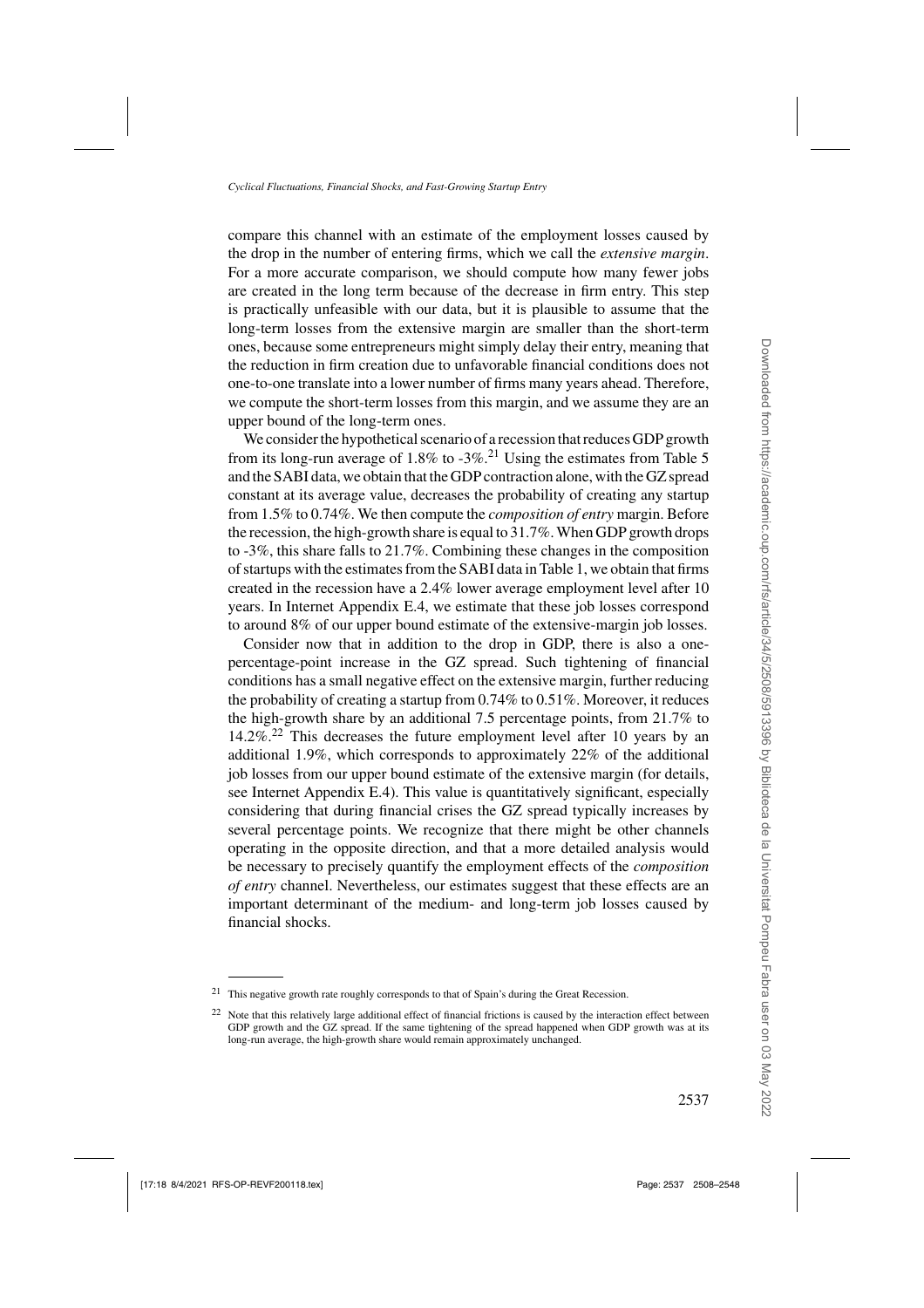compare this channel with an estimate of the employment losses caused by the drop in the number of entering firms, which we call the *extensive margin*. For a more accurate comparison, we should compute how many fewer jobs are created in the long term because of the decrease in firm entry. This step is practically unfeasible with our data, but it is plausible to assume that the long-term losses from the extensive margin are smaller than the short-term ones, because some entrepreneurs might simply delay their entry, meaning that the reduction in firm creation due to unfavorable financial conditions does not one-to-one translate into a lower number of firms many years ahead. Therefore, we compute the short-term losses from this margin, and we assume they are an upper bound of the long-term ones.

We consider the hypothetical scenario of a recession that reduces GDP growth from its long-run average of 1.8% to -3%.[21] Using the estimates from Table 5 and the SABI data, we obtain that the GDP contraction alone, with the GZ spread constant at its average value, decreases the probability of creating any startup from 1.5% to 0.74%. We then compute the *composition of entry* margin. Before the recession, the high-growth share is equal to 31.7%. When GDP growth drops to -3%, this share falls to 21.7%. Combining these changes in the composition of startups with the estimates from the SABI data in Table 1, we obtain that firms created in the recession have a 2.4% lower average employment level after 10 years. In Internet Appendix E.4, we estimate that these job losses correspond to around 8% of our upper bound estimate of the extensive-margin job losses.

Consider now that in addition to the drop in GDP, there is also a one-percentage-point increase in the GZ spread. Such tightening of financial conditions has a small negative effect on the extensive margin, further reducing the probability of creating a startup from 0.74% to 0.51%. Moreover, it reduces the high-growth share by an additional 7.5 percentage points, from 21.7% to 14.2%.[22] This decreases the future employment level after 10 years by an additional 1.9%, which corresponds to approximately 22% of the additional job losses from our upper bound estimate of the extensive margin (for details, see Internet Appendix E.4). This value is quantitatively significant, especially considering that during financial crises the GZ spread typically increases by several percentage points. We recognize that there might be other channels operating in the opposite direction, and that a more detailed analysis would be necessary to precisely quantify the employment effects of the *composition of entry* channel. Nevertheless, our estimates suggest that these effects are an important determinant of the medium- and long-term job losses caused by financial shocks.

[21] This negative growth rate roughly corresponds to that of Spain's during the Great Recession.

[22] Note that this relatively large additional effect of financial frictions is caused by the interaction effect between GDP growth and the GZ spread. If the same tightening of the spread happened when GDP growth was at its long-run average, the high-growth share would remain approximately unchanged.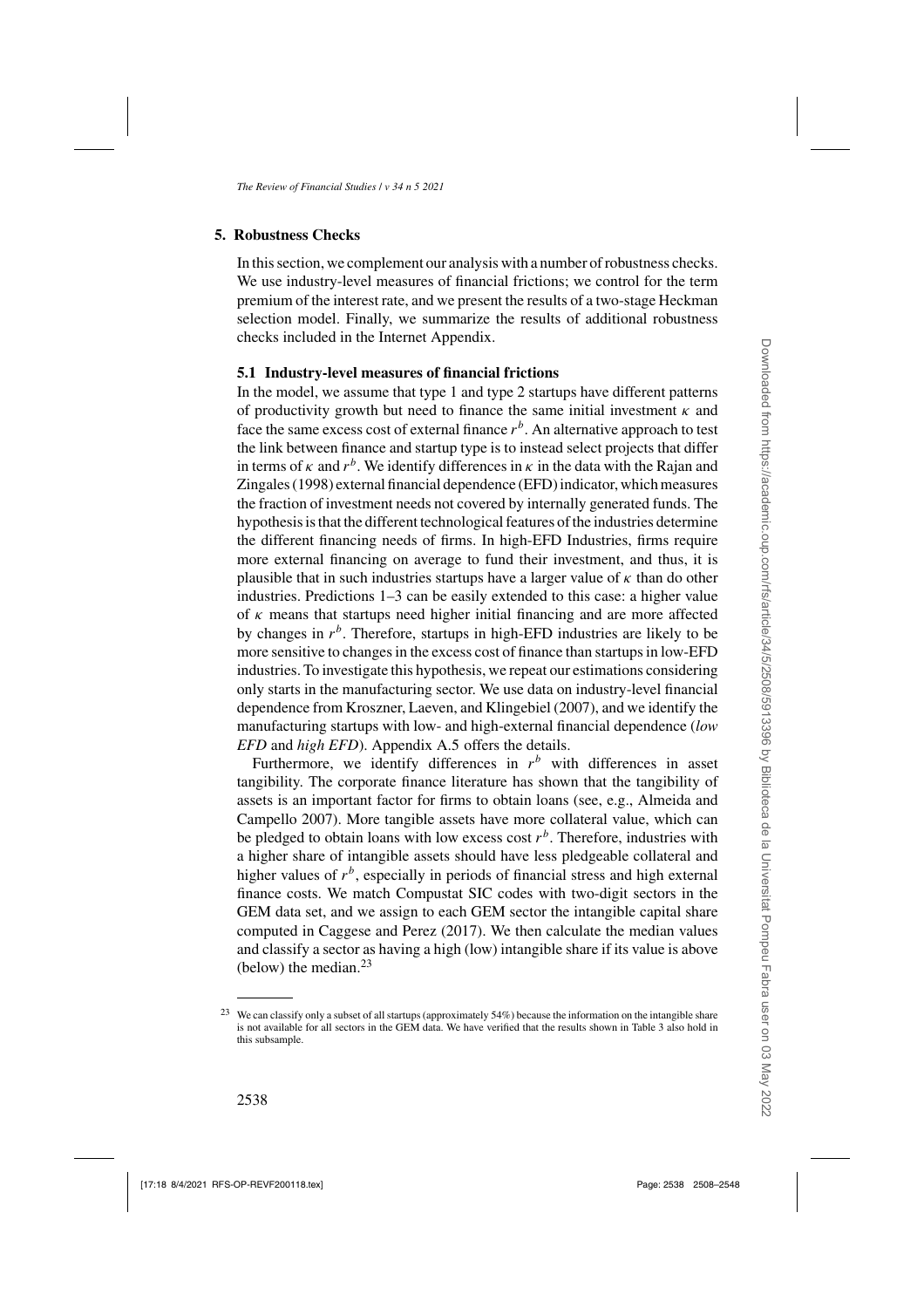## 5. Robustness Checks

In this section, we complement our analysis with a number of robustness checks. We use industry-level measures of financial frictions; we control for the term premium of the interest rate, and we present the results of a two-stage Heckman selection model. Finally, we summarize the results of additional robustness checks included in the Internet Appendix.

### 5.1 Industry-level measures of financial frictions

In the model, we assume that type 1 and type 2 startups have different patterns of productivity growth but need to finance the same initial investment $\kappa$ and face the same excess cost of external finance $r^b$. An alternative approach to test the link between finance and startup type is to instead select projects that differ in terms of $\kappa$ and $r^b$. We identify differences in $\kappa$ in the data with the Rajan and Zingales (1998) external financial dependence (EFD) indicator, which measures the fraction of investment needs not covered by internally generated funds. The hypothesis is that the different technological features of the industries determine the different financing needs of firms. In high-EFD Industries, firms require more external financing on average to fund their investment, and thus, it is plausible that in such industries startups have a larger value of $\kappa$ than do other industries. Predictions 1–3 can be easily extended to this case: a higher value of $\kappa$ means that startups need higher initial financing and are more affected by changes in $r^b$. Therefore, startups in high-EFD industries are likely to be more sensitive to changes in the excess cost of finance than startups in low-EFD industries. To investigate this hypothesis, we repeat our estimations considering only starts in the manufacturing sector. We use data on industry-level financial dependence from Kroszner, Laeven, and Klingebiel (2007), and we identify the manufacturing startups with low- and high-external financial dependence (*low EFD* and *high EFD*). Appendix A.5 offers the details.

Furthermore, we identify differences in $r^b$ with differences in asset tangibility. The corporate finance literature has shown that the tangibility of assets is an important factor for firms to obtain loans (see, e.g., Almeida and Campello 2007). More tangible assets have more collateral value, which can be pledged to obtain loans with low excess cost $r^b$. Therefore, industries with a higher share of intangible assets should have less pledgeable collateral and higher values of $r^b$, especially in periods of financial stress and high external finance costs. We match Compustat SIC codes with two-digit sectors in the GEM data set, and we assign to each GEM sector the intangible capital share computed in Caggese and Perez (2017). We then calculate the median values and classify a sector as having a high (low) intangible share if its value is above (below) the median.[23]

[23] We can classify only a subset of all startups (approximately 54%) because the information on the intangible share is not available for all sectors in the GEM data. We have verified that the results shown in Table 3 also hold in this subsample.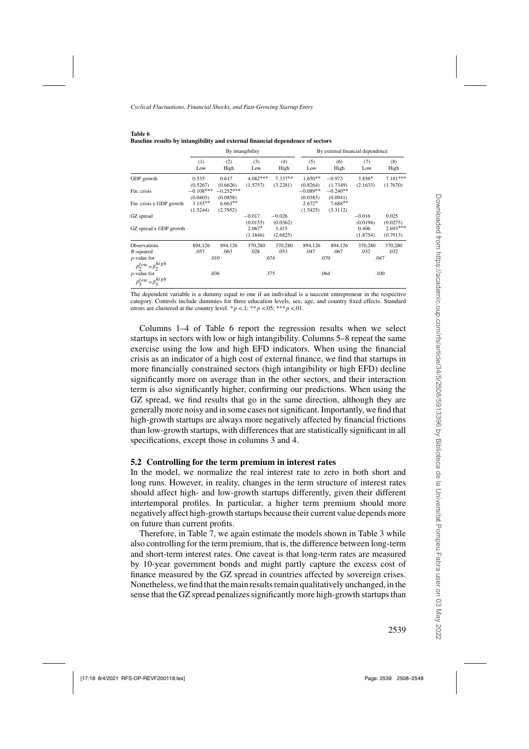**Table 6**
**Baseline results by intangibility and external financial dependence of sectors**

| | By intangibility | | | | By external financial dependence | | | |
|---|---|---|---|---|---|---|---|---|
| | (1) Low | (2) High | (3) Low | (4) High | (5) Low | (6) High | (7) Low | (8) High |
| GDP growth | 0.535 | 0.617 | 4.082*** | 7.337** | 1.650** | −0.973 | 3.856* | 7.181*** |
| | (0.5267) | (0.6626) | (1.5757) | (3.2281) | (0.8264) | (1.7349) | (2.1633) | (1.7670) |
| Fin. crisis | −0.108*** | −0.252*** | | | −0.089** | −0.240** | | |
| | (0.0403) | (0.0858) | | | (0.0385) | (0.0941) | | |
| Fin. crisis x GDP growth | 3.155** | 6.663** | | | 2.672* | 7.688** | | |
| | (1.5244) | (2.7952) | | | (1.5425) | (3.3112) | | |
| GZ spread | | | −0.017 | −0.026 | | | −0.016 | 0.025 |
| | | | (0.0155) | (0.0362) | | | (0.0194) | (0.0275) |
| GZ spread x GDP growth | | | 2.067* | 3.415 | | | 0.406 | 2.693*** |
| | | | (1.1846) | (2.6825) | | | (1.8754) | (0.7913) |
| Observations | 894,126 | 894,126 | 370,280 | 370,280 | 894,126 | 894,126 | 370,280 | 370,280 |
| $R$-squared | .057 | .063 | .028 | .053 | .047 | .067 | .032 | .032 |
| $p$-value for $\beta_2^{low}=\beta_2^{high}$ | .010 | | .674 | | .070 | | .047 | |
| $p$-value for $\beta_3^{low}=\beta_3^{high}$ | .036 | | .375 | | .064 | | .100 | |

The dependent variable is a dummy equal to one if an individual is a nascent entrepreneur in the respective category. Controls include dummies for three education levels, sex, age, and country fixed effects. Standard errors are clustered at the country level. \*$p$ <.1; \*\*$p$ <.05; \*\*\*$p$ <.01.

Columns 1–4 of Table 6 report the regression results when we select startups in sectors with low or high intangibility. Columns 5–8 repeat the same exercise using the low and high EFD indicators. When using the financial crisis as an indicator of a high cost of external finance, we find that startups in more financially constrained sectors (high intangibility or high EFD) decline significantly more on average than in the other sectors, and their interaction term is also significantly higher, confirming our predictions. When using the GZ spread, we find results that go in the same direction, although they are generally more noisy and in some cases not significant. Importantly, we find that high-growth startups are always more negatively affected by financial frictions than low-growth startups, with differences that are statistically significant in all specifications, except those in columns 3 and 4.

### 5.2 Controlling for the term premium in interest rates

In the model, we normalize the real interest rate to zero in both short and long runs. However, in reality, changes in the term structure of interest rates should affect high- and low-growth startups differently, given their different intertemporal profiles. In particular, a higher term premium should more negatively affect high-growth startups because their current value depends more on future than current profits.

Therefore, in Table 7, we again estimate the models shown in Table 3 while also controlling for the term premium, that is, the difference between long-term and short-term interest rates. One caveat is that long-term rates are measured by 10-year government bonds and might partly capture the excess cost of finance measured by the GZ spread in countries affected by sovereign crises. Nonetheless, we find that the main results remain qualitatively unchanged, in the sense that the GZ spread penalizes significantly more high-growth startups than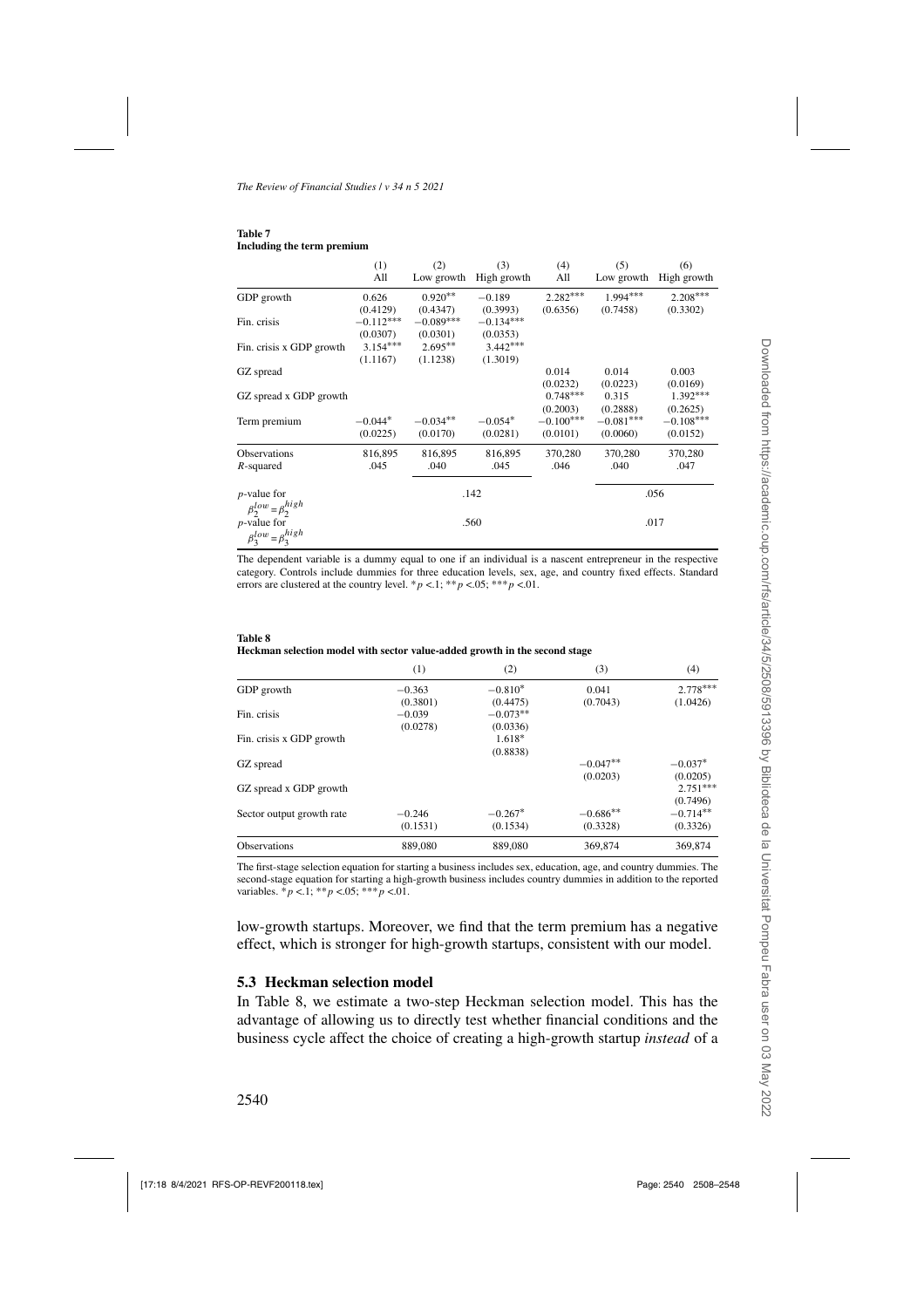**Table 7**
**Including the term premium**

| | (1) All | (2) Low growth | (3) High growth | (4) All | (5) Low growth | (6) High growth |
|---|---|---|---|---|---|---|
| GDP growth | 0.626 | 0.920** | −0.189 | 2.282*** | 1.994*** | 2.208*** |
| | (0.4129) | (0.4347) | (0.3993) | (0.6356) | (0.7458) | (0.3302) |
| Fin. crisis | −0.112*** | −0.089*** | −0.134*** | | | |
| | (0.0307) | (0.0301) | (0.0353) | | | |
| Fin. crisis x GDP growth | 3.154*** | 2.695** | 3.442*** | | | |
| | (1.1167) | (1.1238) | (1.3019) | | | |
| GZ spread | | | | 0.014 | 0.014 | 0.003 |
| | | | | (0.0232) | (0.0223) | (0.0169) |
| GZ spread x GDP growth | | | | 0.748*** | 0.315 | 1.392*** |
| | | | | (0.2003) | (0.2888) | (0.2625) |
| Term premium | −0.044* | −0.034** | −0.054* | −0.100*** | −0.081*** | −0.108*** |
| | (0.0225) | (0.0170) | (0.0281) | (0.0101) | (0.0060) | (0.0152) |
| Observations | 816,895 | 816,895 | 816,895 | 370,280 | 370,280 | 370,280 |
| $R$-squared | .045 | .040 | .045 | .046 | .040 | .047 |
| $p$-value for $\beta_2^{low} = \beta_2^{high}$ | | .142 | | | .056 | |
| $p$-value for $\beta_3^{low} = \beta_3^{high}$ | | .560 | | | .017 | |

The dependent variable is a dummy equal to one if an individual is a nascent entrepreneur in the respective category. Controls include dummies for three education levels, sex, age, and country fixed effects. Standard errors are clustered at the country level. \*$p$ <.1; \*\*$p$ <.05; \*\*\*$p$ <.01.

**Table 8**
**Heckman selection model with sector value-added growth in the second stage**

| | (1) | (2) | (3) | (4) |
|---|---|---|---|---|
| GDP growth | −0.363 | −0.810* | 0.041 | 2.778*** |
| | (0.3801) | (0.4475) | (0.7043) | (1.0426) |
| Fin. crisis | −0.039 | −0.073** | | |
| | (0.0278) | (0.0336) | | |
| Fin. crisis x GDP growth | | 1.618* | | |
| | | (0.8838) | | |
| GZ spread | | | −0.047** | −0.037* |
| | | | (0.0203) | (0.0205) |
| GZ spread x GDP growth | | | | 2.751*** |
| | | | | (0.7496) |
| Sector output growth rate | −0.246 | −0.267* | −0.686** | −0.714** |
| | (0.1531) | (0.1534) | (0.3328) | (0.3326) |
| Observations | 889,080 | 889,080 | 369,874 | 369,874 |

The first-stage selection equation for starting a business includes sex, education, age, and country dummies. The second-stage equation for starting a high-growth business includes country dummies in addition to the reported variables. \*$p$ <.1; \*\*$p$ <.05; \*\*\*$p$ <.01.

low-growth startups. Moreover, we find that the term premium has a negative effect, which is stronger for high-growth startups, consistent with our model.

### 5.3 Heckman selection model

In Table 8, we estimate a two-step Heckman selection model. This has the advantage of allowing us to directly test whether financial conditions and the business cycle affect the choice of creating a high-growth startup *instead* of a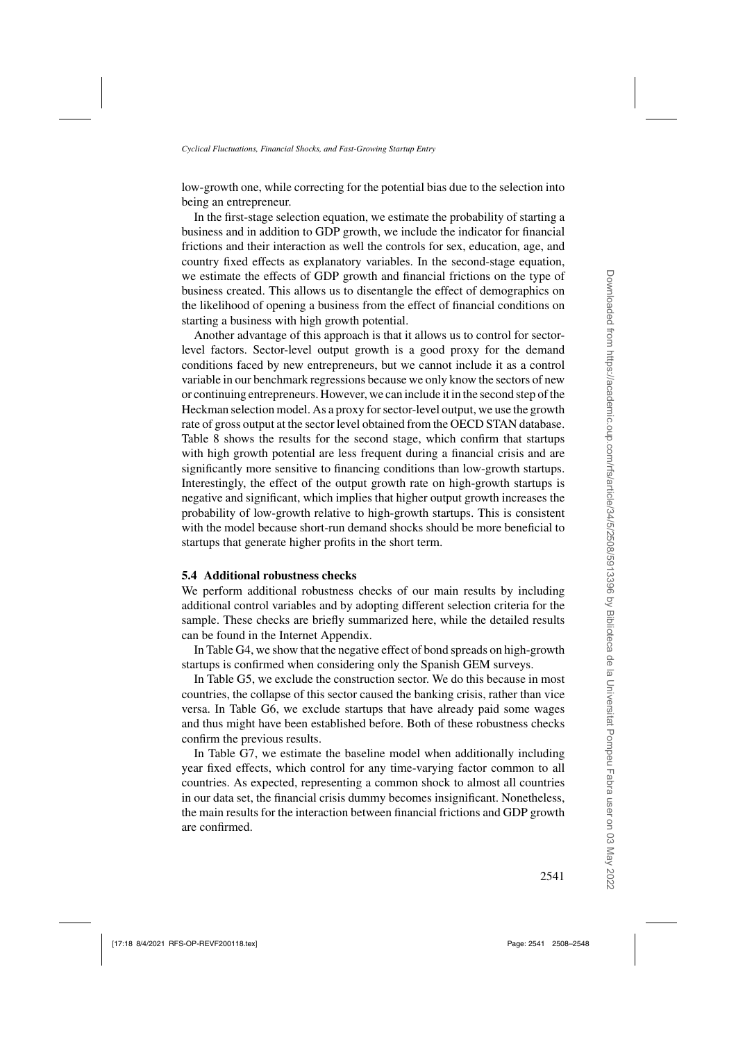low-growth one, while correcting for the potential bias due to the selection into being an entrepreneur.

In the first-stage selection equation, we estimate the probability of starting a business and in addition to GDP growth, we include the indicator for financial frictions and their interaction as well the controls for sex, education, age, and country fixed effects as explanatory variables. In the second-stage equation, we estimate the effects of GDP growth and financial frictions on the type of business created. This allows us to disentangle the effect of demographics on the likelihood of opening a business from the effect of financial conditions on starting a business with high growth potential.

Another advantage of this approach is that it allows us to control for sector-level factors. Sector-level output growth is a good proxy for the demand conditions faced by new entrepreneurs, but we cannot include it as a control variable in our benchmark regressions because we only know the sectors of new or continuing entrepreneurs. However, we can include it in the second step of the Heckman selection model. As a proxy for sector-level output, we use the growth rate of gross output at the sector level obtained from the OECD STAN database. Table 8 shows the results for the second stage, which confirm that startups with high growth potential are less frequent during a financial crisis and are significantly more sensitive to financing conditions than low-growth startups. Interestingly, the effect of the output growth rate on high-growth startups is negative and significant, which implies that higher output growth increases the probability of low-growth relative to high-growth startups. This is consistent with the model because short-run demand shocks should be more beneficial to startups that generate higher profits in the short term.

### 5.4 Additional robustness checks

We perform additional robustness checks of our main results by including additional control variables and by adopting different selection criteria for the sample. These checks are briefly summarized here, while the detailed results can be found in the Internet Appendix.

In Table G4, we show that the negative effect of bond spreads on high-growth startups is confirmed when considering only the Spanish GEM surveys.

In Table G5, we exclude the construction sector. We do this because in most countries, the collapse of this sector caused the banking crisis, rather than vice versa. In Table G6, we exclude startups that have already paid some wages and thus might have been established before. Both of these robustness checks confirm the previous results.

In Table G7, we estimate the baseline model when additionally including year fixed effects, which control for any time-varying factor common to all countries. As expected, representing a common shock to almost all countries in our data set, the financial crisis dummy becomes insignificant. Nonetheless, the main results for the interaction between financial frictions and GDP growth are confirmed.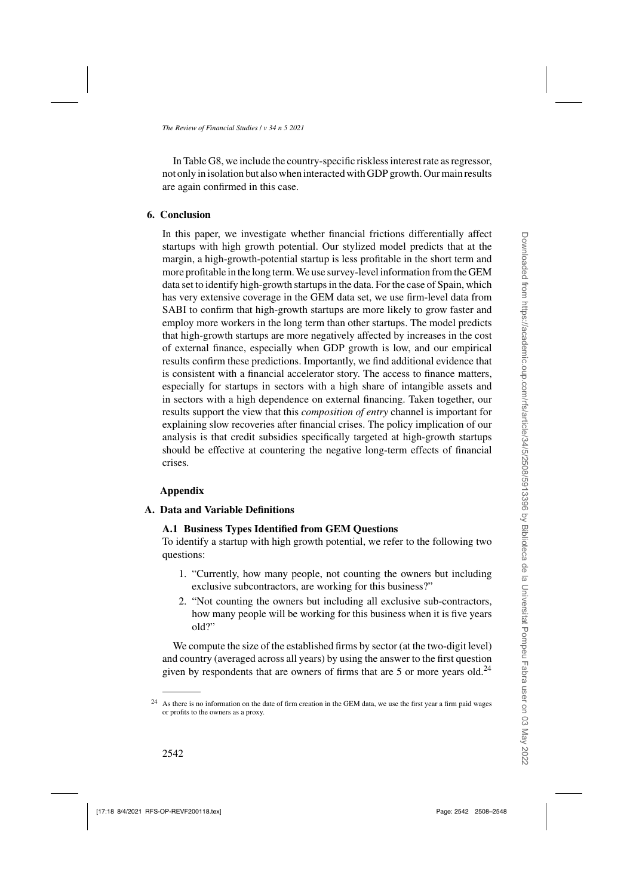In Table G8, we include the country-specific riskless interest rate as regressor, not only in isolation but also when interacted with GDP growth. Our main results are again confirmed in this case.

## 6. Conclusion

In this paper, we investigate whether financial frictions differentially affect startups with high growth potential. Our stylized model predicts that at the margin, a high-growth-potential startup is less profitable in the short term and more profitable in the long term. We use survey-level information from the GEM data set to identify high-growth startups in the data. For the case of Spain, which has very extensive coverage in the GEM data set, we use firm-level data from SABI to confirm that high-growth startups are more likely to grow faster and employ more workers in the long term than other startups. The model predicts that high-growth startups are more negatively affected by increases in the cost of external finance, especially when GDP growth is low, and our empirical results confirm these predictions. Importantly, we find additional evidence that is consistent with a financial accelerator story. The access to finance matters, especially for startups in sectors with a high share of intangible assets and in sectors with a high dependence on external financing. Taken together, our results support the view that this *composition of entry* channel is important for explaining slow recoveries after financial crises. The policy implication of our analysis is that credit subsidies specifically targeted at high-growth startups should be effective at countering the negative long-term effects of financial crises.

## Appendix

## A. Data and Variable Definitions

### A.1 Business Types Identified from GEM Questions

To identify a startup with high growth potential, we refer to the following two questions:

1. "Currently, how many people, not counting the owners but including exclusive subcontractors, are working for this business?"
2. "Not counting the owners but including all exclusive sub-contractors, how many people will be working for this business when it is five years old?"

We compute the size of the established firms by sector (at the two-digit level) and country (averaged across all years) by using the answer to the first question given by respondents that are owners of firms that are 5 or more years old.[24]

[24] As there is no information on the date of firm creation in the GEM data, we use the first year a firm paid wages or profits to the owners as a proxy.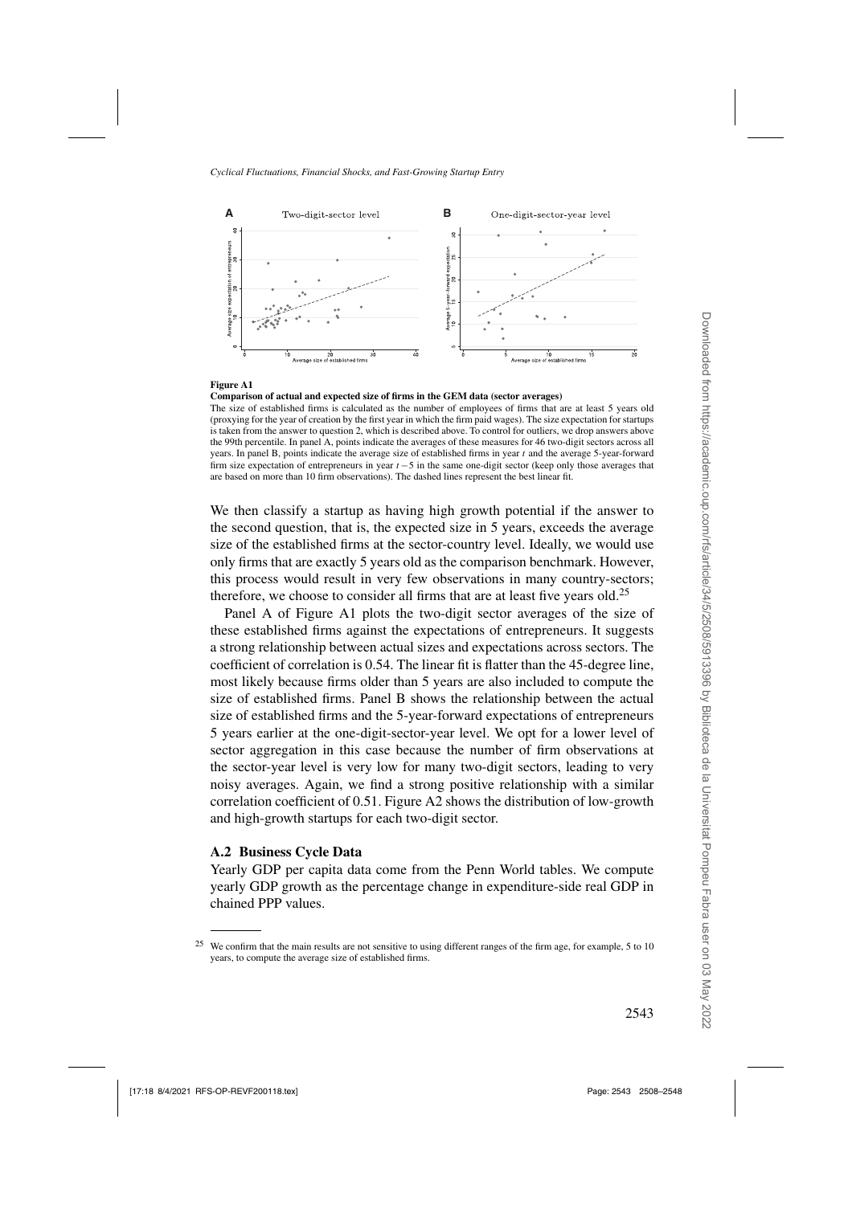**Figure A1**

**Comparison of actual and expected size of firms in the GEM data (sector averages)**

The size of established firms is calculated as the number of employees of firms that are at least 5 years old (proxying for the year of creation by the first year in which the firm paid wages). The size expectation for startups is taken from the answer to question 2, which is described above. To control for outliers, we drop answers above the 99th percentile. In panel A, points indicate the averages of these measures for 46 two-digit sectors across all years. In panel B, points indicate the average size of established firms in year $t$ and the average 5-year-forward firm size expectation of entrepreneurs in year $t-5$ in the same one-digit sector (keep only those averages that are based on more than 10 firm observations). The dashed lines represent the best linear fit.

We then classify a startup as having high growth potential if the answer to the second question, that is, the expected size in 5 years, exceeds the average size of the established firms at the sector-country level. Ideally, we would use only firms that are exactly 5 years old as the comparison benchmark. However, this process would result in very few observations in many country-sectors; therefore, we choose to consider all firms that are at least five years old.[25]

Panel A of Figure A1 plots the two-digit sector averages of the size of these established firms against the expectations of entrepreneurs. It suggests a strong relationship between actual sizes and expectations across sectors. The coefficient of correlation is 0.54. The linear fit is flatter than the 45-degree line, most likely because firms older than 5 years are also included to compute the size of established firms. Panel B shows the relationship between the actual size of established firms and the 5-year-forward expectations of entrepreneurs 5 years earlier at the one-digit-sector-year level. We opt for a lower level of sector aggregation in this case because the number of firm observations at the sector-year level is very low for many two-digit sectors, leading to very noisy averages. Again, we find a strong positive relationship with a similar correlation coefficient of 0.51. Figure A2 shows the distribution of low-growth and high-growth startups for each two-digit sector.

### A.2 Business Cycle Data

Yearly GDP per capita data come from the Penn World tables. We compute yearly GDP growth as the percentage change in expenditure-side real GDP in chained PPP values.

[25] We confirm that the main results are not sensitive to using different ranges of the firm age, for example, 5 to 10 years, to compute the average size of established firms.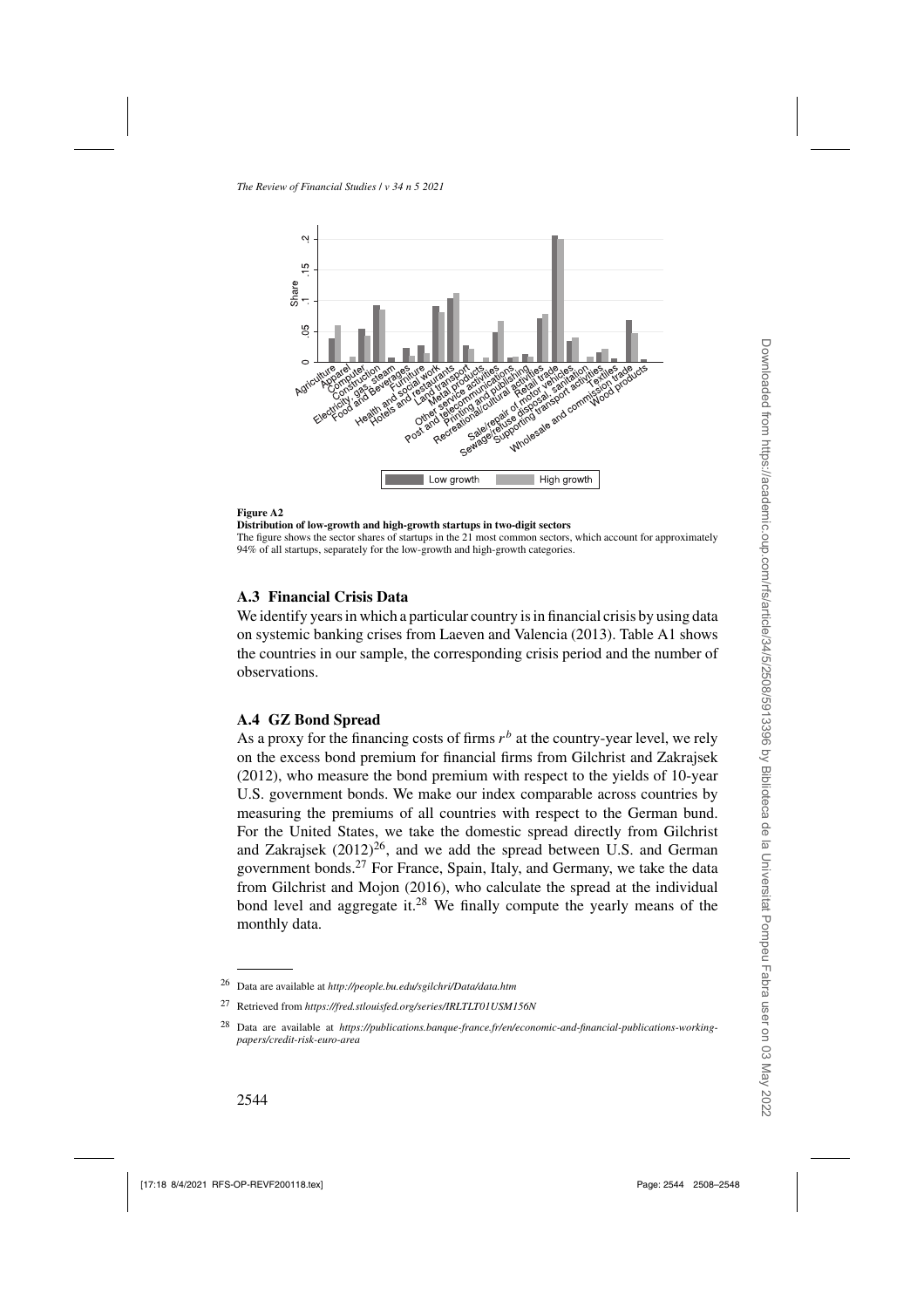**Figure A2**

**Distribution of low-growth and high-growth startups in two-digit sectors**

The figure shows the sector shares of startups in the 21 most common sectors, which account for approximately 94% of all startups, separately for the low-growth and high-growth categories.

### A.3 Financial Crisis Data

We identify years in which a particular country is in financial crisis by using data on systemic banking crises from Laeven and Valencia (2013). Table A1 shows the countries in our sample, the corresponding crisis period and the number of observations.

### A.4 GZ Bond Spread

As a proxy for the financing costs of firms $r^b$ at the country-year level, we rely on the excess bond premium for financial firms from Gilchrist and Zakrajsek (2012), who measure the bond premium with respect to the yields of 10-year U.S. government bonds. We make our index comparable across countries by measuring the premiums of all countries with respect to the German bund. For the United States, we take the domestic spread directly from Gilchrist and Zakrajsek (2012)[26], and we add the spread between U.S. and German government bonds.[27] For France, Spain, Italy, and Germany, we take the data from Gilchrist and Mojon (2016), who calculate the spread at the individual bond level and aggregate it.[28] We finally compute the yearly means of the monthly data.

---

[26] Data are available at *http://people.bu.edu/sgilchri/Data/data.htm*

[27] Retrieved from *https://fred.stlouisfed.org/series/IRLTLT01USM156N*

[28] Data are available at *https://publications.banque-france.fr/en/economic-and-financial-publications-working-papers/credit-risk-euro-area*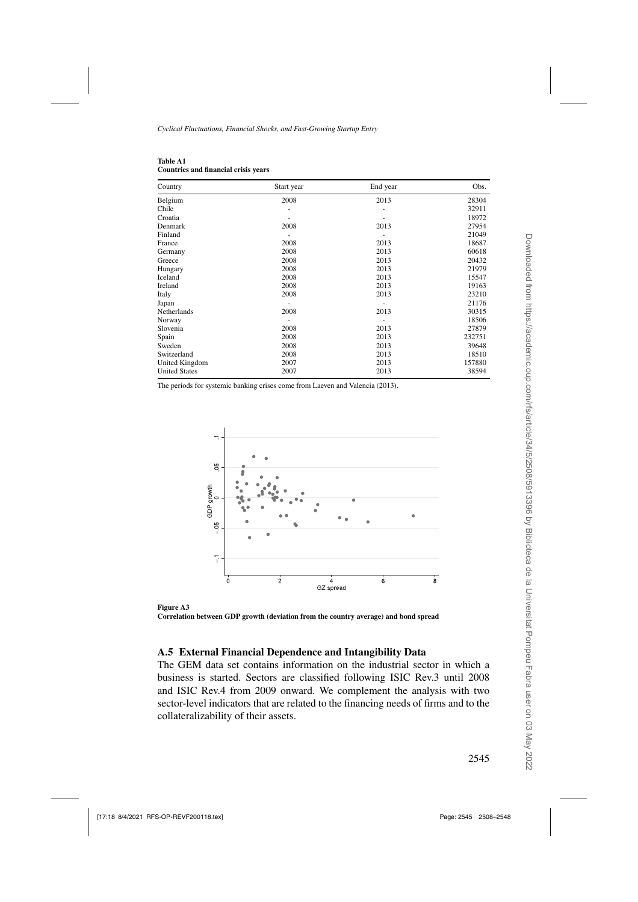**Table A1**
**Countries and financial crisis years**

| Country | Start year | End year | Obs. |
|---|---|---|---|
| Belgium | 2008 | 2013 | 28304 |
| Chile | - | - | 32911 |
| Croatia | - | - | 18972 |
| Denmark | 2008 | 2013 | 27954 |
| Finland | - | - | 21049 |
| France | 2008 | 2013 | 18687 |
| Germany | 2008 | 2013 | 60618 |
| Greece | 2008 | 2013 | 20432 |
| Hungary | 2008 | 2013 | 21979 |
| Iceland | 2008 | 2013 | 15547 |
| Ireland | 2008 | 2013 | 19163 |
| Italy | 2008 | 2013 | 23210 |
| Japan | - | - | 21176 |
| Netherlands | 2008 | 2013 | 30315 |
| Norway | - | - | 18506 |
| Slovenia | 2008 | 2013 | 27879 |
| Spain | 2008 | 2013 | 232751 |
| Sweden | 2008 | 2013 | 39648 |
| Switzerland | 2008 | 2013 | 18510 |
| United Kingdom | 2007 | 2013 | 157880 |
| United States | 2007 | 2013 | 38594 |

The periods for systemic banking crises come from Laeven and Valencia (2013).

**Figure A3**
**Correlation between GDP growth (deviation from the country average) and bond spread**

### A.5 External Financial Dependence and Intangibility Data

The GEM data set contains information on the industrial sector in which a business is started. Sectors are classified following ISIC Rev.3 until 2008 and ISIC Rev.4 from 2009 onward. We complement the analysis with two sector-level indicators that are related to the financing needs of firms and to the collateralizability of their assets.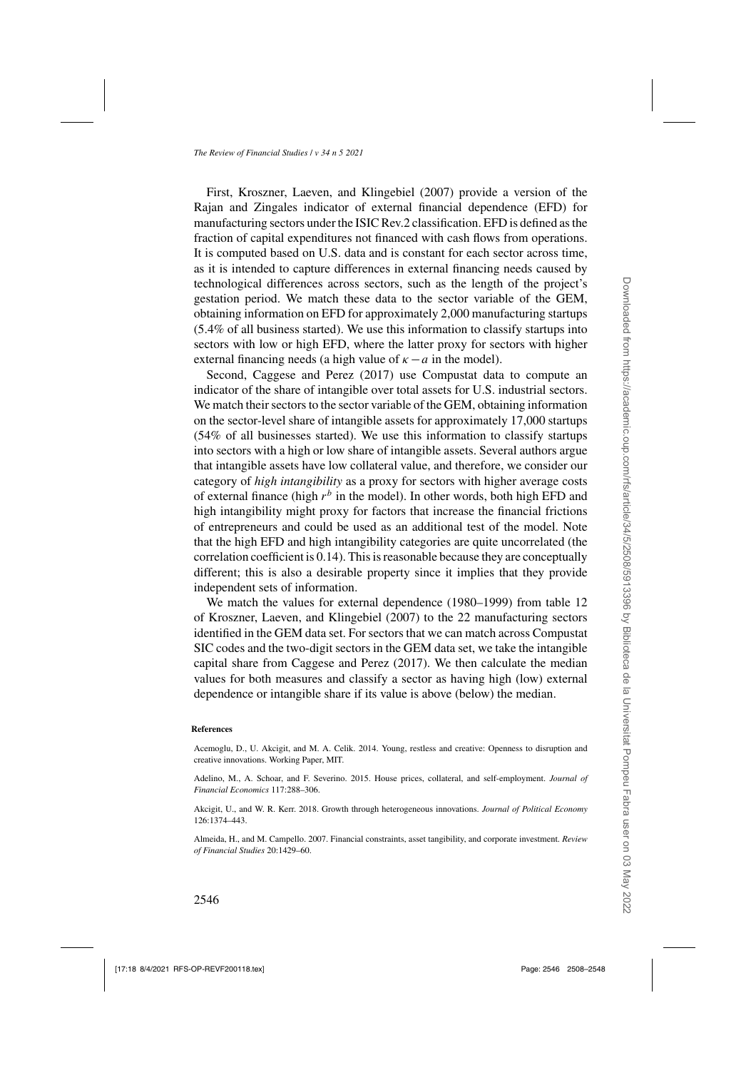First, Kroszner, Laeven, and Klingebiel (2007) provide a version of the Rajan and Zingales indicator of external financial dependence (EFD) for manufacturing sectors under the ISIC Rev.2 classification. EFD is defined as the fraction of capital expenditures not financed with cash flows from operations. It is computed based on U.S. data and is constant for each sector across time, as it is intended to capture differences in external financing needs caused by technological differences across sectors, such as the length of the project's gestation period. We match these data to the sector variable of the GEM, obtaining information on EFD for approximately 2,000 manufacturing startups (5.4% of all business started). We use this information to classify startups into sectors with low or high EFD, where the latter proxy for sectors with higher external financing needs (a high value of $\kappa - a$ in the model).

Second, Caggese and Perez (2017) use Compustat data to compute an indicator of the share of intangible over total assets for U.S. industrial sectors. We match their sectors to the sector variable of the GEM, obtaining information on the sector-level share of intangible assets for approximately 17,000 startups (54% of all businesses started). We use this information to classify startups into sectors with a high or low share of intangible assets. Several authors argue that intangible assets have low collateral value, and therefore, we consider our category of *high intangibility* as a proxy for sectors with higher average costs of external finance (high $r^b$ in the model). In other words, both high EFD and high intangibility might proxy for factors that increase the financial frictions of entrepreneurs and could be used as an additional test of the model. Note that the high EFD and high intangibility categories are quite uncorrelated (the correlation coefficient is 0.14). This is reasonable because they are conceptually different; this is also a desirable property since it implies that they provide independent sets of information.

We match the values for external dependence (1980–1999) from table 12 of Kroszner, Laeven, and Klingebiel (2007) to the 22 manufacturing sectors identified in the GEM data set. For sectors that we can match across Compustat SIC codes and the two-digit sectors in the GEM data set, we take the intangible capital share from Caggese and Perez (2017). We then calculate the median values for both measures and classify a sector as having high (low) external dependence or intangible share if its value is above (below) the median.

#### References

Acemoglu, D., U. Akcigit, and M. A. Celik. 2014. Young, restless and creative: Openness to disruption and creative innovations. Working Paper, MIT.

Adelino, M., A. Schoar, and F. Severino. 2015. House prices, collateral, and self-employment. *Journal of Financial Economics* 117:288–306.

Akcigit, U., and W. R. Kerr. 2018. Growth through heterogeneous innovations. *Journal of Political Economy* 126:1374–443.

Almeida, H., and M. Campello. 2007. Financial constraints, asset tangibility, and corporate investment. *Review of Financial Studies* 20:1429–60.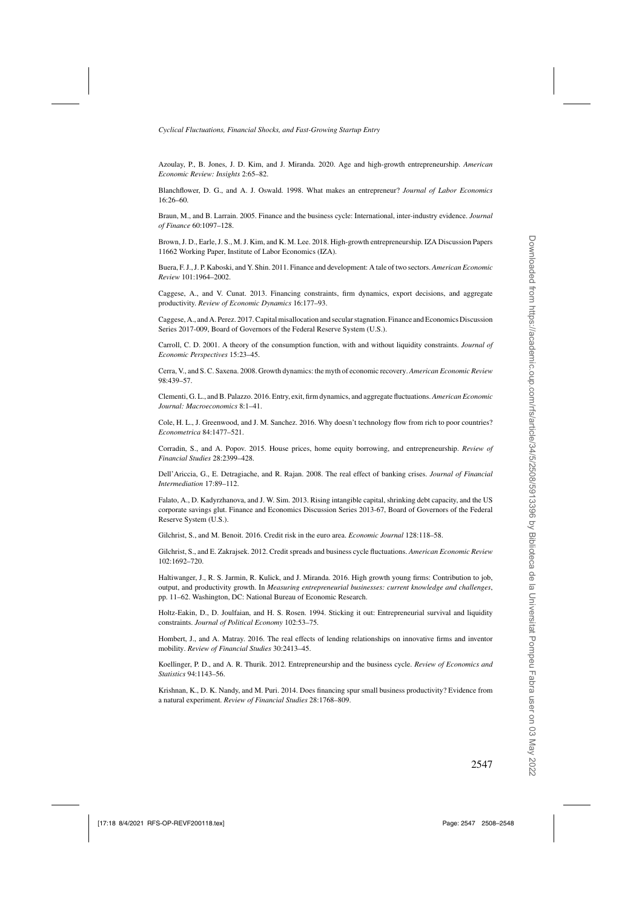Azoulay, P., B. Jones, J. D. Kim, and J. Miranda. 2020. Age and high-growth entrepreneurship. *American Economic Review: Insights* 2:65–82.

Blanchflower, D. G., and A. J. Oswald. 1998. What makes an entrepreneur? *Journal of Labor Economics* 16:26–60.

Braun, M., and B. Larrain. 2005. Finance and the business cycle: International, inter-industry evidence. *Journal of Finance* 60:1097–128.

Brown, J. D., Earle, J. S., M. J. Kim, and K. M. Lee. 2018. High-growth entrepreneurship. IZA Discussion Papers 11662 Working Paper, Institute of Labor Economics (IZA).

Buera, F. J., J. P. Kaboski, and Y. Shin. 2011. Finance and development: A tale of two sectors. *American Economic Review* 101:1964–2002.

Caggese, A., and V. Cunat. 2013. Financing constraints, firm dynamics, export decisions, and aggregate productivity. *Review of Economic Dynamics* 16:177–93.

Caggese, A., and A. Perez. 2017. Capital misallocation and secular stagnation. Finance and Economics Discussion Series 2017-009, Board of Governors of the Federal Reserve System (U.S.).

Carroll, C. D. 2001. A theory of the consumption function, with and without liquidity constraints. *Journal of Economic Perspectives* 15:23–45.

Cerra, V., and S. C. Saxena. 2008. Growth dynamics: the myth of economic recovery. *American Economic Review* 98:439–57.

Clementi, G. L., and B. Palazzo. 2016. Entry, exit, firm dynamics, and aggregate fluctuations. *American Economic Journal: Macroeconomics* 8:1–41.

Cole, H. L., J. Greenwood, and J. M. Sanchez. 2016. Why doesn't technology flow from rich to poor countries? *Econometrica* 84:1477–521.

Corradin, S., and A. Popov. 2015. House prices, home equity borrowing, and entrepreneurship. *Review of Financial Studies* 28:2399–428.

Dell'Ariccia, G., E. Detragiache, and R. Rajan. 2008. The real effect of banking crises. *Journal of Financial Intermediation* 17:89–112.

Falato, A., D. Kadyrzhanova, and J. W. Sim. 2013. Rising intangible capital, shrinking debt capacity, and the US corporate savings glut. Finance and Economics Discussion Series 2013-67, Board of Governors of the Federal Reserve System (U.S.).

Gilchrist, S., and M. Benoit. 2016. Credit risk in the euro area. *Economic Journal* 128:118–58.

Gilchrist, S., and E. Zakrajsek. 2012. Credit spreads and business cycle fluctuations. *American Economic Review* 102:1692–720.

Haltiwanger, J., R. S. Jarmin, R. Kulick, and J. Miranda. 2016. High growth young firms: Contribution to job, output, and productivity growth. In *Measuring entrepreneurial businesses: current knowledge and challenges*, pp. 11–62. Washington, DC: National Bureau of Economic Research.

Holtz-Eakin, D., D. Joulfaian, and H. S. Rosen. 1994. Sticking it out: Entrepreneurial survival and liquidity constraints. *Journal of Political Economy* 102:53–75.

Hombert, J., and A. Matray. 2016. The real effects of lending relationships on innovative firms and inventor mobility. *Review of Financial Studies* 30:2413–45.

Koellinger, P. D., and A. R. Thurik. 2012. Entrepreneurship and the business cycle. *Review of Economics and Statistics* 94:1143–56.

Krishnan, K., D. K. Nandy, and M. Puri. 2014. Does financing spur small business productivity? Evidence from a natural experiment. *Review of Financial Studies* 28:1768–809.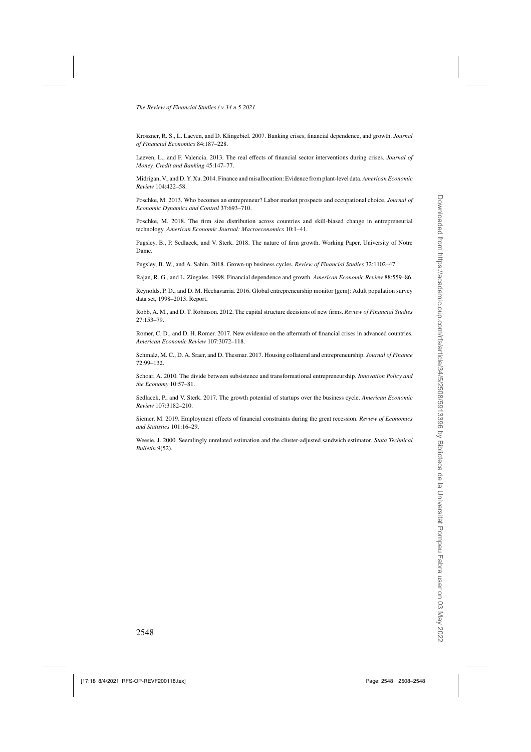Kroszner, R. S., L. Laeven, and D. Klingebiel. 2007. Banking crises, financial dependence, and growth. *Journal of Financial Economics* 84:187–228.

Laeven, L., and F. Valencia. 2013. The real effects of financial sector interventions during crises. *Journal of Money, Credit and Banking* 45:147–77.

Midrigan, V., and D. Y. Xu. 2014. Finance and misallocation: Evidence from plant-level data. *American Economic Review* 104:422–58.

Poschke, M. 2013. Who becomes an entrepreneur? Labor market prospects and occupational choice. *Journal of Economic Dynamics and Control* 37:693–710.

Poschke, M. 2018. The firm size distribution across countries and skill-biased change in entrepreneurial technology. *American Economic Journal: Macroeconomics* 10:1–41.

Pugsley, B., P. Sedlacek, and V. Sterk. 2018. The nature of firm growth. Working Paper, University of Notre Dame.

Pugsley, B. W., and A. Sahin. 2018. Grown-up business cycles. *Review of Financial Studies* 32:1102–47.

Rajan, R. G., and L. Zingales. 1998. Financial dependence and growth. *American Economic Review* 88:559–86.

Reynolds, P. D., and D. M. Hechavarria. 2016. Global entrepreneurship monitor [gem]: Adult population survey data set, 1998–2013. Report.

Robb, A. M., and D. T. Robinson. 2012. The capital structure decisions of new firms. *Review of Financial Studies* 27:153–79.

Romer, C. D., and D. H. Romer. 2017. New evidence on the aftermath of financial crises in advanced countries. *American Economic Review* 107:3072–118.

Schmalz, M. C., D. A. Sraer, and D. Thesmar. 2017. Housing collateral and entrepreneurship. *Journal of Finance* 72:99–132.

Schoar, A. 2010. The divide between subsistence and transformational entrepreneurship. *Innovation Policy and the Economy* 10:57–81.

Sedlacek, P., and V. Sterk. 2017. The growth potential of startups over the business cycle. *American Economic Review* 107:3182–210.

Siemer, M. 2019. Employment effects of financial constraints during the great recession. *Review of Economics and Statistics* 101:16–29.

Weesie, J. 2000. Seemlingly unrelated estimation and the cluster-adjusted sandwich estimator. *Stata Technical Bulletin* 9(52).